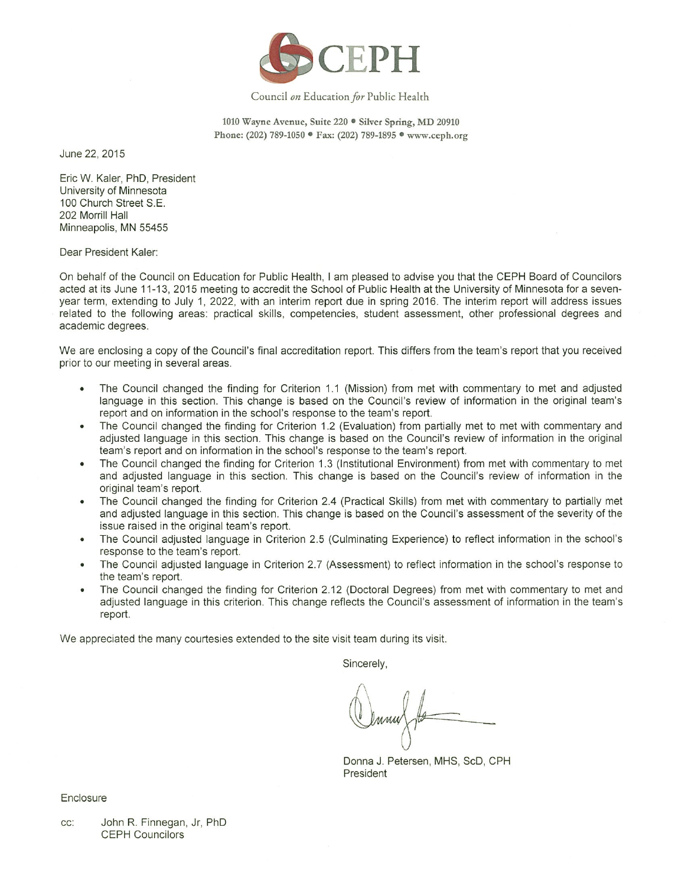CEPH

Council *on* Education *for* Public Health

1010 Wayne Avenue, Suite 220 • Silver Spring, MD 20910
Phone: (202) 789-1050 • Fax: (202) 789-1895 • www.ceph.org

June 22, 2015

Eric W. Kaler, PhD, President
University of Minnesota
100 Church Street S.E.
202 Morrill Hall
Minneapolis, MN 55455

Dear President Kaler:

On behalf of the Council on Education for Public Health, I am pleased to advise you that the CEPH Board of Councilors acted at its June 11-13, 2015 meeting to accredit the School of Public Health at the University of Minnesota for a seven-year term, extending to July 1, 2022, with an interim report due in spring 2016. The interim report will address issues related to the following areas: practical skills, competencies, student assessment, other professional degrees and academic degrees.

We are enclosing a copy of the Council's final accreditation report. This differs from the team's report that you received prior to our meeting in several areas.

- The Council changed the finding for Criterion 1.1 (Mission) from met with commentary to met and adjusted language in this section. This change is based on the Council's review of information in the original team's report and on information in the school's response to the team's report.
- The Council changed the finding for Criterion 1.2 (Evaluation) from partially met to met with commentary and adjusted language in this section. This change is based on the Council's review of information in the original team's report and on information in the school's response to the team's report.
- The Council changed the finding for Criterion 1.3 (Institutional Environment) from met with commentary to met and adjusted language in this section. This change is based on the Council's review of information in the original team's report.
- The Council changed the finding for Criterion 2.4 (Practical Skills) from met with commentary to partially met and adjusted language in this section. This change is based on the Council's assessment of the severity of the issue raised in the original team's report.
- The Council adjusted language in Criterion 2.5 (Culminating Experience) to reflect information in the school's response to the team's report.
- The Council adjusted language in Criterion 2.7 (Assessment) to reflect information in the school's response to the team's report.
- The Council changed the finding for Criterion 2.12 (Doctoral Degrees) from met with commentary to met and adjusted language in this criterion. This change reflects the Council's assessment of information in the team's report.

We appreciated the many courtesies extended to the site visit team during its visit.

Sincerely,

Donna J. Petersen, MHS, ScD, CPH
President

Enclosure

cc: John R. Finnegan, Jr, PhD
CEPH Councilors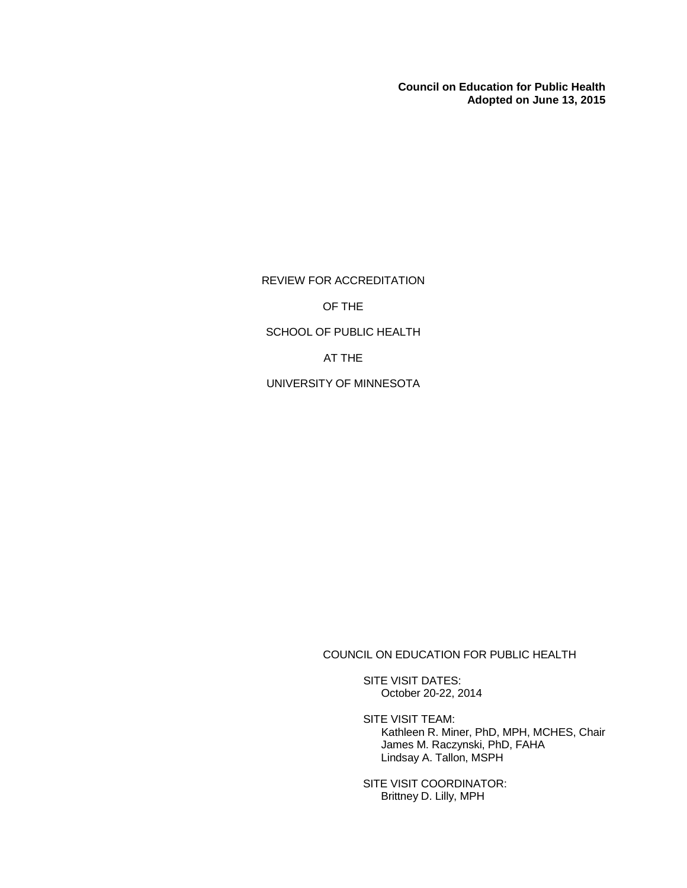**Council on Education for Public Health**
**Adopted on June 13, 2015**

REVIEW FOR ACCREDITATION

OF THE

SCHOOL OF PUBLIC HEALTH

AT THE

UNIVERSITY OF MINNESOTA

COUNCIL ON EDUCATION FOR PUBLIC HEALTH

SITE VISIT DATES:
October 20-22, 2014

SITE VISIT TEAM:
Kathleen R. Miner, PhD, MPH, MCHES, Chair
James M. Raczynski, PhD, FAHA
Lindsay A. Tallon, MSPH

SITE VISIT COORDINATOR:
Brittney D. Lilly, MPH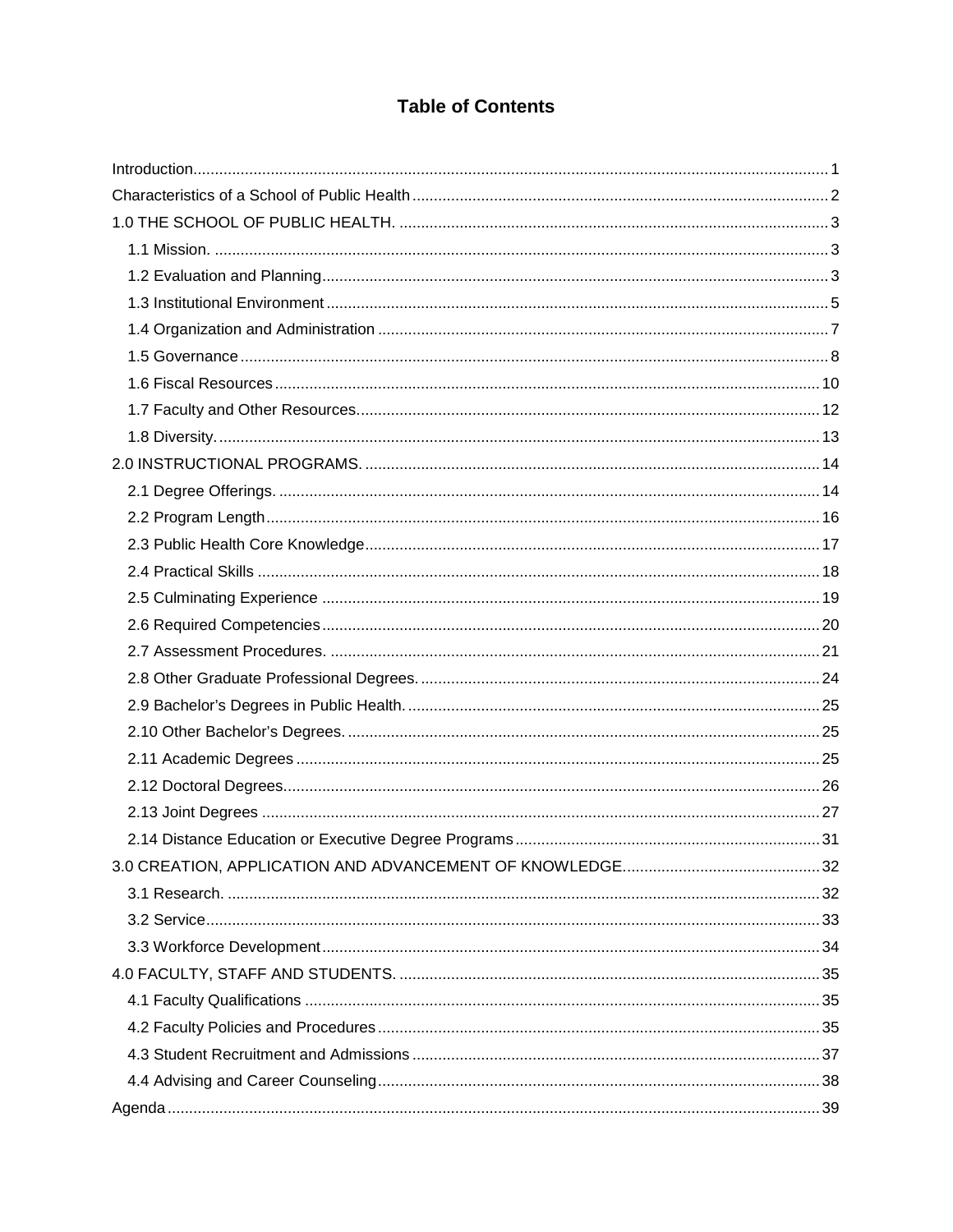# Table of Contents

Introduction .......... 1

Characteristics of a School of Public Health .......... 2

1.0 THE SCHOOL OF PUBLIC HEALTH. .......... 3

- 1.1 Mission. .......... 3
- 1.2 Evaluation and Planning .......... 3
- 1.3 Institutional Environment .......... 5
- 1.4 Organization and Administration .......... 7
- 1.5 Governance .......... 8
- 1.6 Fiscal Resources .......... 10
- 1.7 Faculty and Other Resources. .......... 12
- 1.8 Diversity. .......... 13

2.0 INSTRUCTIONAL PROGRAMS. .......... 14

- 2.1 Degree Offerings. .......... 14
- 2.2 Program Length .......... 16
- 2.3 Public Health Core Knowledge .......... 17
- 2.4 Practical Skills .......... 18
- 2.5 Culminating Experience .......... 19
- 2.6 Required Competencies .......... 20
- 2.7 Assessment Procedures. .......... 21
- 2.8 Other Graduate Professional Degrees. .......... 24
- 2.9 Bachelor's Degrees in Public Health. .......... 25
- 2.10 Other Bachelor's Degrees. .......... 25
- 2.11 Academic Degrees .......... 25
- 2.12 Doctoral Degrees. .......... 26
- 2.13 Joint Degrees .......... 27
- 2.14 Distance Education or Executive Degree Programs .......... 31

3.0 CREATION, APPLICATION AND ADVANCEMENT OF KNOWLEDGE. .......... 32

- 3.1 Research. .......... 32
- 3.2 Service .......... 33
- 3.3 Workforce Development .......... 34

4.0 FACULTY, STAFF AND STUDENTS. .......... 35

- 4.1 Faculty Qualifications .......... 35
- 4.2 Faculty Policies and Procedures .......... 35
- 4.3 Student Recruitment and Admissions .......... 37
- 4.4 Advising and Career Counseling .......... 38

Agenda .......... 39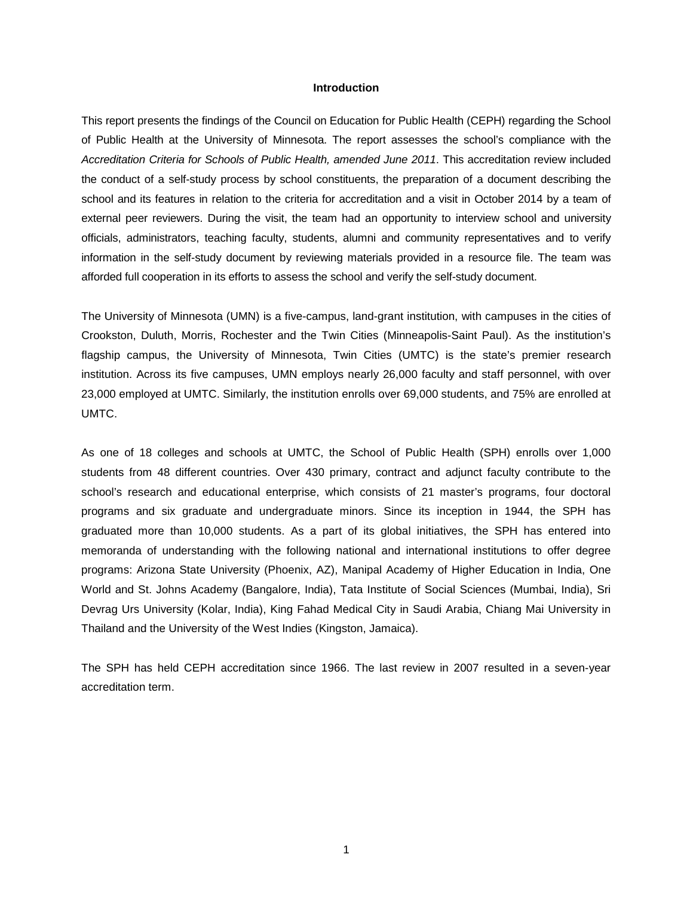## Introduction

This report presents the findings of the Council on Education for Public Health (CEPH) regarding the School of Public Health at the University of Minnesota. The report assesses the school's compliance with the *Accreditation Criteria for Schools of Public Health, amended June 2011*. This accreditation review included the conduct of a self-study process by school constituents, the preparation of a document describing the school and its features in relation to the criteria for accreditation and a visit in October 2014 by a team of external peer reviewers. During the visit, the team had an opportunity to interview school and university officials, administrators, teaching faculty, students, alumni and community representatives and to verify information in the self-study document by reviewing materials provided in a resource file. The team was afforded full cooperation in its efforts to assess the school and verify the self-study document.

The University of Minnesota (UMN) is a five-campus, land-grant institution, with campuses in the cities of Crookston, Duluth, Morris, Rochester and the Twin Cities (Minneapolis-Saint Paul). As the institution's flagship campus, the University of Minnesota, Twin Cities (UMTC) is the state's premier research institution. Across its five campuses, UMN employs nearly 26,000 faculty and staff personnel, with over 23,000 employed at UMTC. Similarly, the institution enrolls over 69,000 students, and 75% are enrolled at UMTC.

As one of 18 colleges and schools at UMTC, the School of Public Health (SPH) enrolls over 1,000 students from 48 different countries. Over 430 primary, contract and adjunct faculty contribute to the school's research and educational enterprise, which consists of 21 master's programs, four doctoral programs and six graduate and undergraduate minors. Since its inception in 1944, the SPH has graduated more than 10,000 students. As a part of its global initiatives, the SPH has entered into memoranda of understanding with the following national and international institutions to offer degree programs: Arizona State University (Phoenix, AZ), Manipal Academy of Higher Education in India, One World and St. Johns Academy (Bangalore, India), Tata Institute of Social Sciences (Mumbai, India), Sri Devrag Urs University (Kolar, India), King Fahad Medical City in Saudi Arabia, Chiang Mai University in Thailand and the University of the West Indies (Kingston, Jamaica).

The SPH has held CEPH accreditation since 1966. The last review in 2007 resulted in a seven-year accreditation term.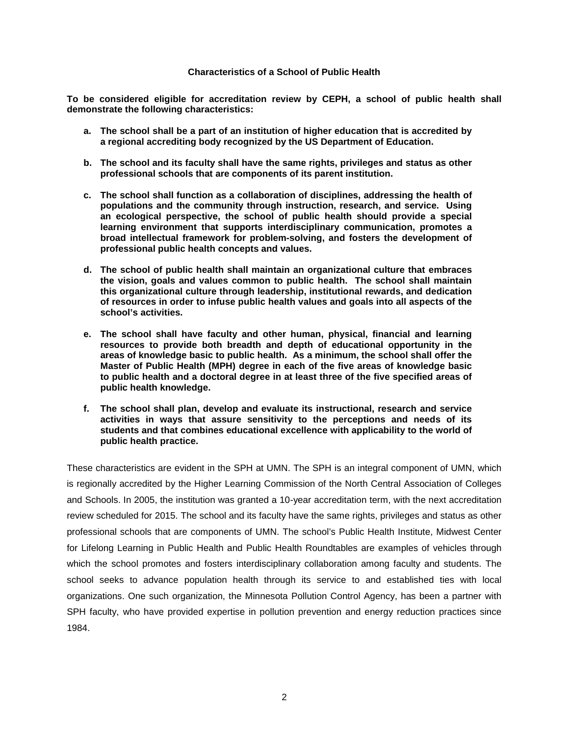### Characteristics of a School of Public Health

**To be considered eligible for accreditation review by CEPH, a school of public health shall demonstrate the following characteristics:**

- **a. The school shall be a part of an institution of higher education that is accredited by a regional accrediting body recognized by the US Department of Education.**

- **b. The school and its faculty shall have the same rights, privileges and status as other professional schools that are components of its parent institution.**

- **c. The school shall function as a collaboration of disciplines, addressing the health of populations and the community through instruction, research, and service. Using an ecological perspective, the school of public health should provide a special learning environment that supports interdisciplinary communication, promotes a broad intellectual framework for problem-solving, and fosters the development of professional public health concepts and values.**

- **d. The school of public health shall maintain an organizational culture that embraces the vision, goals and values common to public health. The school shall maintain this organizational culture through leadership, institutional rewards, and dedication of resources in order to infuse public health values and goals into all aspects of the school's activities.**

- **e. The school shall have faculty and other human, physical, financial and learning resources to provide both breadth and depth of educational opportunity in the areas of knowledge basic to public health. As a minimum, the school shall offer the Master of Public Health (MPH) degree in each of the five areas of knowledge basic to public health and a doctoral degree in at least three of the five specified areas of public health knowledge.**

- **f. The school shall plan, develop and evaluate its instructional, research and service activities in ways that assure sensitivity to the perceptions and needs of its students and that combines educational excellence with applicability to the world of public health practice.**

These characteristics are evident in the SPH at UMN. The SPH is an integral component of UMN, which is regionally accredited by the Higher Learning Commission of the North Central Association of Colleges and Schools. In 2005, the institution was granted a 10-year accreditation term, with the next accreditation review scheduled for 2015. The school and its faculty have the same rights, privileges and status as other professional schools that are components of UMN. The school's Public Health Institute, Midwest Center for Lifelong Learning in Public Health and Public Health Roundtables are examples of vehicles through which the school promotes and fosters interdisciplinary collaboration among faculty and students. The school seeks to advance population health through its service to and established ties with local organizations. One such organization, the Minnesota Pollution Control Agency, has been a partner with SPH faculty, who have provided expertise in pollution prevention and energy reduction practices since 1984.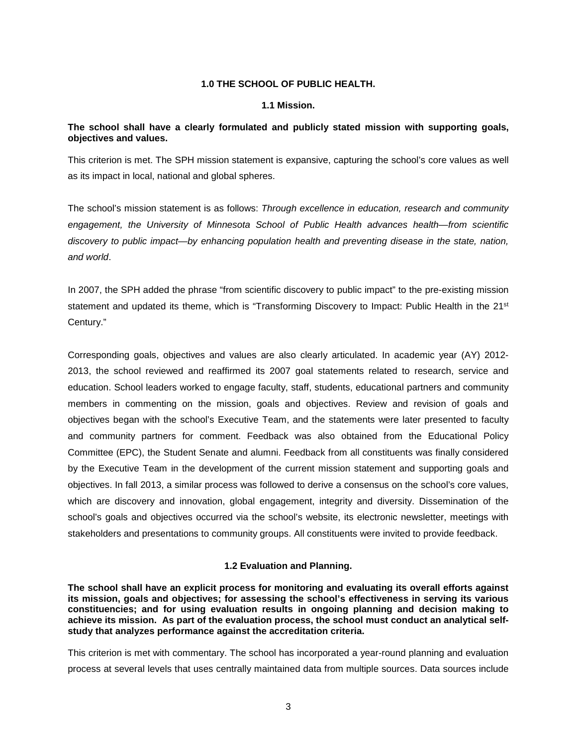# 1.0 THE SCHOOL OF PUBLIC HEALTH.

## 1.1 Mission.

**The school shall have a clearly formulated and publicly stated mission with supporting goals, objectives and values.**

This criterion is met. The SPH mission statement is expansive, capturing the school's core values as well as its impact in local, national and global spheres.

The school's mission statement is as follows: *Through excellence in education, research and community engagement, the University of Minnesota School of Public Health advances health—from scientific discovery to public impact—by enhancing population health and preventing disease in the state, nation, and world*.

In 2007, the SPH added the phrase "from scientific discovery to public impact" to the pre-existing mission statement and updated its theme, which is "Transforming Discovery to Impact: Public Health in the 21st Century."

Corresponding goals, objectives and values are also clearly articulated. In academic year (AY) 2012-2013, the school reviewed and reaffirmed its 2007 goal statements related to research, service and education. School leaders worked to engage faculty, staff, students, educational partners and community members in commenting on the mission, goals and objectives. Review and revision of goals and objectives began with the school's Executive Team, and the statements were later presented to faculty and community partners for comment. Feedback was also obtained from the Educational Policy Committee (EPC), the Student Senate and alumni. Feedback from all constituents was finally considered by the Executive Team in the development of the current mission statement and supporting goals and objectives. In fall 2013, a similar process was followed to derive a consensus on the school's core values, which are discovery and innovation, global engagement, integrity and diversity. Dissemination of the school's goals and objectives occurred via the school's website, its electronic newsletter, meetings with stakeholders and presentations to community groups. All constituents were invited to provide feedback.

## 1.2 Evaluation and Planning.

**The school shall have an explicit process for monitoring and evaluating its overall efforts against its mission, goals and objectives; for assessing the school's effectiveness in serving its various constituencies; and for using evaluation results in ongoing planning and decision making to achieve its mission. As part of the evaluation process, the school must conduct an analytical self-study that analyzes performance against the accreditation criteria.**

This criterion is met with commentary. The school has incorporated a year-round planning and evaluation process at several levels that uses centrally maintained data from multiple sources. Data sources include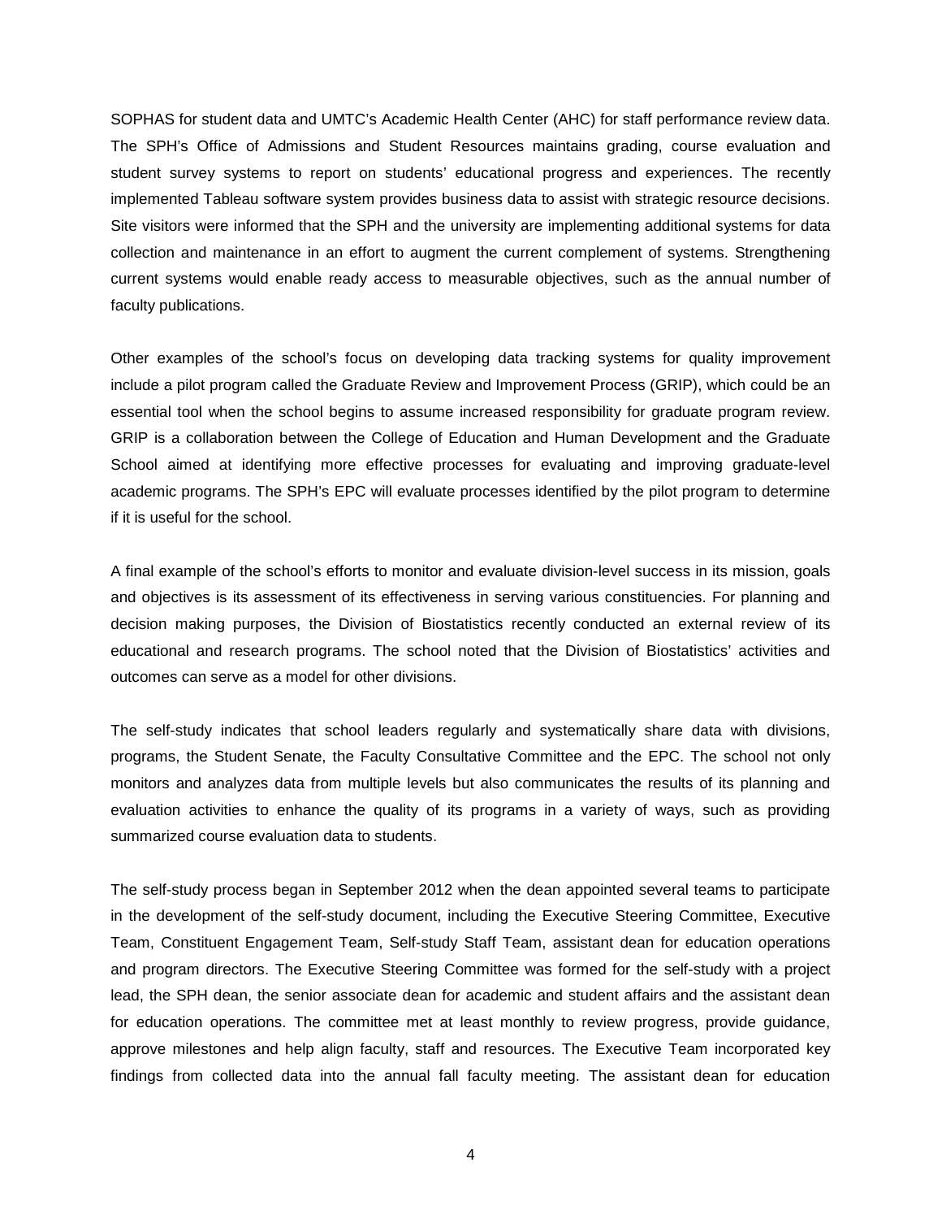SOPHAS for student data and UMTC's Academic Health Center (AHC) for staff performance review data. The SPH's Office of Admissions and Student Resources maintains grading, course evaluation and student survey systems to report on students' educational progress and experiences. The recently implemented Tableau software system provides business data to assist with strategic resource decisions. Site visitors were informed that the SPH and the university are implementing additional systems for data collection and maintenance in an effort to augment the current complement of systems. Strengthening current systems would enable ready access to measurable objectives, such as the annual number of faculty publications.

Other examples of the school's focus on developing data tracking systems for quality improvement include a pilot program called the Graduate Review and Improvement Process (GRIP), which could be an essential tool when the school begins to assume increased responsibility for graduate program review. GRIP is a collaboration between the College of Education and Human Development and the Graduate School aimed at identifying more effective processes for evaluating and improving graduate-level academic programs. The SPH's EPC will evaluate processes identified by the pilot program to determine if it is useful for the school.

A final example of the school's efforts to monitor and evaluate division-level success in its mission, goals and objectives is its assessment of its effectiveness in serving various constituencies. For planning and decision making purposes, the Division of Biostatistics recently conducted an external review of its educational and research programs. The school noted that the Division of Biostatistics' activities and outcomes can serve as a model for other divisions.

The self-study indicates that school leaders regularly and systematically share data with divisions, programs, the Student Senate, the Faculty Consultative Committee and the EPC. The school not only monitors and analyzes data from multiple levels but also communicates the results of its planning and evaluation activities to enhance the quality of its programs in a variety of ways, such as providing summarized course evaluation data to students.

The self-study process began in September 2012 when the dean appointed several teams to participate in the development of the self-study document, including the Executive Steering Committee, Executive Team, Constituent Engagement Team, Self-study Staff Team, assistant dean for education operations and program directors. The Executive Steering Committee was formed for the self-study with a project lead, the SPH dean, the senior associate dean for academic and student affairs and the assistant dean for education operations. The committee met at least monthly to review progress, provide guidance, approve milestones and help align faculty, staff and resources. The Executive Team incorporated key findings from collected data into the annual fall faculty meeting. The assistant dean for education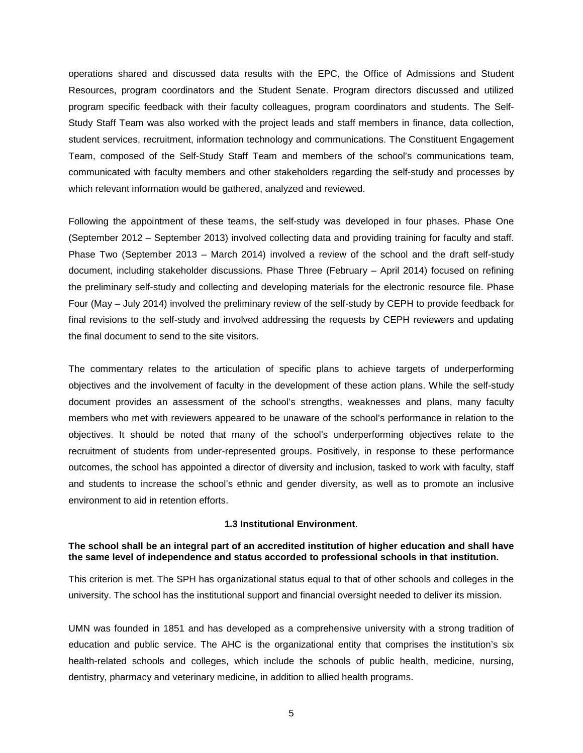operations shared and discussed data results with the EPC, the Office of Admissions and Student Resources, program coordinators and the Student Senate. Program directors discussed and utilized program specific feedback with their faculty colleagues, program coordinators and students. The Self-Study Staff Team was also worked with the project leads and staff members in finance, data collection, student services, recruitment, information technology and communications. The Constituent Engagement Team, composed of the Self-Study Staff Team and members of the school's communications team, communicated with faculty members and other stakeholders regarding the self-study and processes by which relevant information would be gathered, analyzed and reviewed.

Following the appointment of these teams, the self-study was developed in four phases. Phase One (September 2012 – September 2013) involved collecting data and providing training for faculty and staff. Phase Two (September 2013 – March 2014) involved a review of the school and the draft self-study document, including stakeholder discussions. Phase Three (February – April 2014) focused on refining the preliminary self-study and collecting and developing materials for the electronic resource file. Phase Four (May – July 2014) involved the preliminary review of the self-study by CEPH to provide feedback for final revisions to the self-study and involved addressing the requests by CEPH reviewers and updating the final document to send to the site visitors.

The commentary relates to the articulation of specific plans to achieve targets of underperforming objectives and the involvement of faculty in the development of these action plans. While the self-study document provides an assessment of the school's strengths, weaknesses and plans, many faculty members who met with reviewers appeared to be unaware of the school's performance in relation to the objectives. It should be noted that many of the school's underperforming objectives relate to the recruitment of students from under-represented groups. Positively, in response to these performance outcomes, the school has appointed a director of diversity and inclusion, tasked to work with faculty, staff and students to increase the school's ethnic and gender diversity, as well as to promote an inclusive environment to aid in retention efforts.

### 1.3 Institutional Environment.

**The school shall be an integral part of an accredited institution of higher education and shall have the same level of independence and status accorded to professional schools in that institution.**

This criterion is met. The SPH has organizational status equal to that of other schools and colleges in the university. The school has the institutional support and financial oversight needed to deliver its mission.

UMN was founded in 1851 and has developed as a comprehensive university with a strong tradition of education and public service. The AHC is the organizational entity that comprises the institution's six health-related schools and colleges, which include the schools of public health, medicine, nursing, dentistry, pharmacy and veterinary medicine, in addition to allied health programs.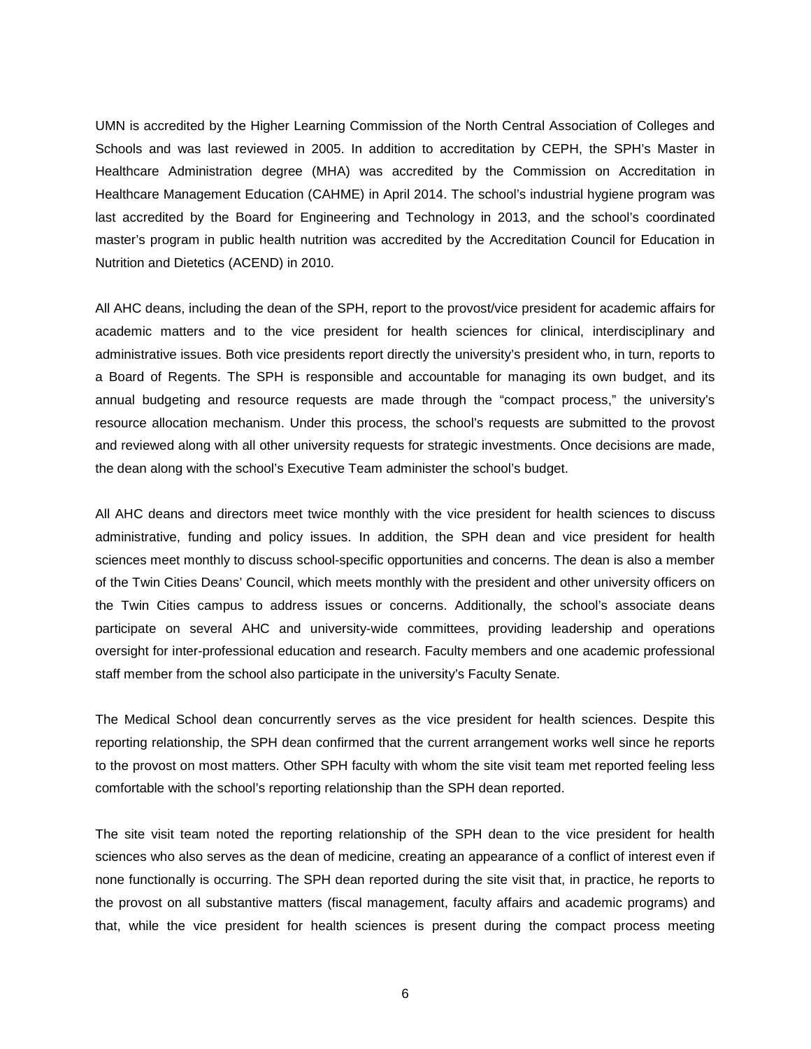UMN is accredited by the Higher Learning Commission of the North Central Association of Colleges and Schools and was last reviewed in 2005. In addition to accreditation by CEPH, the SPH's Master in Healthcare Administration degree (MHA) was accredited by the Commission on Accreditation in Healthcare Management Education (CAHME) in April 2014. The school's industrial hygiene program was last accredited by the Board for Engineering and Technology in 2013, and the school's coordinated master's program in public health nutrition was accredited by the Accreditation Council for Education in Nutrition and Dietetics (ACEND) in 2010.

All AHC deans, including the dean of the SPH, report to the provost/vice president for academic affairs for academic matters and to the vice president for health sciences for clinical, interdisciplinary and administrative issues. Both vice presidents report directly the university's president who, in turn, reports to a Board of Regents. The SPH is responsible and accountable for managing its own budget, and its annual budgeting and resource requests are made through the "compact process," the university's resource allocation mechanism. Under this process, the school's requests are submitted to the provost and reviewed along with all other university requests for strategic investments. Once decisions are made, the dean along with the school's Executive Team administer the school's budget.

All AHC deans and directors meet twice monthly with the vice president for health sciences to discuss administrative, funding and policy issues. In addition, the SPH dean and vice president for health sciences meet monthly to discuss school-specific opportunities and concerns. The dean is also a member of the Twin Cities Deans' Council, which meets monthly with the president and other university officers on the Twin Cities campus to address issues or concerns. Additionally, the school's associate deans participate on several AHC and university-wide committees, providing leadership and operations oversight for inter-professional education and research. Faculty members and one academic professional staff member from the school also participate in the university's Faculty Senate.

The Medical School dean concurrently serves as the vice president for health sciences. Despite this reporting relationship, the SPH dean confirmed that the current arrangement works well since he reports to the provost on most matters. Other SPH faculty with whom the site visit team met reported feeling less comfortable with the school's reporting relationship than the SPH dean reported.

The site visit team noted the reporting relationship of the SPH dean to the vice president for health sciences who also serves as the dean of medicine, creating an appearance of a conflict of interest even if none functionally is occurring. The SPH dean reported during the site visit that, in practice, he reports to the provost on all substantive matters (fiscal management, faculty affairs and academic programs) and that, while the vice president for health sciences is present during the compact process meeting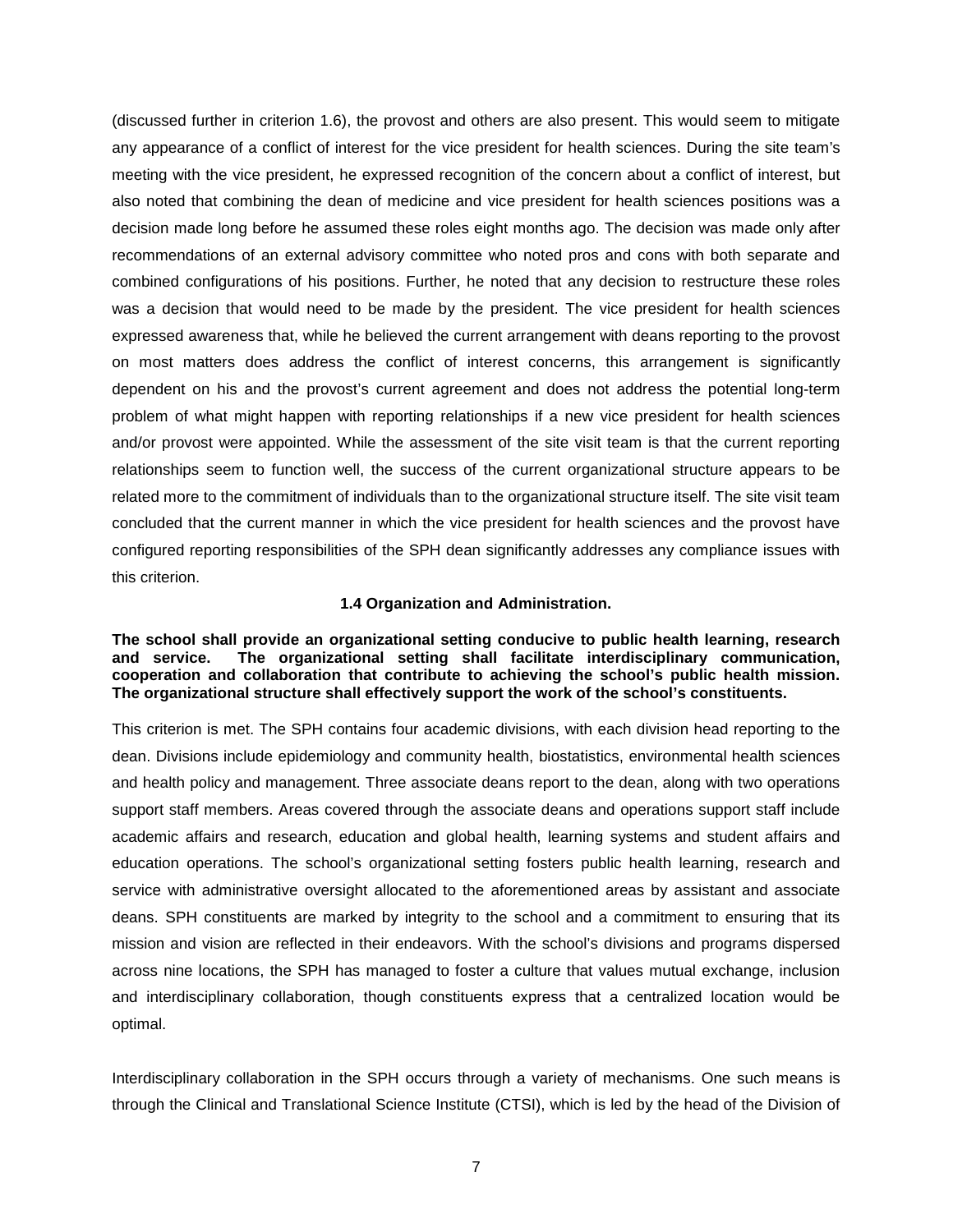(discussed further in criterion 1.6), the provost and others are also present. This would seem to mitigate any appearance of a conflict of interest for the vice president for health sciences. During the site team's meeting with the vice president, he expressed recognition of the concern about a conflict of interest, but also noted that combining the dean of medicine and vice president for health sciences positions was a decision made long before he assumed these roles eight months ago. The decision was made only after recommendations of an external advisory committee who noted pros and cons with both separate and combined configurations of his positions. Further, he noted that any decision to restructure these roles was a decision that would need to be made by the president. The vice president for health sciences expressed awareness that, while he believed the current arrangement with deans reporting to the provost on most matters does address the conflict of interest concerns, this arrangement is significantly dependent on his and the provost's current agreement and does not address the potential long-term problem of what might happen with reporting relationships if a new vice president for health sciences and/or provost were appointed. While the assessment of the site visit team is that the current reporting relationships seem to function well, the success of the current organizational structure appears to be related more to the commitment of individuals than to the organizational structure itself. The site visit team concluded that the current manner in which the vice president for health sciences and the provost have configured reporting responsibilities of the SPH dean significantly addresses any compliance issues with this criterion.

### 1.4 Organization and Administration.

**The school shall provide an organizational setting conducive to public health learning, research and service. The organizational setting shall facilitate interdisciplinary communication, cooperation and collaboration that contribute to achieving the school's public health mission. The organizational structure shall effectively support the work of the school's constituents.**

This criterion is met. The SPH contains four academic divisions, with each division head reporting to the dean. Divisions include epidemiology and community health, biostatistics, environmental health sciences and health policy and management. Three associate deans report to the dean, along with two operations support staff members. Areas covered through the associate deans and operations support staff include academic affairs and research, education and global health, learning systems and student affairs and education operations. The school's organizational setting fosters public health learning, research and service with administrative oversight allocated to the aforementioned areas by assistant and associate deans. SPH constituents are marked by integrity to the school and a commitment to ensuring that its mission and vision are reflected in their endeavors. With the school's divisions and programs dispersed across nine locations, the SPH has managed to foster a culture that values mutual exchange, inclusion and interdisciplinary collaboration, though constituents express that a centralized location would be optimal.

Interdisciplinary collaboration in the SPH occurs through a variety of mechanisms. One such means is through the Clinical and Translational Science Institute (CTSI), which is led by the head of the Division of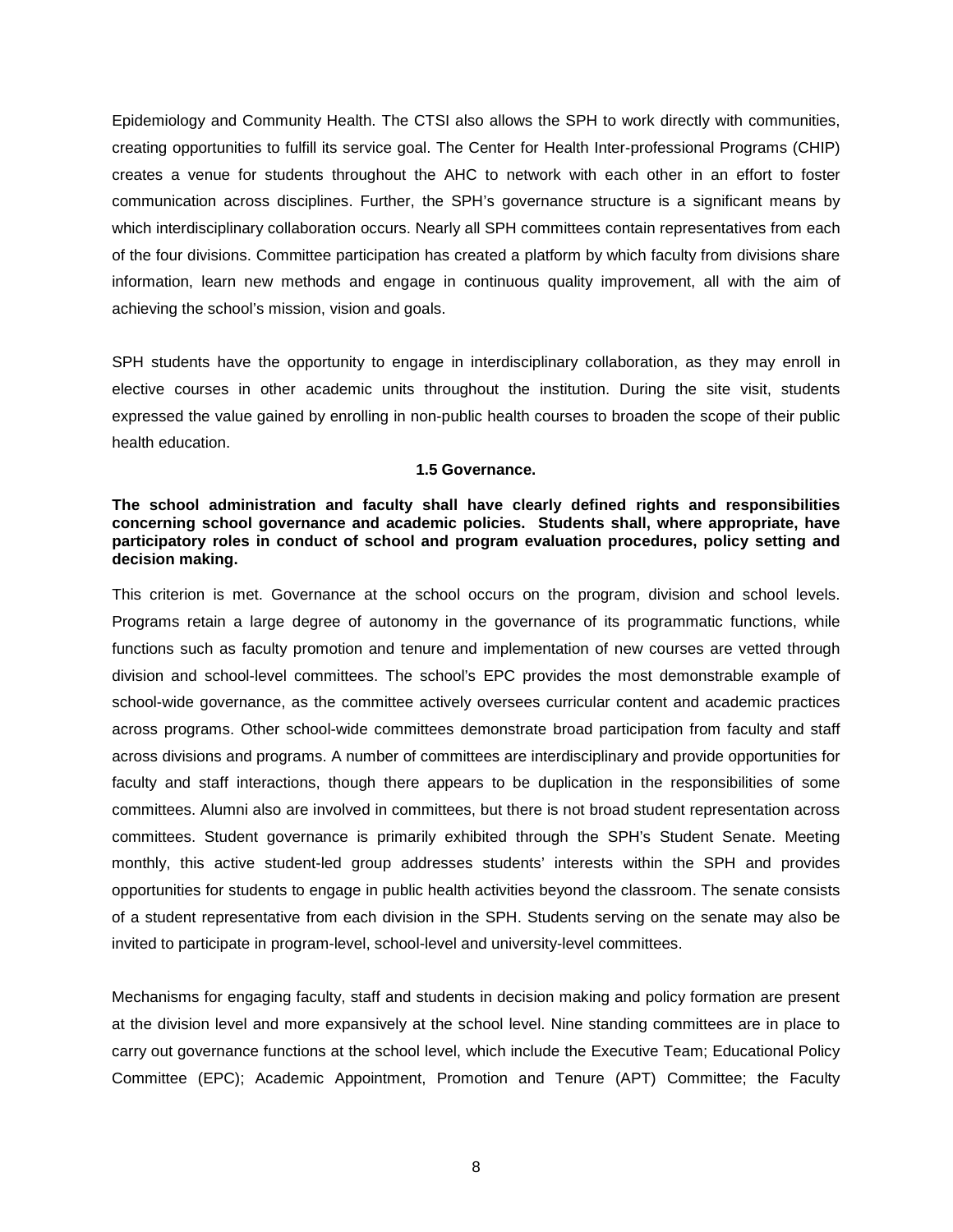Epidemiology and Community Health. The CTSI also allows the SPH to work directly with communities, creating opportunities to fulfill its service goal. The Center for Health Inter-professional Programs (CHIP) creates a venue for students throughout the AHC to network with each other in an effort to foster communication across disciplines. Further, the SPH's governance structure is a significant means by which interdisciplinary collaboration occurs. Nearly all SPH committees contain representatives from each of the four divisions. Committee participation has created a platform by which faculty from divisions share information, learn new methods and engage in continuous quality improvement, all with the aim of achieving the school's mission, vision and goals.

SPH students have the opportunity to engage in interdisciplinary collaboration, as they may enroll in elective courses in other academic units throughout the institution. During the site visit, students expressed the value gained by enrolling in non-public health courses to broaden the scope of their public health education.

### 1.5 Governance.

**The school administration and faculty shall have clearly defined rights and responsibilities concerning school governance and academic policies. Students shall, where appropriate, have participatory roles in conduct of school and program evaluation procedures, policy setting and decision making.**

This criterion is met. Governance at the school occurs on the program, division and school levels. Programs retain a large degree of autonomy in the governance of its programmatic functions, while functions such as faculty promotion and tenure and implementation of new courses are vetted through division and school-level committees. The school's EPC provides the most demonstrable example of school-wide governance, as the committee actively oversees curricular content and academic practices across programs. Other school-wide committees demonstrate broad participation from faculty and staff across divisions and programs. A number of committees are interdisciplinary and provide opportunities for faculty and staff interactions, though there appears to be duplication in the responsibilities of some committees. Alumni also are involved in committees, but there is not broad student representation across committees. Student governance is primarily exhibited through the SPH's Student Senate. Meeting monthly, this active student-led group addresses students' interests within the SPH and provides opportunities for students to engage in public health activities beyond the classroom. The senate consists of a student representative from each division in the SPH. Students serving on the senate may also be invited to participate in program-level, school-level and university-level committees.

Mechanisms for engaging faculty, staff and students in decision making and policy formation are present at the division level and more expansively at the school level. Nine standing committees are in place to carry out governance functions at the school level, which include the Executive Team; Educational Policy Committee (EPC); Academic Appointment, Promotion and Tenure (APT) Committee; the Faculty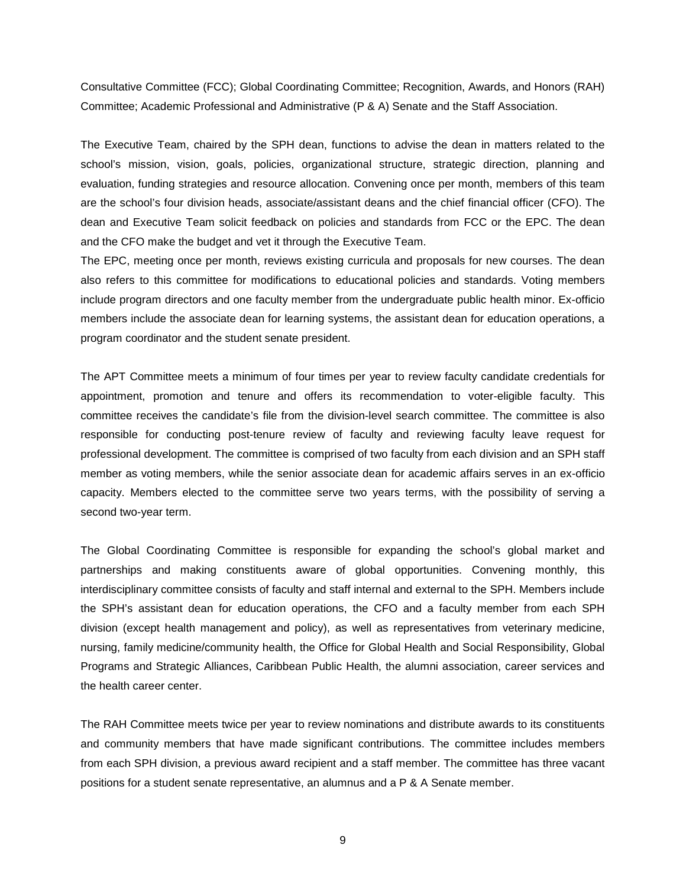Consultative Committee (FCC); Global Coordinating Committee; Recognition, Awards, and Honors (RAH) Committee; Academic Professional and Administrative (P & A) Senate and the Staff Association.

The Executive Team, chaired by the SPH dean, functions to advise the dean in matters related to the school's mission, vision, goals, policies, organizational structure, strategic direction, planning and evaluation, funding strategies and resource allocation. Convening once per month, members of this team are the school's four division heads, associate/assistant deans and the chief financial officer (CFO). The dean and Executive Team solicit feedback on policies and standards from FCC or the EPC. The dean and the CFO make the budget and vet it through the Executive Team.

The EPC, meeting once per month, reviews existing curricula and proposals for new courses. The dean also refers to this committee for modifications to educational policies and standards. Voting members include program directors and one faculty member from the undergraduate public health minor. Ex-officio members include the associate dean for learning systems, the assistant dean for education operations, a program coordinator and the student senate president.

The APT Committee meets a minimum of four times per year to review faculty candidate credentials for appointment, promotion and tenure and offers its recommendation to voter-eligible faculty. This committee receives the candidate's file from the division-level search committee. The committee is also responsible for conducting post-tenure review of faculty and reviewing faculty leave request for professional development. The committee is comprised of two faculty from each division and an SPH staff member as voting members, while the senior associate dean for academic affairs serves in an ex-officio capacity. Members elected to the committee serve two years terms, with the possibility of serving a second two-year term.

The Global Coordinating Committee is responsible for expanding the school's global market and partnerships and making constituents aware of global opportunities. Convening monthly, this interdisciplinary committee consists of faculty and staff internal and external to the SPH. Members include the SPH's assistant dean for education operations, the CFO and a faculty member from each SPH division (except health management and policy), as well as representatives from veterinary medicine, nursing, family medicine/community health, the Office for Global Health and Social Responsibility, Global Programs and Strategic Alliances, Caribbean Public Health, the alumni association, career services and the health career center.

The RAH Committee meets twice per year to review nominations and distribute awards to its constituents and community members that have made significant contributions. The committee includes members from each SPH division, a previous award recipient and a staff member. The committee has three vacant positions for a student senate representative, an alumnus and a P & A Senate member.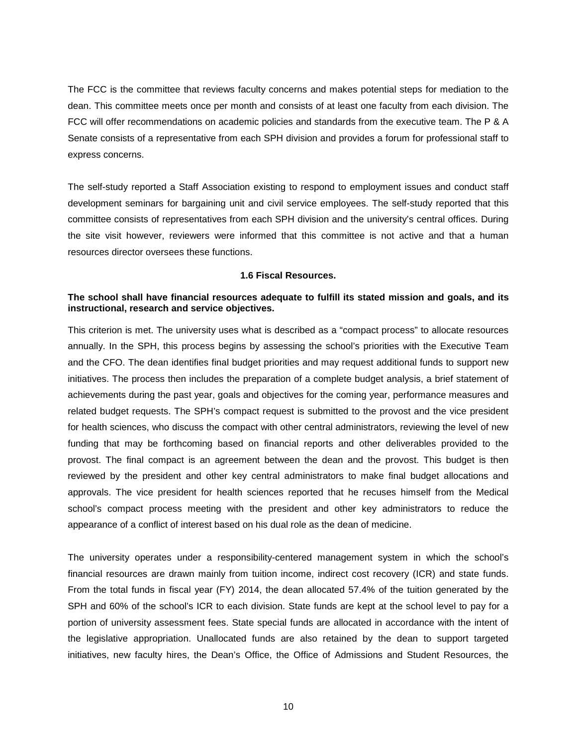The FCC is the committee that reviews faculty concerns and makes potential steps for mediation to the dean. This committee meets once per month and consists of at least one faculty from each division. The FCC will offer recommendations on academic policies and standards from the executive team. The P & A Senate consists of a representative from each SPH division and provides a forum for professional staff to express concerns.

The self-study reported a Staff Association existing to respond to employment issues and conduct staff development seminars for bargaining unit and civil service employees. The self-study reported that this committee consists of representatives from each SPH division and the university's central offices. During the site visit however, reviewers were informed that this committee is not active and that a human resources director oversees these functions.

### 1.6 Fiscal Resources.

**The school shall have financial resources adequate to fulfill its stated mission and goals, and its instructional, research and service objectives.**

This criterion is met. The university uses what is described as a "compact process" to allocate resources annually. In the SPH, this process begins by assessing the school's priorities with the Executive Team and the CFO. The dean identifies final budget priorities and may request additional funds to support new initiatives. The process then includes the preparation of a complete budget analysis, a brief statement of achievements during the past year, goals and objectives for the coming year, performance measures and related budget requests. The SPH's compact request is submitted to the provost and the vice president for health sciences, who discuss the compact with other central administrators, reviewing the level of new funding that may be forthcoming based on financial reports and other deliverables provided to the provost. The final compact is an agreement between the dean and the provost. This budget is then reviewed by the president and other key central administrators to make final budget allocations and approvals. The vice president for health sciences reported that he recuses himself from the Medical school's compact process meeting with the president and other key administrators to reduce the appearance of a conflict of interest based on his dual role as the dean of medicine.

The university operates under a responsibility-centered management system in which the school's financial resources are drawn mainly from tuition income, indirect cost recovery (ICR) and state funds. From the total funds in fiscal year (FY) 2014, the dean allocated 57.4% of the tuition generated by the SPH and 60% of the school's ICR to each division. State funds are kept at the school level to pay for a portion of university assessment fees. State special funds are allocated in accordance with the intent of the legislative appropriation. Unallocated funds are also retained by the dean to support targeted initiatives, new faculty hires, the Dean's Office, the Office of Admissions and Student Resources, the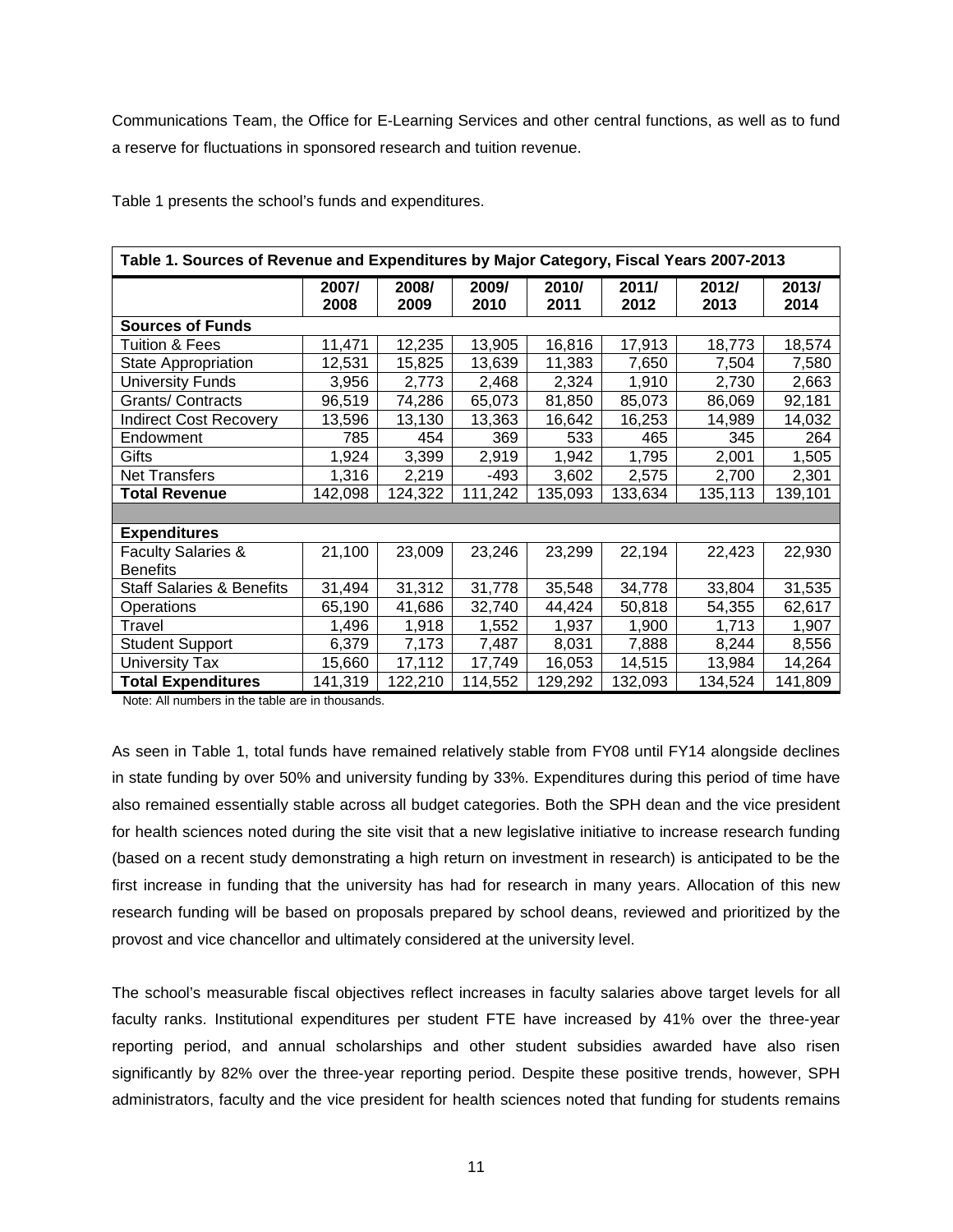Communications Team, the Office for E-Learning Services and other central functions, as well as to fund a reserve for fluctuations in sponsored research and tuition revenue.

Table 1 presents the school's funds and expenditures.

| Table 1. Sources of Revenue and Expenditures by Major Category, Fiscal Years 2007-2013 | | | | | | | |
|---|---|---|---|---|---|---|---|
| | 2007/ 2008 | 2008/ 2009 | 2009/ 2010 | 2010/ 2011 | 2011/ 2012 | 2012/ 2013 | 2013/ 2014 |
| **Sources of Funds** | | | | | | | |
| Tuition & Fees | 11,471 | 12,235 | 13,905 | 16,816 | 17,913 | 18,773 | 18,574 |
| State Appropriation | 12,531 | 15,825 | 13,639 | 11,383 | 7,650 | 7,504 | 7,580 |
| University Funds | 3,956 | 2,773 | 2,468 | 2,324 | 1,910 | 2,730 | 2,663 |
| Grants/ Contracts | 96,519 | 74,286 | 65,073 | 81,850 | 85,073 | 86,069 | 92,181 |
| Indirect Cost Recovery | 13,596 | 13,130 | 13,363 | 16,642 | 16,253 | 14,989 | 14,032 |
| Endowment | 785 | 454 | 369 | 533 | 465 | 345 | 264 |
| Gifts | 1,924 | 3,399 | 2,919 | 1,942 | 1,795 | 2,001 | 1,505 |
| Net Transfers | 1,316 | 2,219 | -493 | 3,602 | 2,575 | 2,700 | 2,301 |
| **Total Revenue** | 142,098 | 124,322 | 111,242 | 135,093 | 133,634 | 135,113 | 139,101 |
| | | | | | | | |
| **Expenditures** | | | | | | | |
| Faculty Salaries & Benefits | 21,100 | 23,009 | 23,246 | 23,299 | 22,194 | 22,423 | 22,930 |
| Staff Salaries & Benefits | 31,494 | 31,312 | 31,778 | 35,548 | 34,778 | 33,804 | 31,535 |
| Operations | 65,190 | 41,686 | 32,740 | 44,424 | 50,818 | 54,355 | 62,617 |
| Travel | 1,496 | 1,918 | 1,552 | 1,937 | 1,900 | 1,713 | 1,907 |
| Student Support | 6,379 | 7,173 | 7,487 | 8,031 | 7,888 | 8,244 | 8,556 |
| University Tax | 15,660 | 17,112 | 17,749 | 16,053 | 14,515 | 13,984 | 14,264 |
| **Total Expenditures** | 141,319 | 122,210 | 114,552 | 129,292 | 132,093 | 134,524 | 141,809 |

Note: All numbers in the table are in thousands.

As seen in Table 1, total funds have remained relatively stable from FY08 until FY14 alongside declines in state funding by over 50% and university funding by 33%. Expenditures during this period of time have also remained essentially stable across all budget categories. Both the SPH dean and the vice president for health sciences noted during the site visit that a new legislative initiative to increase research funding (based on a recent study demonstrating a high return on investment in research) is anticipated to be the first increase in funding that the university has had for research in many years. Allocation of this new research funding will be based on proposals prepared by school deans, reviewed and prioritized by the provost and vice chancellor and ultimately considered at the university level.

The school's measurable fiscal objectives reflect increases in faculty salaries above target levels for all faculty ranks. Institutional expenditures per student FTE have increased by 41% over the three-year reporting period, and annual scholarships and other student subsidies awarded have also risen significantly by 82% over the three-year reporting period. Despite these positive trends, however, SPH administrators, faculty and the vice president for health sciences noted that funding for students remains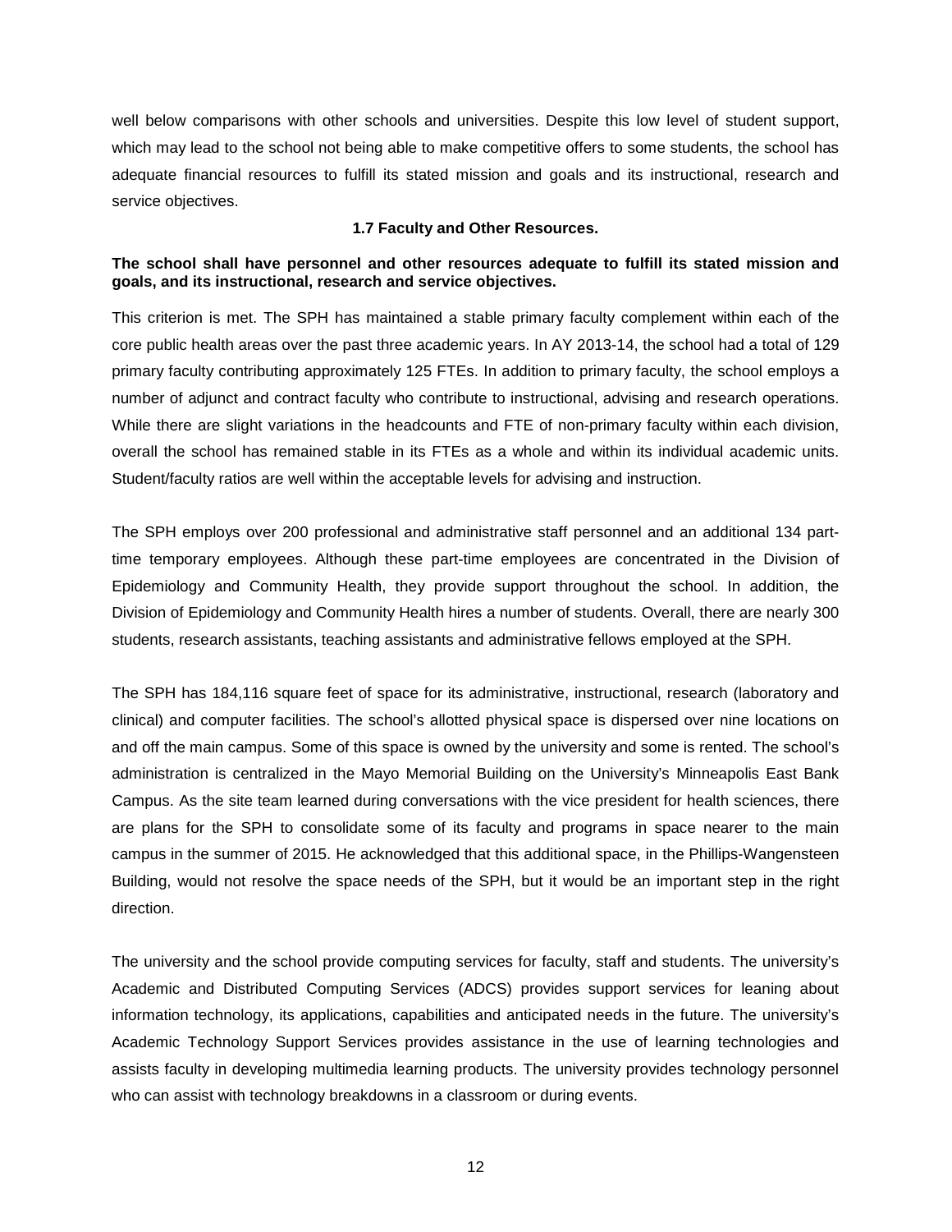well below comparisons with other schools and universities. Despite this low level of student support, which may lead to the school not being able to make competitive offers to some students, the school has adequate financial resources to fulfill its stated mission and goals and its instructional, research and service objectives.

### 1.7 Faculty and Other Resources.

**The school shall have personnel and other resources adequate to fulfill its stated mission and goals, and its instructional, research and service objectives.**

This criterion is met. The SPH has maintained a stable primary faculty complement within each of the core public health areas over the past three academic years. In AY 2013-14, the school had a total of 129 primary faculty contributing approximately 125 FTEs. In addition to primary faculty, the school employs a number of adjunct and contract faculty who contribute to instructional, advising and research operations. While there are slight variations in the headcounts and FTE of non-primary faculty within each division, overall the school has remained stable in its FTEs as a whole and within its individual academic units. Student/faculty ratios are well within the acceptable levels for advising and instruction.

The SPH employs over 200 professional and administrative staff personnel and an additional 134 part-time temporary employees. Although these part-time employees are concentrated in the Division of Epidemiology and Community Health, they provide support throughout the school. In addition, the Division of Epidemiology and Community Health hires a number of students. Overall, there are nearly 300 students, research assistants, teaching assistants and administrative fellows employed at the SPH.

The SPH has 184,116 square feet of space for its administrative, instructional, research (laboratory and clinical) and computer facilities. The school's allotted physical space is dispersed over nine locations on and off the main campus. Some of this space is owned by the university and some is rented. The school's administration is centralized in the Mayo Memorial Building on the University's Minneapolis East Bank Campus. As the site team learned during conversations with the vice president for health sciences, there are plans for the SPH to consolidate some of its faculty and programs in space nearer to the main campus in the summer of 2015. He acknowledged that this additional space, in the Phillips-Wangensteen Building, would not resolve the space needs of the SPH, but it would be an important step in the right direction.

The university and the school provide computing services for faculty, staff and students. The university's Academic and Distributed Computing Services (ADCS) provides support services for leaning about information technology, its applications, capabilities and anticipated needs in the future. The university's Academic Technology Support Services provides assistance in the use of learning technologies and assists faculty in developing multimedia learning products. The university provides technology personnel who can assist with technology breakdowns in a classroom or during events.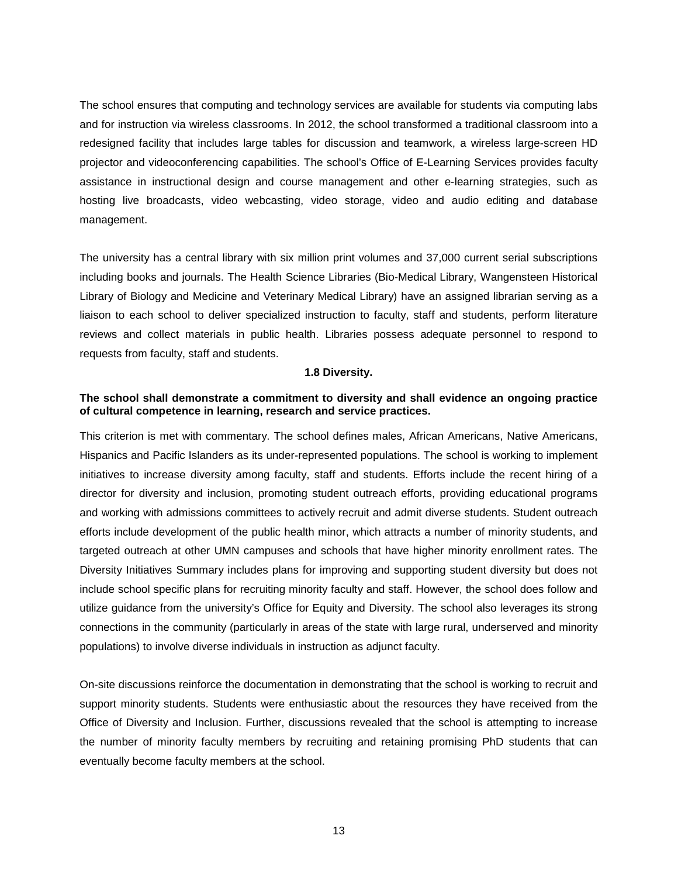The school ensures that computing and technology services are available for students via computing labs and for instruction via wireless classrooms. In 2012, the school transformed a traditional classroom into a redesigned facility that includes large tables for discussion and teamwork, a wireless large-screen HD projector and videoconferencing capabilities. The school's Office of E-Learning Services provides faculty assistance in instructional design and course management and other e-learning strategies, such as hosting live broadcasts, video webcasting, video storage, video and audio editing and database management.

The university has a central library with six million print volumes and 37,000 current serial subscriptions including books and journals. The Health Science Libraries (Bio-Medical Library, Wangensteen Historical Library of Biology and Medicine and Veterinary Medical Library) have an assigned librarian serving as a liaison to each school to deliver specialized instruction to faculty, staff and students, perform literature reviews and collect materials in public health. Libraries possess adequate personnel to respond to requests from faculty, staff and students.

### 1.8 Diversity.

**The school shall demonstrate a commitment to diversity and shall evidence an ongoing practice of cultural competence in learning, research and service practices.**

This criterion is met with commentary. The school defines males, African Americans, Native Americans, Hispanics and Pacific Islanders as its under-represented populations. The school is working to implement initiatives to increase diversity among faculty, staff and students. Efforts include the recent hiring of a director for diversity and inclusion, promoting student outreach efforts, providing educational programs and working with admissions committees to actively recruit and admit diverse students. Student outreach efforts include development of the public health minor, which attracts a number of minority students, and targeted outreach at other UMN campuses and schools that have higher minority enrollment rates. The Diversity Initiatives Summary includes plans for improving and supporting student diversity but does not include school specific plans for recruiting minority faculty and staff. However, the school does follow and utilize guidance from the university's Office for Equity and Diversity. The school also leverages its strong connections in the community (particularly in areas of the state with large rural, underserved and minority populations) to involve diverse individuals in instruction as adjunct faculty.

On-site discussions reinforce the documentation in demonstrating that the school is working to recruit and support minority students. Students were enthusiastic about the resources they have received from the Office of Diversity and Inclusion. Further, discussions revealed that the school is attempting to increase the number of minority faculty members by recruiting and retaining promising PhD students that can eventually become faculty members at the school.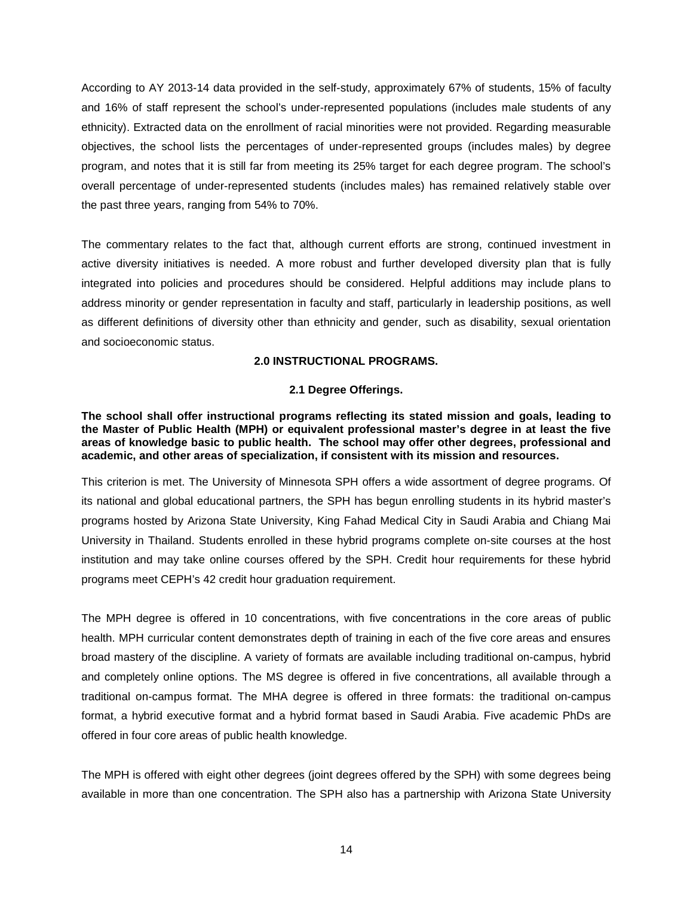According to AY 2013-14 data provided in the self-study, approximately 67% of students, 15% of faculty and 16% of staff represent the school's under-represented populations (includes male students of any ethnicity). Extracted data on the enrollment of racial minorities were not provided. Regarding measurable objectives, the school lists the percentages of under-represented groups (includes males) by degree program, and notes that it is still far from meeting its 25% target for each degree program. The school's overall percentage of under-represented students (includes males) has remained relatively stable over the past three years, ranging from 54% to 70%.

The commentary relates to the fact that, although current efforts are strong, continued investment in active diversity initiatives is needed. A more robust and further developed diversity plan that is fully integrated into policies and procedures should be considered. Helpful additions may include plans to address minority or gender representation in faculty and staff, particularly in leadership positions, as well as different definitions of diversity other than ethnicity and gender, such as disability, sexual orientation and socioeconomic status.

## 2.0 INSTRUCTIONAL PROGRAMS.

### 2.1 Degree Offerings.

**The school shall offer instructional programs reflecting its stated mission and goals, leading to the Master of Public Health (MPH) or equivalent professional master's degree in at least the five areas of knowledge basic to public health. The school may offer other degrees, professional and academic, and other areas of specialization, if consistent with its mission and resources.**

This criterion is met. The University of Minnesota SPH offers a wide assortment of degree programs. Of its national and global educational partners, the SPH has begun enrolling students in its hybrid master's programs hosted by Arizona State University, King Fahad Medical City in Saudi Arabia and Chiang Mai University in Thailand. Students enrolled in these hybrid programs complete on-site courses at the host institution and may take online courses offered by the SPH. Credit hour requirements for these hybrid programs meet CEPH's 42 credit hour graduation requirement.

The MPH degree is offered in 10 concentrations, with five concentrations in the core areas of public health. MPH curricular content demonstrates depth of training in each of the five core areas and ensures broad mastery of the discipline. A variety of formats are available including traditional on-campus, hybrid and completely online options. The MS degree is offered in five concentrations, all available through a traditional on-campus format. The MHA degree is offered in three formats: the traditional on-campus format, a hybrid executive format and a hybrid format based in Saudi Arabia. Five academic PhDs are offered in four core areas of public health knowledge.

The MPH is offered with eight other degrees (joint degrees offered by the SPH) with some degrees being available in more than one concentration. The SPH also has a partnership with Arizona State University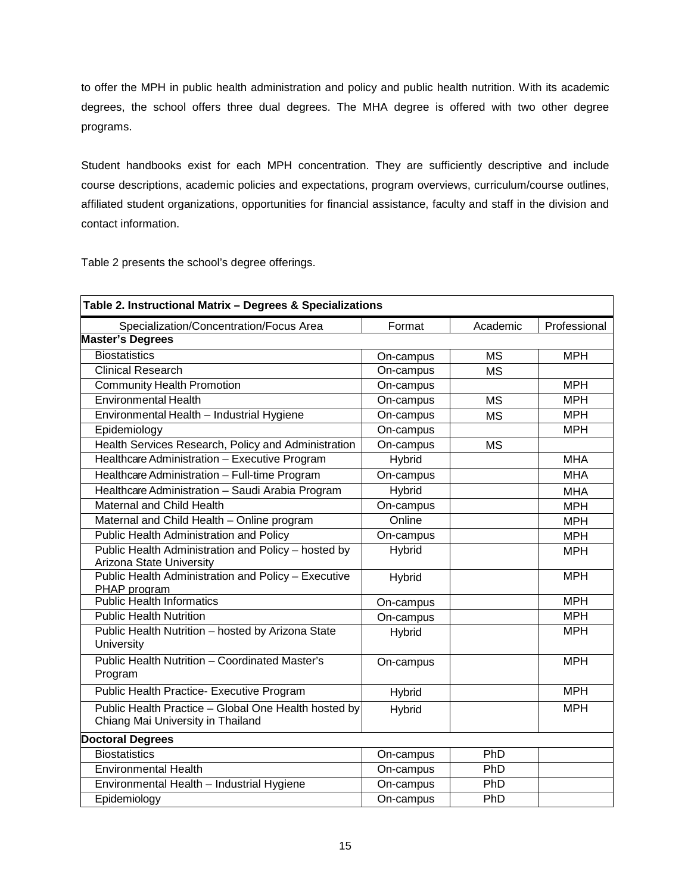to offer the MPH in public health administration and policy and public health nutrition. With its academic degrees, the school offers three dual degrees. The MHA degree is offered with two other degree programs.

Student handbooks exist for each MPH concentration. They are sufficiently descriptive and include course descriptions, academic policies and expectations, program overviews, curriculum/course outlines, affiliated student organizations, opportunities for financial assistance, faculty and staff in the division and contact information.

Table 2 presents the school's degree offerings.

**Table 2. Instructional Matrix – Degrees & Specializations**

| Specialization/Concentration/Focus Area | Format | Academic | Professional |
|---|---|---|---|
| **Master's Degrees** | | | |
| Biostatistics | On-campus | MS | MPH |
| Clinical Research | On-campus | MS | |
| Community Health Promotion | On-campus | | MPH |
| Environmental Health | On-campus | MS | MPH |
| Environmental Health – Industrial Hygiene | On-campus | MS | MPH |
| Epidemiology | On-campus | | MPH |
| Health Services Research, Policy and Administration | On-campus | MS | |
| Healthcare Administration – Executive Program | Hybrid | | MHA |
| Healthcare Administration – Full-time Program | On-campus | | MHA |
| Healthcare Administration – Saudi Arabia Program | Hybrid | | MHA |
| Maternal and Child Health | On-campus | | MPH |
| Maternal and Child Health – Online program | Online | | MPH |
| Public Health Administration and Policy | On-campus | | MPH |
| Public Health Administration and Policy – hosted by Arizona State University | Hybrid | | MPH |
| Public Health Administration and Policy – Executive PHAP program | Hybrid | | MPH |
| Public Health Informatics | On-campus | | MPH |
| Public Health Nutrition | On-campus | | MPH |
| Public Health Nutrition – hosted by Arizona State University | Hybrid | | MPH |
| Public Health Nutrition – Coordinated Master's Program | On-campus | | MPH |
| Public Health Practice- Executive Program | Hybrid | | MPH |
| Public Health Practice – Global One Health hosted by Chiang Mai University in Thailand | Hybrid | | MPH |
| **Doctoral Degrees** | | | |
| Biostatistics | On-campus | PhD | |
| Environmental Health | On-campus | PhD | |
| Environmental Health – Industrial Hygiene | On-campus | PhD | |
| Epidemiology | On-campus | PhD | |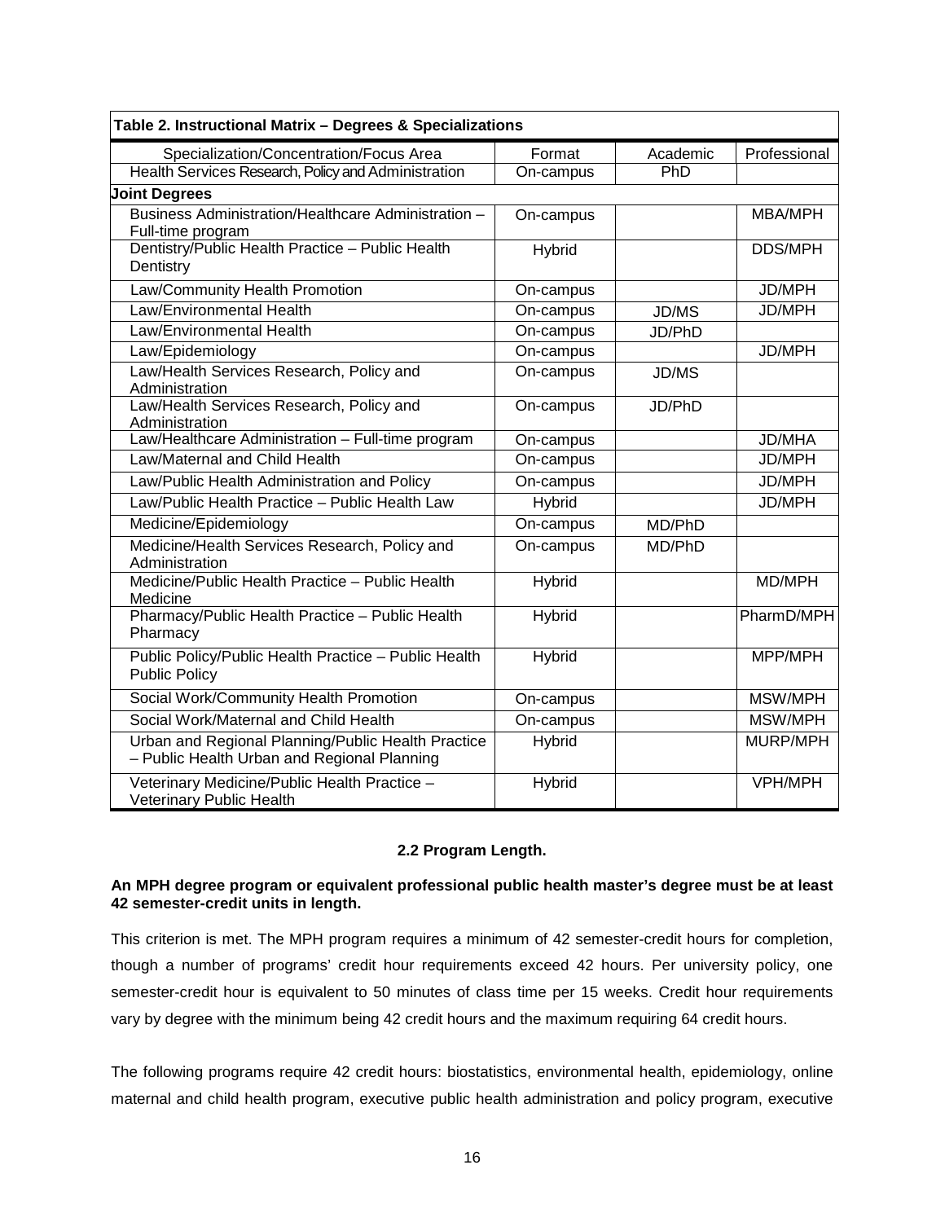| Table 2. Instructional Matrix – Degrees & Specializations | | | |
|---|---|---|---|
| Specialization/Concentration/Focus Area | Format | Academic | Professional |
| Health Services Research, Policy and Administration | On-campus | PhD | |
| **Joint Degrees** | | | |
| Business Administration/Healthcare Administration – Full-time program | On-campus | | MBA/MPH |
| Dentistry/Public Health Practice – Public Health Dentistry | Hybrid | | DDS/MPH |
| Law/Community Health Promotion | On-campus | | JD/MPH |
| Law/Environmental Health | On-campus | JD/MS | JD/MPH |
| Law/Environmental Health | On-campus | JD/PhD | |
| Law/Epidemiology | On-campus | | JD/MPH |
| Law/Health Services Research, Policy and Administration | On-campus | JD/MS | |
| Law/Health Services Research, Policy and Administration | On-campus | JD/PhD | |
| Law/Healthcare Administration – Full-time program | On-campus | | JD/MHA |
| Law/Maternal and Child Health | On-campus | | JD/MPH |
| Law/Public Health Administration and Policy | On-campus | | JD/MPH |
| Law/Public Health Practice – Public Health Law | Hybrid | | JD/MPH |
| Medicine/Epidemiology | On-campus | MD/PhD | |
| Medicine/Health Services Research, Policy and Administration | On-campus | MD/PhD | |
| Medicine/Public Health Practice – Public Health Medicine | Hybrid | | MD/MPH |
| Pharmacy/Public Health Practice – Public Health Pharmacy | Hybrid | | PharmD/MPH |
| Public Policy/Public Health Practice – Public Health Public Policy | Hybrid | | MPP/MPH |
| Social Work/Community Health Promotion | On-campus | | MSW/MPH |
| Social Work/Maternal and Child Health | On-campus | | MSW/MPH |
| Urban and Regional Planning/Public Health Practice – Public Health Urban and Regional Planning | Hybrid | | MURP/MPH |
| Veterinary Medicine/Public Health Practice – Veterinary Public Health | Hybrid | | VPH/MPH |

### 2.2 Program Length.

**An MPH degree program or equivalent professional public health master's degree must be at least 42 semester-credit units in length.**

This criterion is met. The MPH program requires a minimum of 42 semester-credit hours for completion, though a number of programs' credit hour requirements exceed 42 hours. Per university policy, one semester-credit hour is equivalent to 50 minutes of class time per 15 weeks. Credit hour requirements vary by degree with the minimum being 42 credit hours and the maximum requiring 64 credit hours.

The following programs require 42 credit hours: biostatistics, environmental health, epidemiology, online maternal and child health program, executive public health administration and policy program, executive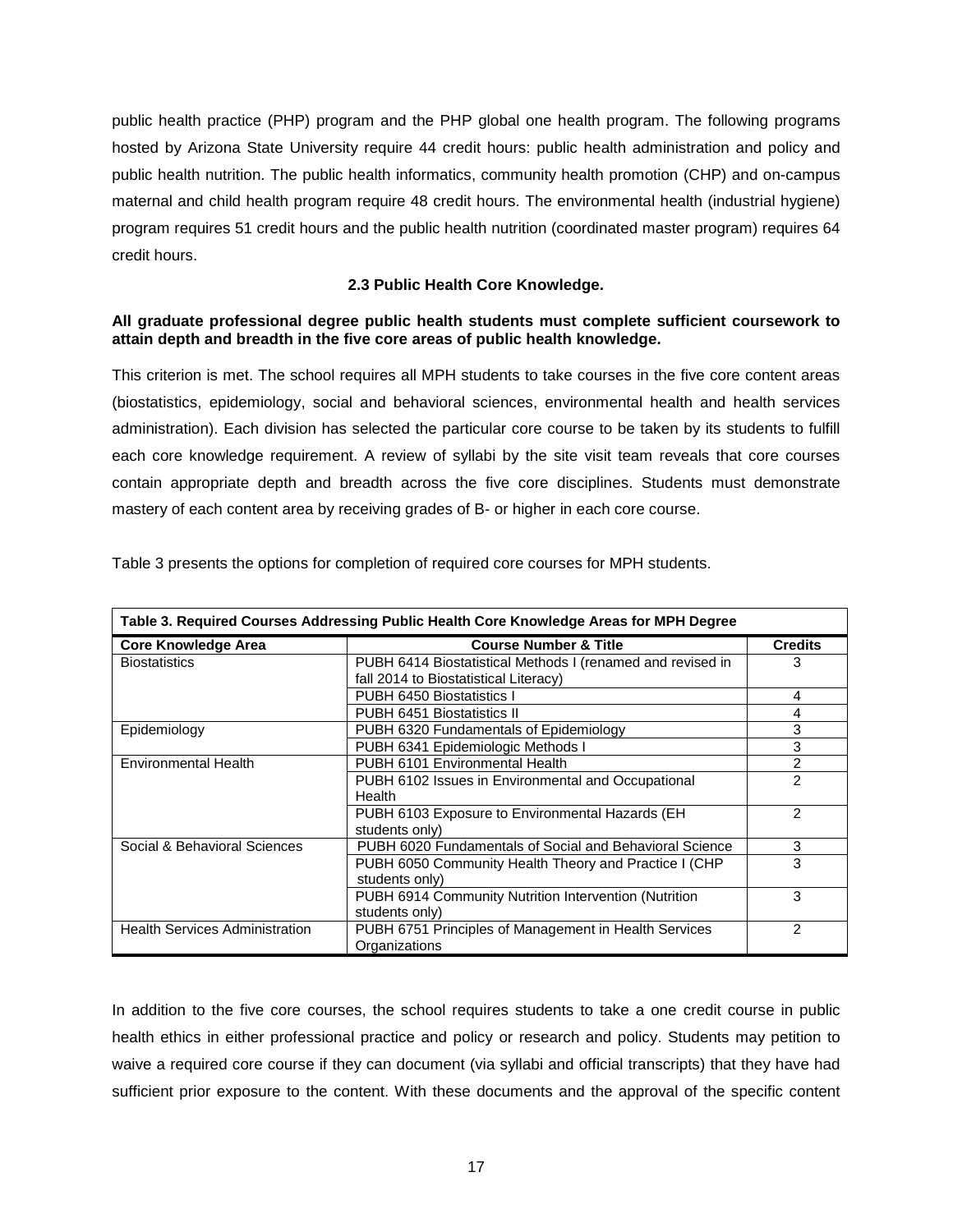public health practice (PHP) program and the PHP global one health program. The following programs hosted by Arizona State University require 44 credit hours: public health administration and policy and public health nutrition. The public health informatics, community health promotion (CHP) and on-campus maternal and child health program require 48 credit hours. The environmental health (industrial hygiene) program requires 51 credit hours and the public health nutrition (coordinated master program) requires 64 credit hours.

### 2.3 Public Health Core Knowledge.

**All graduate professional degree public health students must complete sufficient coursework to attain depth and breadth in the five core areas of public health knowledge.**

This criterion is met. The school requires all MPH students to take courses in the five core content areas (biostatistics, epidemiology, social and behavioral sciences, environmental health and health services administration). Each division has selected the particular core course to be taken by its students to fulfill each core knowledge requirement. A review of syllabi by the site visit team reveals that core courses contain appropriate depth and breadth across the five core disciplines. Students must demonstrate mastery of each content area by receiving grades of B- or higher in each core course.

Table 3 presents the options for completion of required core courses for MPH students.

**Table 3. Required Courses Addressing Public Health Core Knowledge Areas for MPH Degree**

| Core Knowledge Area | Course Number & Title | Credits |
|---|---|---|
| Biostatistics | PUBH 6414 Biostatistical Methods I (renamed and revised in fall 2014 to Biostatistical Literacy) | 3 |
| | PUBH 6450 Biostatistics I | 4 |
| | PUBH 6451 Biostatistics II | 4 |
| Epidemiology | PUBH 6320 Fundamentals of Epidemiology | 3 |
| | PUBH 6341 Epidemiologic Methods I | 3 |
| Environmental Health | PUBH 6101 Environmental Health | 2 |
| | PUBH 6102 Issues in Environmental and Occupational Health | 2 |
| | PUBH 6103 Exposure to Environmental Hazards (EH students only) | 2 |
| Social & Behavioral Sciences | PUBH 6020 Fundamentals of Social and Behavioral Science | 3 |
| | PUBH 6050 Community Health Theory and Practice I (CHP students only) | 3 |
| | PUBH 6914 Community Nutrition Intervention (Nutrition students only) | 3 |
| Health Services Administration | PUBH 6751 Principles of Management in Health Services Organizations | 2 |

In addition to the five core courses, the school requires students to take a one credit course in public health ethics in either professional practice and policy or research and policy. Students may petition to waive a required core course if they can document (via syllabi and official transcripts) that they have had sufficient prior exposure to the content. With these documents and the approval of the specific content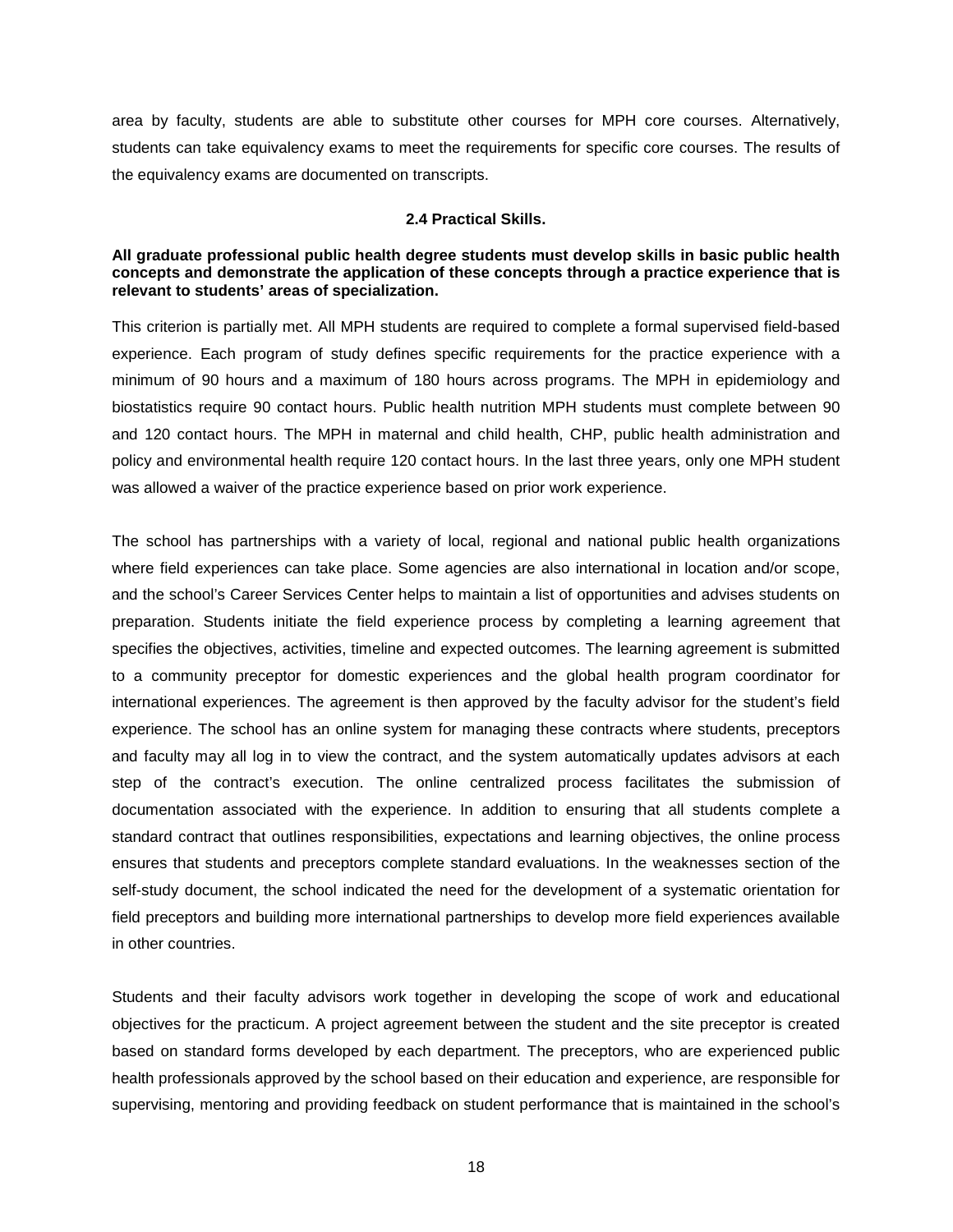area by faculty, students are able to substitute other courses for MPH core courses. Alternatively, students can take equivalency exams to meet the requirements for specific core courses. The results of the equivalency exams are documented on transcripts.

### 2.4 Practical Skills.

**All graduate professional public health degree students must develop skills in basic public health concepts and demonstrate the application of these concepts through a practice experience that is relevant to students' areas of specialization.**

This criterion is partially met. All MPH students are required to complete a formal supervised field-based experience. Each program of study defines specific requirements for the practice experience with a minimum of 90 hours and a maximum of 180 hours across programs. The MPH in epidemiology and biostatistics require 90 contact hours. Public health nutrition MPH students must complete between 90 and 120 contact hours. The MPH in maternal and child health, CHP, public health administration and policy and environmental health require 120 contact hours. In the last three years, only one MPH student was allowed a waiver of the practice experience based on prior work experience.

The school has partnerships with a variety of local, regional and national public health organizations where field experiences can take place. Some agencies are also international in location and/or scope, and the school's Career Services Center helps to maintain a list of opportunities and advises students on preparation. Students initiate the field experience process by completing a learning agreement that specifies the objectives, activities, timeline and expected outcomes. The learning agreement is submitted to a community preceptor for domestic experiences and the global health program coordinator for international experiences. The agreement is then approved by the faculty advisor for the student's field experience. The school has an online system for managing these contracts where students, preceptors and faculty may all log in to view the contract, and the system automatically updates advisors at each step of the contract's execution. The online centralized process facilitates the submission of documentation associated with the experience. In addition to ensuring that all students complete a standard contract that outlines responsibilities, expectations and learning objectives, the online process ensures that students and preceptors complete standard evaluations. In the weaknesses section of the self-study document, the school indicated the need for the development of a systematic orientation for field preceptors and building more international partnerships to develop more field experiences available in other countries.

Students and their faculty advisors work together in developing the scope of work and educational objectives for the practicum. A project agreement between the student and the site preceptor is created based on standard forms developed by each department. The preceptors, who are experienced public health professionals approved by the school based on their education and experience, are responsible for supervising, mentoring and providing feedback on student performance that is maintained in the school's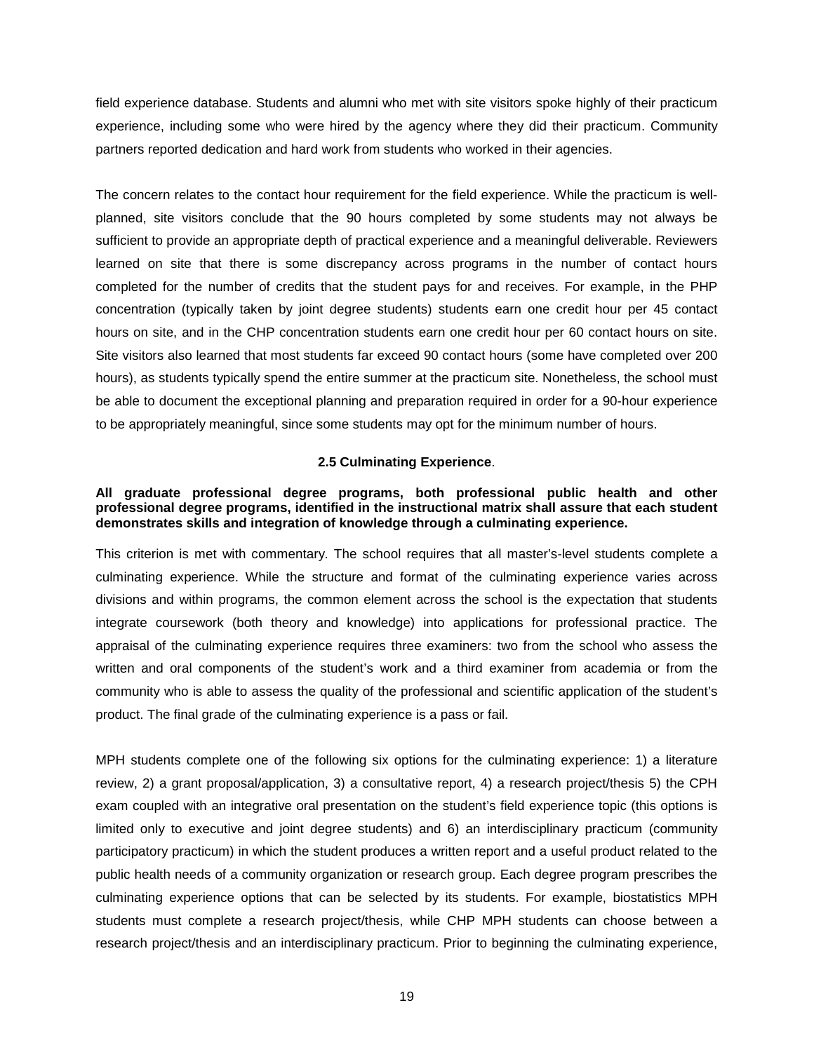field experience database. Students and alumni who met with site visitors spoke highly of their practicum experience, including some who were hired by the agency where they did their practicum. Community partners reported dedication and hard work from students who worked in their agencies.

The concern relates to the contact hour requirement for the field experience. While the practicum is well-planned, site visitors conclude that the 90 hours completed by some students may not always be sufficient to provide an appropriate depth of practical experience and a meaningful deliverable. Reviewers learned on site that there is some discrepancy across programs in the number of contact hours completed for the number of credits that the student pays for and receives. For example, in the PHP concentration (typically taken by joint degree students) students earn one credit hour per 45 contact hours on site, and in the CHP concentration students earn one credit hour per 60 contact hours on site. Site visitors also learned that most students far exceed 90 contact hours (some have completed over 200 hours), as students typically spend the entire summer at the practicum site. Nonetheless, the school must be able to document the exceptional planning and preparation required in order for a 90-hour experience to be appropriately meaningful, since some students may opt for the minimum number of hours.

### 2.5 Culminating Experience.

**All graduate professional degree programs, both professional public health and other professional degree programs, identified in the instructional matrix shall assure that each student demonstrates skills and integration of knowledge through a culminating experience.**

This criterion is met with commentary. The school requires that all master's-level students complete a culminating experience. While the structure and format of the culminating experience varies across divisions and within programs, the common element across the school is the expectation that students integrate coursework (both theory and knowledge) into applications for professional practice. The appraisal of the culminating experience requires three examiners: two from the school who assess the written and oral components of the student's work and a third examiner from academia or from the community who is able to assess the quality of the professional and scientific application of the student's product. The final grade of the culminating experience is a pass or fail.

MPH students complete one of the following six options for the culminating experience: 1) a literature review, 2) a grant proposal/application, 3) a consultative report, 4) a research project/thesis 5) the CPH exam coupled with an integrative oral presentation on the student's field experience topic (this options is limited only to executive and joint degree students) and 6) an interdisciplinary practicum (community participatory practicum) in which the student produces a written report and a useful product related to the public health needs of a community organization or research group. Each degree program prescribes the culminating experience options that can be selected by its students. For example, biostatistics MPH students must complete a research project/thesis, while CHP MPH students can choose between a research project/thesis and an interdisciplinary practicum. Prior to beginning the culminating experience,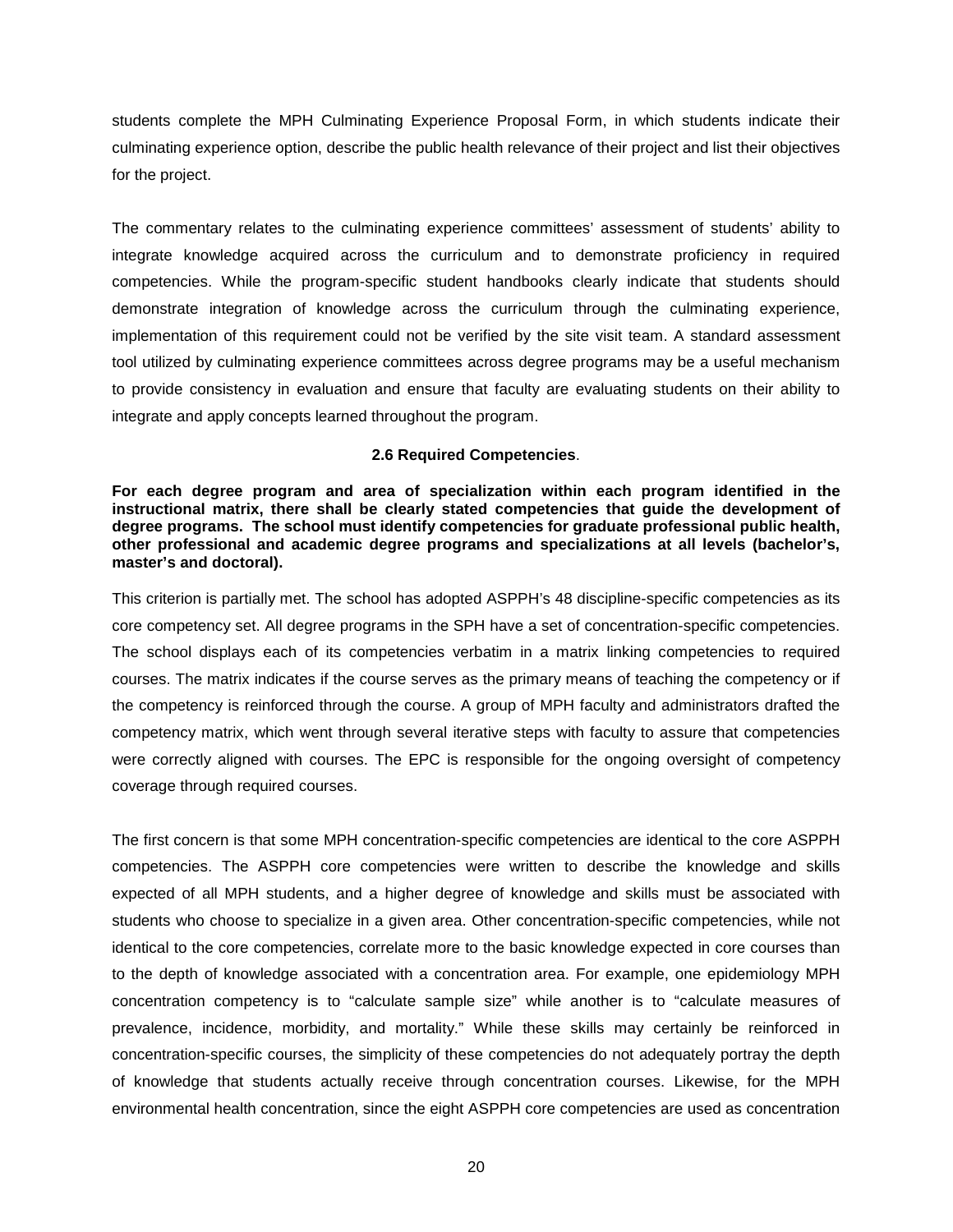students complete the MPH Culminating Experience Proposal Form, in which students indicate their culminating experience option, describe the public health relevance of their project and list their objectives for the project.

The commentary relates to the culminating experience committees' assessment of students' ability to integrate knowledge acquired across the curriculum and to demonstrate proficiency in required competencies. While the program-specific student handbooks clearly indicate that students should demonstrate integration of knowledge across the curriculum through the culminating experience, implementation of this requirement could not be verified by the site visit team. A standard assessment tool utilized by culminating experience committees across degree programs may be a useful mechanism to provide consistency in evaluation and ensure that faculty are evaluating students on their ability to integrate and apply concepts learned throughout the program.

### 2.6 Required Competencies.

**For each degree program and area of specialization within each program identified in the instructional matrix, there shall be clearly stated competencies that guide the development of degree programs. The school must identify competencies for graduate professional public health, other professional and academic degree programs and specializations at all levels (bachelor's, master's and doctoral).**

This criterion is partially met. The school has adopted ASPPH's 48 discipline-specific competencies as its core competency set. All degree programs in the SPH have a set of concentration-specific competencies. The school displays each of its competencies verbatim in a matrix linking competencies to required courses. The matrix indicates if the course serves as the primary means of teaching the competency or if the competency is reinforced through the course. A group of MPH faculty and administrators drafted the competency matrix, which went through several iterative steps with faculty to assure that competencies were correctly aligned with courses. The EPC is responsible for the ongoing oversight of competency coverage through required courses.

The first concern is that some MPH concentration-specific competencies are identical to the core ASPPH competencies. The ASPPH core competencies were written to describe the knowledge and skills expected of all MPH students, and a higher degree of knowledge and skills must be associated with students who choose to specialize in a given area. Other concentration-specific competencies, while not identical to the core competencies, correlate more to the basic knowledge expected in core courses than to the depth of knowledge associated with a concentration area. For example, one epidemiology MPH concentration competency is to "calculate sample size" while another is to "calculate measures of prevalence, incidence, morbidity, and mortality." While these skills may certainly be reinforced in concentration-specific courses, the simplicity of these competencies do not adequately portray the depth of knowledge that students actually receive through concentration courses. Likewise, for the MPH environmental health concentration, since the eight ASPPH core competencies are used as concentration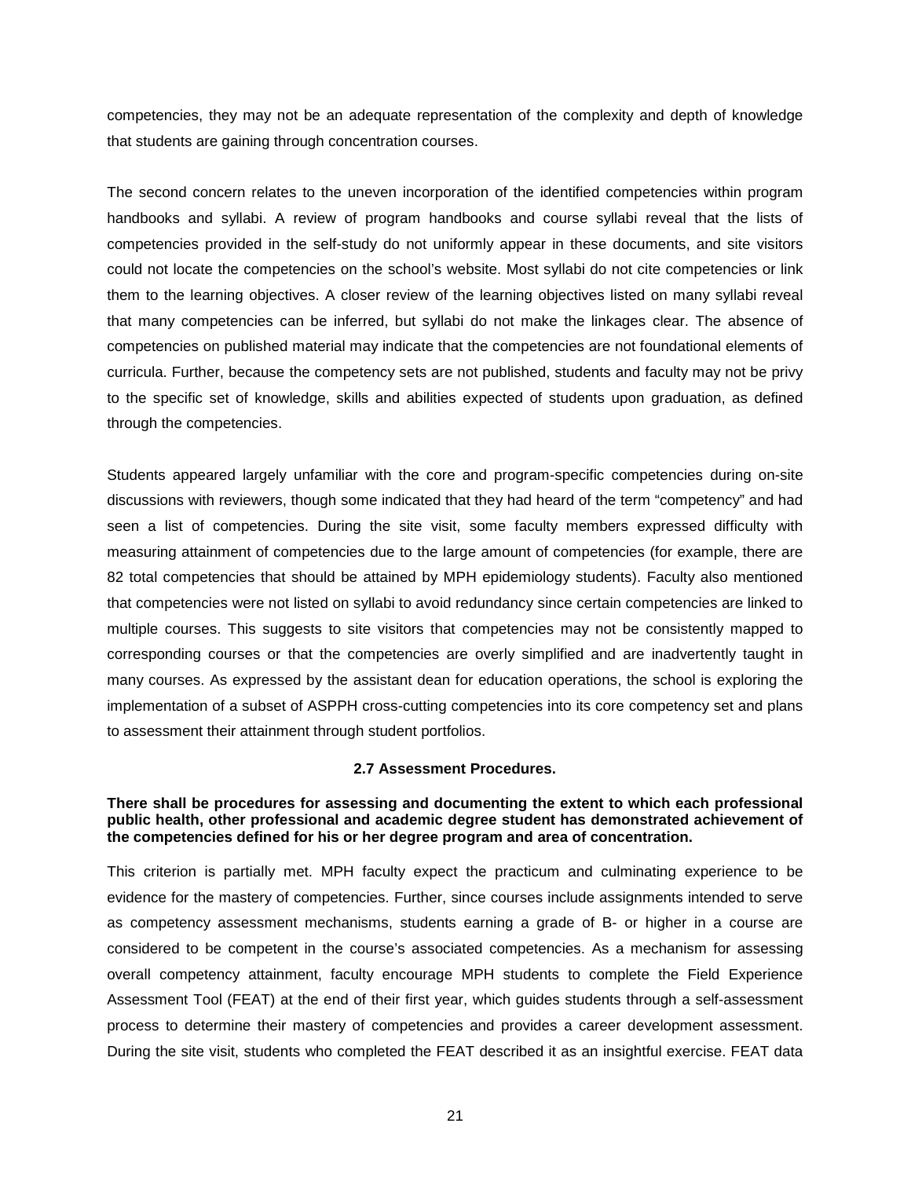competencies, they may not be an adequate representation of the complexity and depth of knowledge that students are gaining through concentration courses.

The second concern relates to the uneven incorporation of the identified competencies within program handbooks and syllabi. A review of program handbooks and course syllabi reveal that the lists of competencies provided in the self-study do not uniformly appear in these documents, and site visitors could not locate the competencies on the school's website. Most syllabi do not cite competencies or link them to the learning objectives. A closer review of the learning objectives listed on many syllabi reveal that many competencies can be inferred, but syllabi do not make the linkages clear. The absence of competencies on published material may indicate that the competencies are not foundational elements of curricula. Further, because the competency sets are not published, students and faculty may not be privy to the specific set of knowledge, skills and abilities expected of students upon graduation, as defined through the competencies.

Students appeared largely unfamiliar with the core and program-specific competencies during on-site discussions with reviewers, though some indicated that they had heard of the term "competency" and had seen a list of competencies. During the site visit, some faculty members expressed difficulty with measuring attainment of competencies due to the large amount of competencies (for example, there are 82 total competencies that should be attained by MPH epidemiology students). Faculty also mentioned that competencies were not listed on syllabi to avoid redundancy since certain competencies are linked to multiple courses. This suggests to site visitors that competencies may not be consistently mapped to corresponding courses or that the competencies are overly simplified and are inadvertently taught in many courses. As expressed by the assistant dean for education operations, the school is exploring the implementation of a subset of ASPPH cross-cutting competencies into its core competency set and plans to assessment their attainment through student portfolios.

### 2.7 Assessment Procedures.

**There shall be procedures for assessing and documenting the extent to which each professional public health, other professional and academic degree student has demonstrated achievement of the competencies defined for his or her degree program and area of concentration.**

This criterion is partially met. MPH faculty expect the practicum and culminating experience to be evidence for the mastery of competencies. Further, since courses include assignments intended to serve as competency assessment mechanisms, students earning a grade of B- or higher in a course are considered to be competent in the course's associated competencies. As a mechanism for assessing overall competency attainment, faculty encourage MPH students to complete the Field Experience Assessment Tool (FEAT) at the end of their first year, which guides students through a self-assessment process to determine their mastery of competencies and provides a career development assessment. During the site visit, students who completed the FEAT described it as an insightful exercise. FEAT data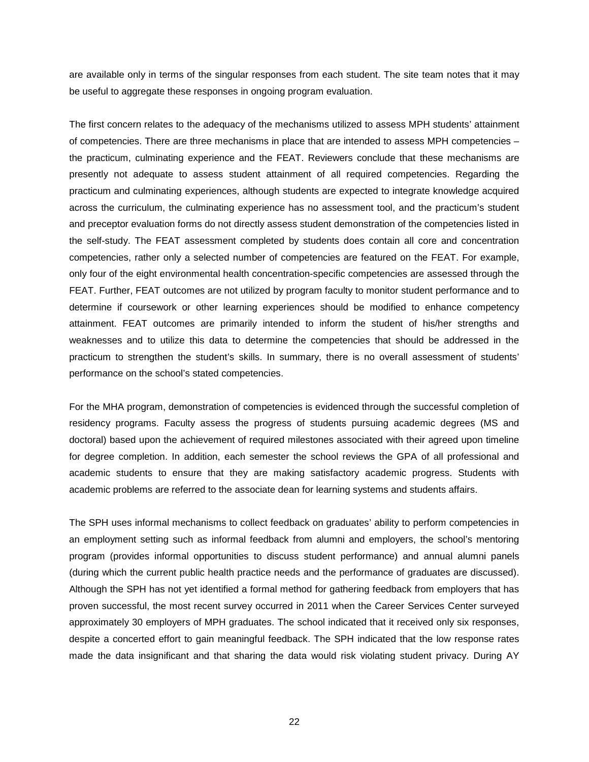are available only in terms of the singular responses from each student. The site team notes that it may be useful to aggregate these responses in ongoing program evaluation.

The first concern relates to the adequacy of the mechanisms utilized to assess MPH students' attainment of competencies. There are three mechanisms in place that are intended to assess MPH competencies – the practicum, culminating experience and the FEAT. Reviewers conclude that these mechanisms are presently not adequate to assess student attainment of all required competencies. Regarding the practicum and culminating experiences, although students are expected to integrate knowledge acquired across the curriculum, the culminating experience has no assessment tool, and the practicum's student and preceptor evaluation forms do not directly assess student demonstration of the competencies listed in the self-study. The FEAT assessment completed by students does contain all core and concentration competencies, rather only a selected number of competencies are featured on the FEAT. For example, only four of the eight environmental health concentration-specific competencies are assessed through the FEAT. Further, FEAT outcomes are not utilized by program faculty to monitor student performance and to determine if coursework or other learning experiences should be modified to enhance competency attainment. FEAT outcomes are primarily intended to inform the student of his/her strengths and weaknesses and to utilize this data to determine the competencies that should be addressed in the practicum to strengthen the student's skills. In summary, there is no overall assessment of students' performance on the school's stated competencies.

For the MHA program, demonstration of competencies is evidenced through the successful completion of residency programs. Faculty assess the progress of students pursuing academic degrees (MS and doctoral) based upon the achievement of required milestones associated with their agreed upon timeline for degree completion. In addition, each semester the school reviews the GPA of all professional and academic students to ensure that they are making satisfactory academic progress. Students with academic problems are referred to the associate dean for learning systems and students affairs.

The SPH uses informal mechanisms to collect feedback on graduates' ability to perform competencies in an employment setting such as informal feedback from alumni and employers, the school's mentoring program (provides informal opportunities to discuss student performance) and annual alumni panels (during which the current public health practice needs and the performance of graduates are discussed). Although the SPH has not yet identified a formal method for gathering feedback from employers that has proven successful, the most recent survey occurred in 2011 when the Career Services Center surveyed approximately 30 employers of MPH graduates. The school indicated that it received only six responses, despite a concerted effort to gain meaningful feedback. The SPH indicated that the low response rates made the data insignificant and that sharing the data would risk violating student privacy. During AY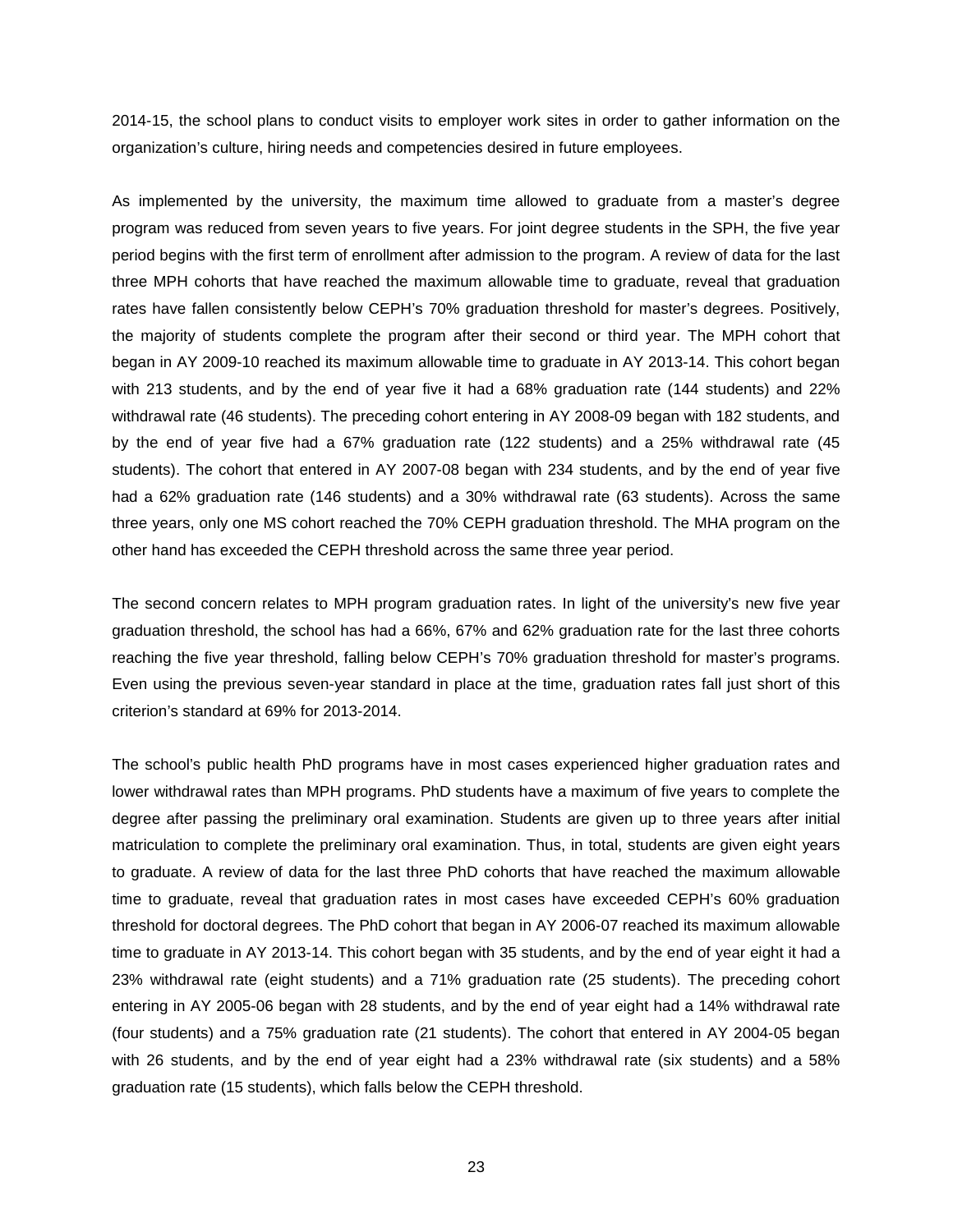2014-15, the school plans to conduct visits to employer work sites in order to gather information on the organization's culture, hiring needs and competencies desired in future employees.

As implemented by the university, the maximum time allowed to graduate from a master's degree program was reduced from seven years to five years. For joint degree students in the SPH, the five year period begins with the first term of enrollment after admission to the program. A review of data for the last three MPH cohorts that have reached the maximum allowable time to graduate, reveal that graduation rates have fallen consistently below CEPH's 70% graduation threshold for master's degrees. Positively, the majority of students complete the program after their second or third year. The MPH cohort that began in AY 2009-10 reached its maximum allowable time to graduate in AY 2013-14. This cohort began with 213 students, and by the end of year five it had a 68% graduation rate (144 students) and 22% withdrawal rate (46 students). The preceding cohort entering in AY 2008-09 began with 182 students, and by the end of year five had a 67% graduation rate (122 students) and a 25% withdrawal rate (45 students). The cohort that entered in AY 2007-08 began with 234 students, and by the end of year five had a 62% graduation rate (146 students) and a 30% withdrawal rate (63 students). Across the same three years, only one MS cohort reached the 70% CEPH graduation threshold. The MHA program on the other hand has exceeded the CEPH threshold across the same three year period.

The second concern relates to MPH program graduation rates. In light of the university's new five year graduation threshold, the school has had a 66%, 67% and 62% graduation rate for the last three cohorts reaching the five year threshold, falling below CEPH's 70% graduation threshold for master's programs. Even using the previous seven-year standard in place at the time, graduation rates fall just short of this criterion's standard at 69% for 2013-2014.

The school's public health PhD programs have in most cases experienced higher graduation rates and lower withdrawal rates than MPH programs. PhD students have a maximum of five years to complete the degree after passing the preliminary oral examination. Students are given up to three years after initial matriculation to complete the preliminary oral examination. Thus, in total, students are given eight years to graduate. A review of data for the last three PhD cohorts that have reached the maximum allowable time to graduate, reveal that graduation rates in most cases have exceeded CEPH's 60% graduation threshold for doctoral degrees. The PhD cohort that began in AY 2006-07 reached its maximum allowable time to graduate in AY 2013-14. This cohort began with 35 students, and by the end of year eight it had a 23% withdrawal rate (eight students) and a 71% graduation rate (25 students). The preceding cohort entering in AY 2005-06 began with 28 students, and by the end of year eight had a 14% withdrawal rate (four students) and a 75% graduation rate (21 students). The cohort that entered in AY 2004-05 began with 26 students, and by the end of year eight had a 23% withdrawal rate (six students) and a 58% graduation rate (15 students), which falls below the CEPH threshold.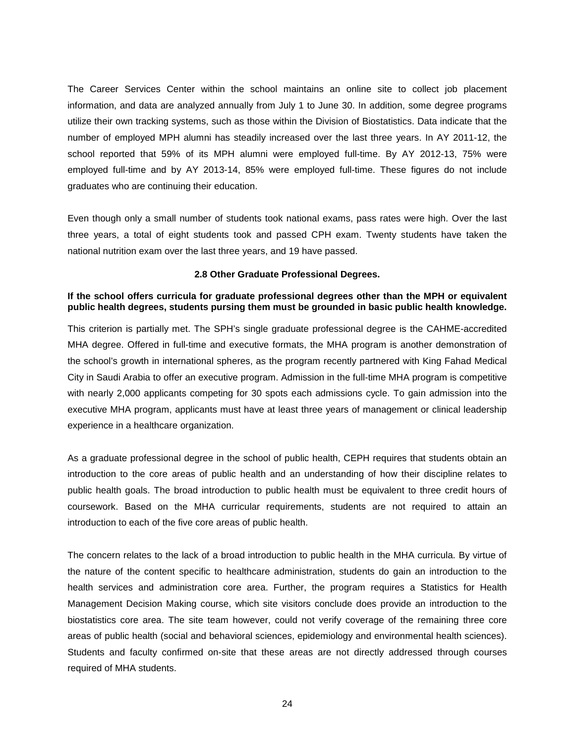The Career Services Center within the school maintains an online site to collect job placement information, and data are analyzed annually from July 1 to June 30. In addition, some degree programs utilize their own tracking systems, such as those within the Division of Biostatistics. Data indicate that the number of employed MPH alumni has steadily increased over the last three years. In AY 2011-12, the school reported that 59% of its MPH alumni were employed full-time. By AY 2012-13, 75% were employed full-time and by AY 2013-14, 85% were employed full-time. These figures do not include graduates who are continuing their education.

Even though only a small number of students took national exams, pass rates were high. Over the last three years, a total of eight students took and passed CPH exam. Twenty students have taken the national nutrition exam over the last three years, and 19 have passed.

### 2.8 Other Graduate Professional Degrees.

**If the school offers curricula for graduate professional degrees other than the MPH or equivalent public health degrees, students pursing them must be grounded in basic public health knowledge.**

This criterion is partially met. The SPH's single graduate professional degree is the CAHME-accredited MHA degree. Offered in full-time and executive formats, the MHA program is another demonstration of the school's growth in international spheres, as the program recently partnered with King Fahad Medical City in Saudi Arabia to offer an executive program. Admission in the full-time MHA program is competitive with nearly 2,000 applicants competing for 30 spots each admissions cycle. To gain admission into the executive MHA program, applicants must have at least three years of management or clinical leadership experience in a healthcare organization.

As a graduate professional degree in the school of public health, CEPH requires that students obtain an introduction to the core areas of public health and an understanding of how their discipline relates to public health goals. The broad introduction to public health must be equivalent to three credit hours of coursework. Based on the MHA curricular requirements, students are not required to attain an introduction to each of the five core areas of public health.

The concern relates to the lack of a broad introduction to public health in the MHA curricula. By virtue of the nature of the content specific to healthcare administration, students do gain an introduction to the health services and administration core area. Further, the program requires a Statistics for Health Management Decision Making course, which site visitors conclude does provide an introduction to the biostatistics core area. The site team however, could not verify coverage of the remaining three core areas of public health (social and behavioral sciences, epidemiology and environmental health sciences). Students and faculty confirmed on-site that these areas are not directly addressed through courses required of MHA students.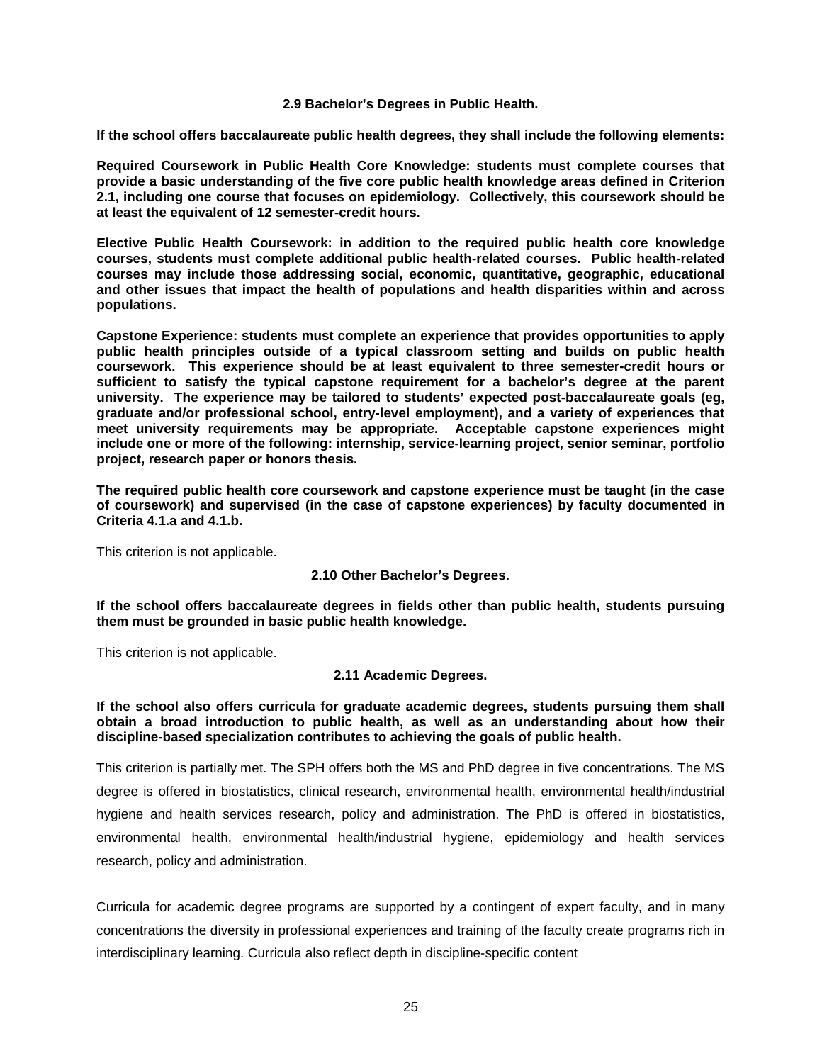### 2.9 Bachelor's Degrees in Public Health.

**If the school offers baccalaureate public health degrees, they shall include the following elements:**

**Required Coursework in Public Health Core Knowledge: students must complete courses that provide a basic understanding of the five core public health knowledge areas defined in Criterion 2.1, including one course that focuses on epidemiology. Collectively, this coursework should be at least the equivalent of 12 semester-credit hours.**

**Elective Public Health Coursework: in addition to the required public health core knowledge courses, students must complete additional public health-related courses. Public health-related courses may include those addressing social, economic, quantitative, geographic, educational and other issues that impact the health of populations and health disparities within and across populations.**

**Capstone Experience: students must complete an experience that provides opportunities to apply public health principles outside of a typical classroom setting and builds on public health coursework. This experience should be at least equivalent to three semester-credit hours or sufficient to satisfy the typical capstone requirement for a bachelor's degree at the parent university. The experience may be tailored to students' expected post-baccalaureate goals (eg, graduate and/or professional school, entry-level employment), and a variety of experiences that meet university requirements may be appropriate. Acceptable capstone experiences might include one or more of the following: internship, service-learning project, senior seminar, portfolio project, research paper or honors thesis.**

**The required public health core coursework and capstone experience must be taught (in the case of coursework) and supervised (in the case of capstone experiences) by faculty documented in Criteria 4.1.a and 4.1.b.**

This criterion is not applicable.

### 2.10 Other Bachelor's Degrees.

**If the school offers baccalaureate degrees in fields other than public health, students pursuing them must be grounded in basic public health knowledge.**

This criterion is not applicable.

### 2.11 Academic Degrees.

**If the school also offers curricula for graduate academic degrees, students pursuing them shall obtain a broad introduction to public health, as well as an understanding about how their discipline-based specialization contributes to achieving the goals of public health.**

This criterion is partially met. The SPH offers both the MS and PhD degree in five concentrations. The MS degree is offered in biostatistics, clinical research, environmental health, environmental health/industrial hygiene and health services research, policy and administration. The PhD is offered in biostatistics, environmental health, environmental health/industrial hygiene, epidemiology and health services research, policy and administration.

Curricula for academic degree programs are supported by a contingent of expert faculty, and in many concentrations the diversity in professional experiences and training of the faculty create programs rich in interdisciplinary learning. Curricula also reflect depth in discipline-specific content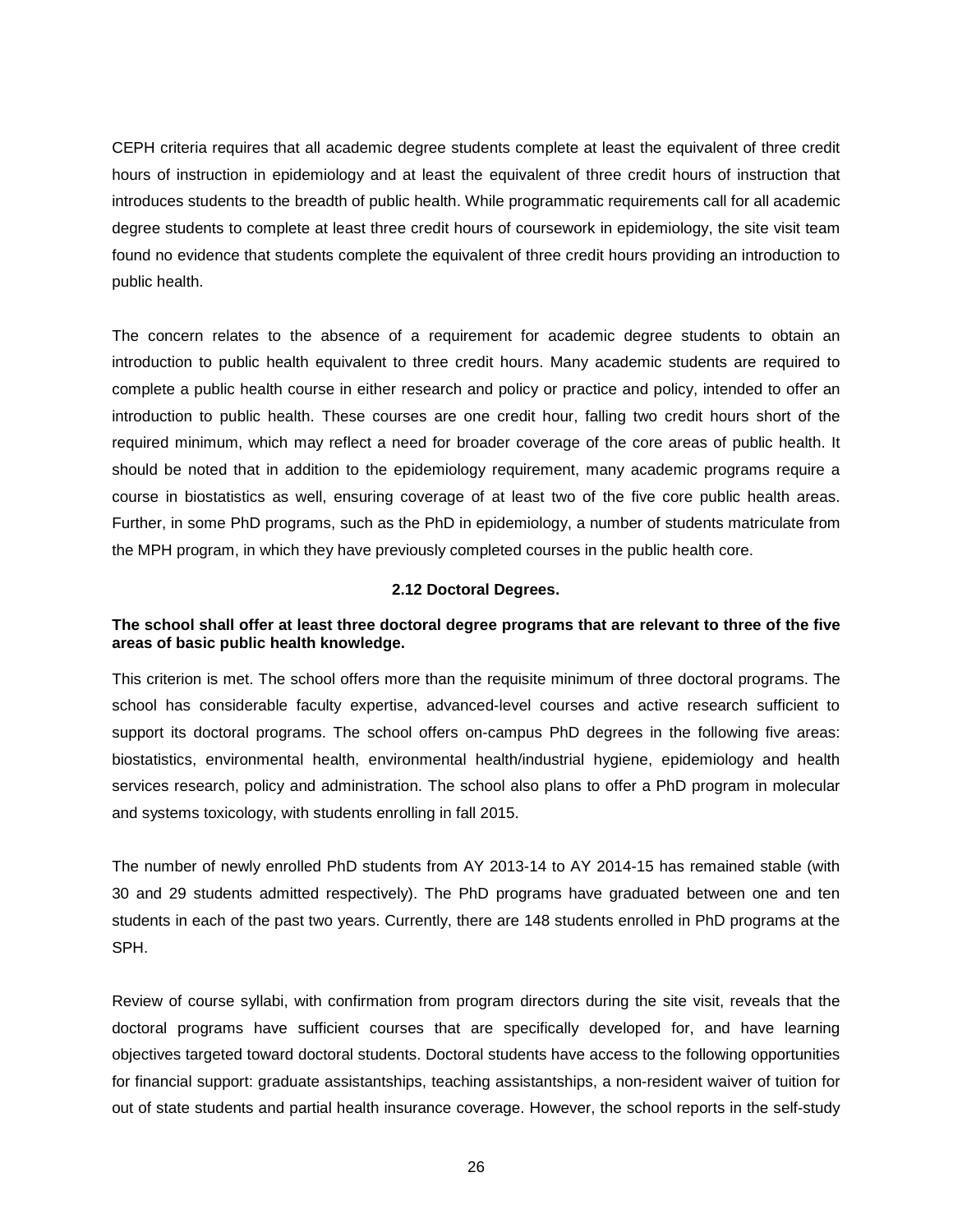CEPH criteria requires that all academic degree students complete at least the equivalent of three credit hours of instruction in epidemiology and at least the equivalent of three credit hours of instruction that introduces students to the breadth of public health. While programmatic requirements call for all academic degree students to complete at least three credit hours of coursework in epidemiology, the site visit team found no evidence that students complete the equivalent of three credit hours providing an introduction to public health.

The concern relates to the absence of a requirement for academic degree students to obtain an introduction to public health equivalent to three credit hours. Many academic students are required to complete a public health course in either research and policy or practice and policy, intended to offer an introduction to public health. These courses are one credit hour, falling two credit hours short of the required minimum, which may reflect a need for broader coverage of the core areas of public health. It should be noted that in addition to the epidemiology requirement, many academic programs require a course in biostatistics as well, ensuring coverage of at least two of the five core public health areas. Further, in some PhD programs, such as the PhD in epidemiology, a number of students matriculate from the MPH program, in which they have previously completed courses in the public health core.

### 2.12 Doctoral Degrees.

**The school shall offer at least three doctoral degree programs that are relevant to three of the five areas of basic public health knowledge.**

This criterion is met. The school offers more than the requisite minimum of three doctoral programs. The school has considerable faculty expertise, advanced-level courses and active research sufficient to support its doctoral programs. The school offers on-campus PhD degrees in the following five areas: biostatistics, environmental health, environmental health/industrial hygiene, epidemiology and health services research, policy and administration. The school also plans to offer a PhD program in molecular and systems toxicology, with students enrolling in fall 2015.

The number of newly enrolled PhD students from AY 2013-14 to AY 2014-15 has remained stable (with 30 and 29 students admitted respectively). The PhD programs have graduated between one and ten students in each of the past two years. Currently, there are 148 students enrolled in PhD programs at the SPH.

Review of course syllabi, with confirmation from program directors during the site visit, reveals that the doctoral programs have sufficient courses that are specifically developed for, and have learning objectives targeted toward doctoral students. Doctoral students have access to the following opportunities for financial support: graduate assistantships, teaching assistantships, a non-resident waiver of tuition for out of state students and partial health insurance coverage. However, the school reports in the self-study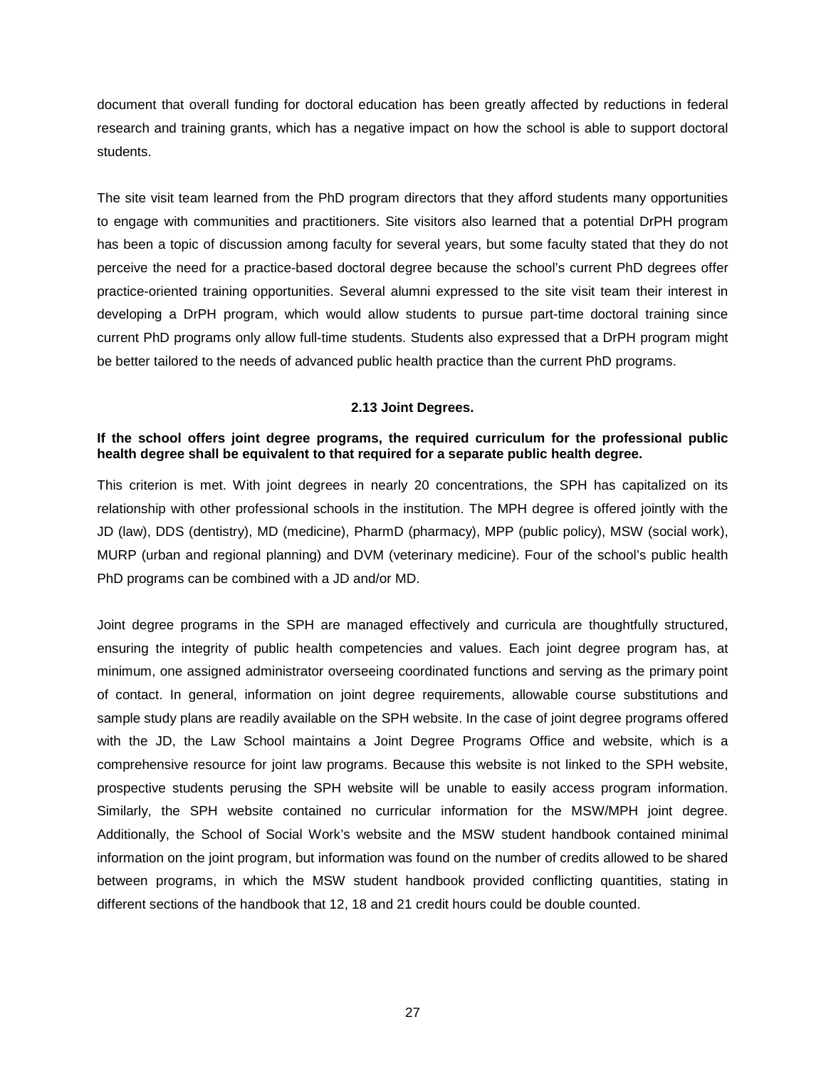document that overall funding for doctoral education has been greatly affected by reductions in federal research and training grants, which has a negative impact on how the school is able to support doctoral students.

The site visit team learned from the PhD program directors that they afford students many opportunities to engage with communities and practitioners. Site visitors also learned that a potential DrPH program has been a topic of discussion among faculty for several years, but some faculty stated that they do not perceive the need for a practice-based doctoral degree because the school's current PhD degrees offer practice-oriented training opportunities. Several alumni expressed to the site visit team their interest in developing a DrPH program, which would allow students to pursue part-time doctoral training since current PhD programs only allow full-time students. Students also expressed that a DrPH program might be better tailored to the needs of advanced public health practice than the current PhD programs.

### 2.13 Joint Degrees.

**If the school offers joint degree programs, the required curriculum for the professional public health degree shall be equivalent to that required for a separate public health degree.**

This criterion is met. With joint degrees in nearly 20 concentrations, the SPH has capitalized on its relationship with other professional schools in the institution. The MPH degree is offered jointly with the JD (law), DDS (dentistry), MD (medicine), PharmD (pharmacy), MPP (public policy), MSW (social work), MURP (urban and regional planning) and DVM (veterinary medicine). Four of the school's public health PhD programs can be combined with a JD and/or MD.

Joint degree programs in the SPH are managed effectively and curricula are thoughtfully structured, ensuring the integrity of public health competencies and values. Each joint degree program has, at minimum, one assigned administrator overseeing coordinated functions and serving as the primary point of contact. In general, information on joint degree requirements, allowable course substitutions and sample study plans are readily available on the SPH website. In the case of joint degree programs offered with the JD, the Law School maintains a Joint Degree Programs Office and website, which is a comprehensive resource for joint law programs. Because this website is not linked to the SPH website, prospective students perusing the SPH website will be unable to easily access program information. Similarly, the SPH website contained no curricular information for the MSW/MPH joint degree. Additionally, the School of Social Work's website and the MSW student handbook contained minimal information on the joint program, but information was found on the number of credits allowed to be shared between programs, in which the MSW student handbook provided conflicting quantities, stating in different sections of the handbook that 12, 18 and 21 credit hours could be double counted.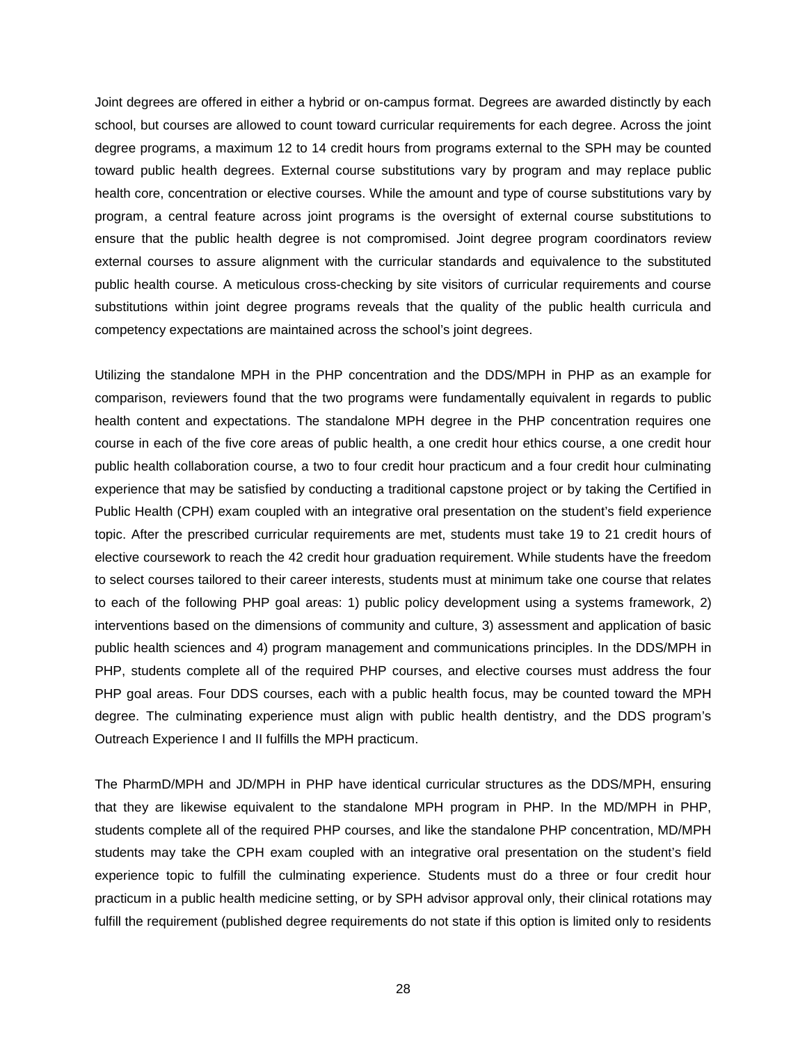Joint degrees are offered in either a hybrid or on-campus format. Degrees are awarded distinctly by each school, but courses are allowed to count toward curricular requirements for each degree. Across the joint degree programs, a maximum 12 to 14 credit hours from programs external to the SPH may be counted toward public health degrees. External course substitutions vary by program and may replace public health core, concentration or elective courses. While the amount and type of course substitutions vary by program, a central feature across joint programs is the oversight of external course substitutions to ensure that the public health degree is not compromised. Joint degree program coordinators review external courses to assure alignment with the curricular standards and equivalence to the substituted public health course. A meticulous cross-checking by site visitors of curricular requirements and course substitutions within joint degree programs reveals that the quality of the public health curricula and competency expectations are maintained across the school's joint degrees.

Utilizing the standalone MPH in the PHP concentration and the DDS/MPH in PHP as an example for comparison, reviewers found that the two programs were fundamentally equivalent in regards to public health content and expectations. The standalone MPH degree in the PHP concentration requires one course in each of the five core areas of public health, a one credit hour ethics course, a one credit hour public health collaboration course, a two to four credit hour practicum and a four credit hour culminating experience that may be satisfied by conducting a traditional capstone project or by taking the Certified in Public Health (CPH) exam coupled with an integrative oral presentation on the student's field experience topic. After the prescribed curricular requirements are met, students must take 19 to 21 credit hours of elective coursework to reach the 42 credit hour graduation requirement. While students have the freedom to select courses tailored to their career interests, students must at minimum take one course that relates to each of the following PHP goal areas: 1) public policy development using a systems framework, 2) interventions based on the dimensions of community and culture, 3) assessment and application of basic public health sciences and 4) program management and communications principles. In the DDS/MPH in PHP, students complete all of the required PHP courses, and elective courses must address the four PHP goal areas. Four DDS courses, each with a public health focus, may be counted toward the MPH degree. The culminating experience must align with public health dentistry, and the DDS program's Outreach Experience I and II fulfills the MPH practicum.

The PharmD/MPH and JD/MPH in PHP have identical curricular structures as the DDS/MPH, ensuring that they are likewise equivalent to the standalone MPH program in PHP. In the MD/MPH in PHP, students complete all of the required PHP courses, and like the standalone PHP concentration, MD/MPH students may take the CPH exam coupled with an integrative oral presentation on the student's field experience topic to fulfill the culminating experience. Students must do a three or four credit hour practicum in a public health medicine setting, or by SPH advisor approval only, their clinical rotations may fulfill the requirement (published degree requirements do not state if this option is limited only to residents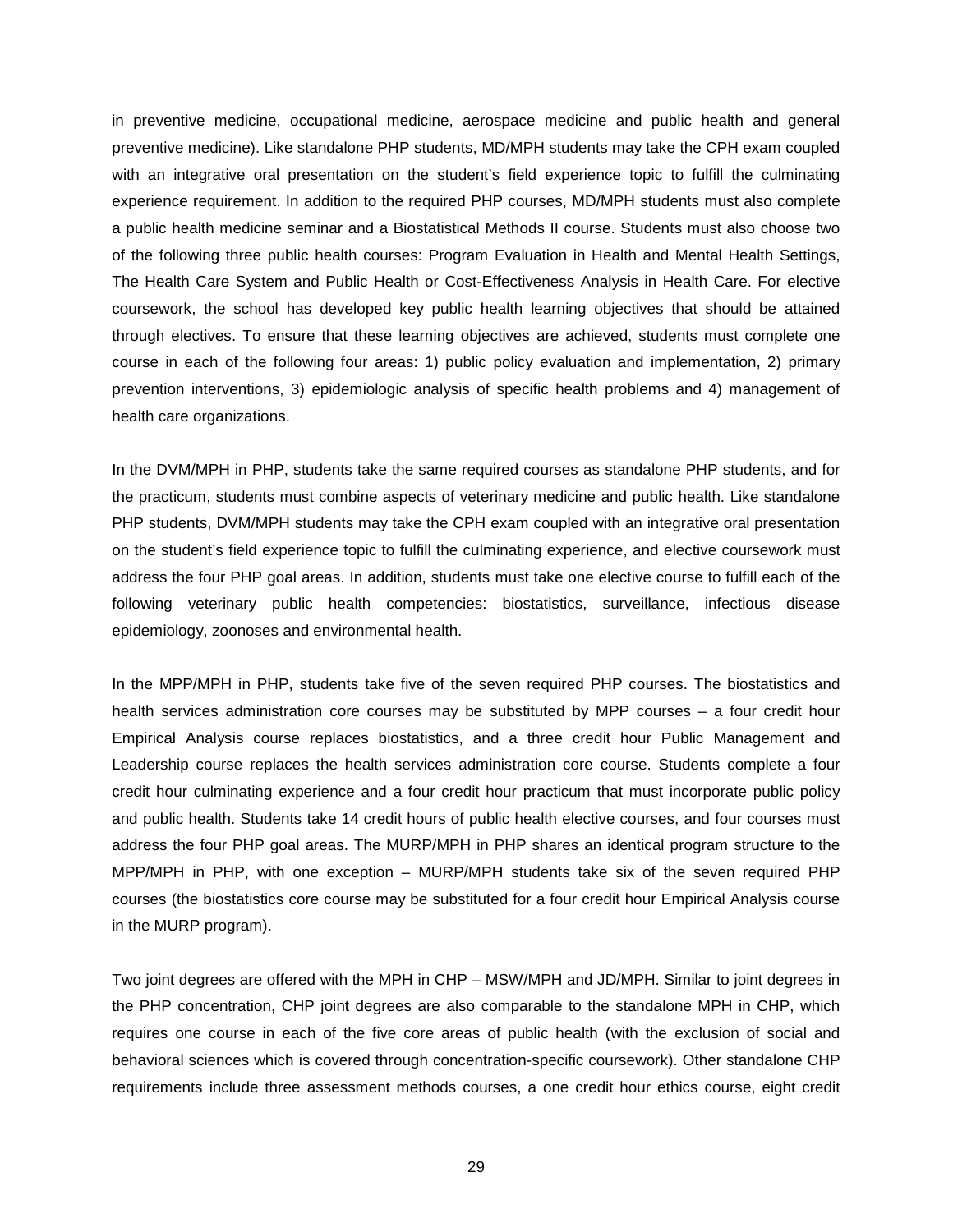in preventive medicine, occupational medicine, aerospace medicine and public health and general preventive medicine). Like standalone PHP students, MD/MPH students may take the CPH exam coupled with an integrative oral presentation on the student's field experience topic to fulfill the culminating experience requirement. In addition to the required PHP courses, MD/MPH students must also complete a public health medicine seminar and a Biostatistical Methods II course. Students must also choose two of the following three public health courses: Program Evaluation in Health and Mental Health Settings, The Health Care System and Public Health or Cost-Effectiveness Analysis in Health Care. For elective coursework, the school has developed key public health learning objectives that should be attained through electives. To ensure that these learning objectives are achieved, students must complete one course in each of the following four areas: 1) public policy evaluation and implementation, 2) primary prevention interventions, 3) epidemiologic analysis of specific health problems and 4) management of health care organizations.

In the DVM/MPH in PHP, students take the same required courses as standalone PHP students, and for the practicum, students must combine aspects of veterinary medicine and public health. Like standalone PHP students, DVM/MPH students may take the CPH exam coupled with an integrative oral presentation on the student's field experience topic to fulfill the culminating experience, and elective coursework must address the four PHP goal areas. In addition, students must take one elective course to fulfill each of the following veterinary public health competencies: biostatistics, surveillance, infectious disease epidemiology, zoonoses and environmental health.

In the MPP/MPH in PHP, students take five of the seven required PHP courses. The biostatistics and health services administration core courses may be substituted by MPP courses – a four credit hour Empirical Analysis course replaces biostatistics, and a three credit hour Public Management and Leadership course replaces the health services administration core course. Students complete a four credit hour culminating experience and a four credit hour practicum that must incorporate public policy and public health. Students take 14 credit hours of public health elective courses, and four courses must address the four PHP goal areas. The MURP/MPH in PHP shares an identical program structure to the MPP/MPH in PHP, with one exception – MURP/MPH students take six of the seven required PHP courses (the biostatistics core course may be substituted for a four credit hour Empirical Analysis course in the MURP program).

Two joint degrees are offered with the MPH in CHP – MSW/MPH and JD/MPH. Similar to joint degrees in the PHP concentration, CHP joint degrees are also comparable to the standalone MPH in CHP, which requires one course in each of the five core areas of public health (with the exclusion of social and behavioral sciences which is covered through concentration-specific coursework). Other standalone CHP requirements include three assessment methods courses, a one credit hour ethics course, eight credit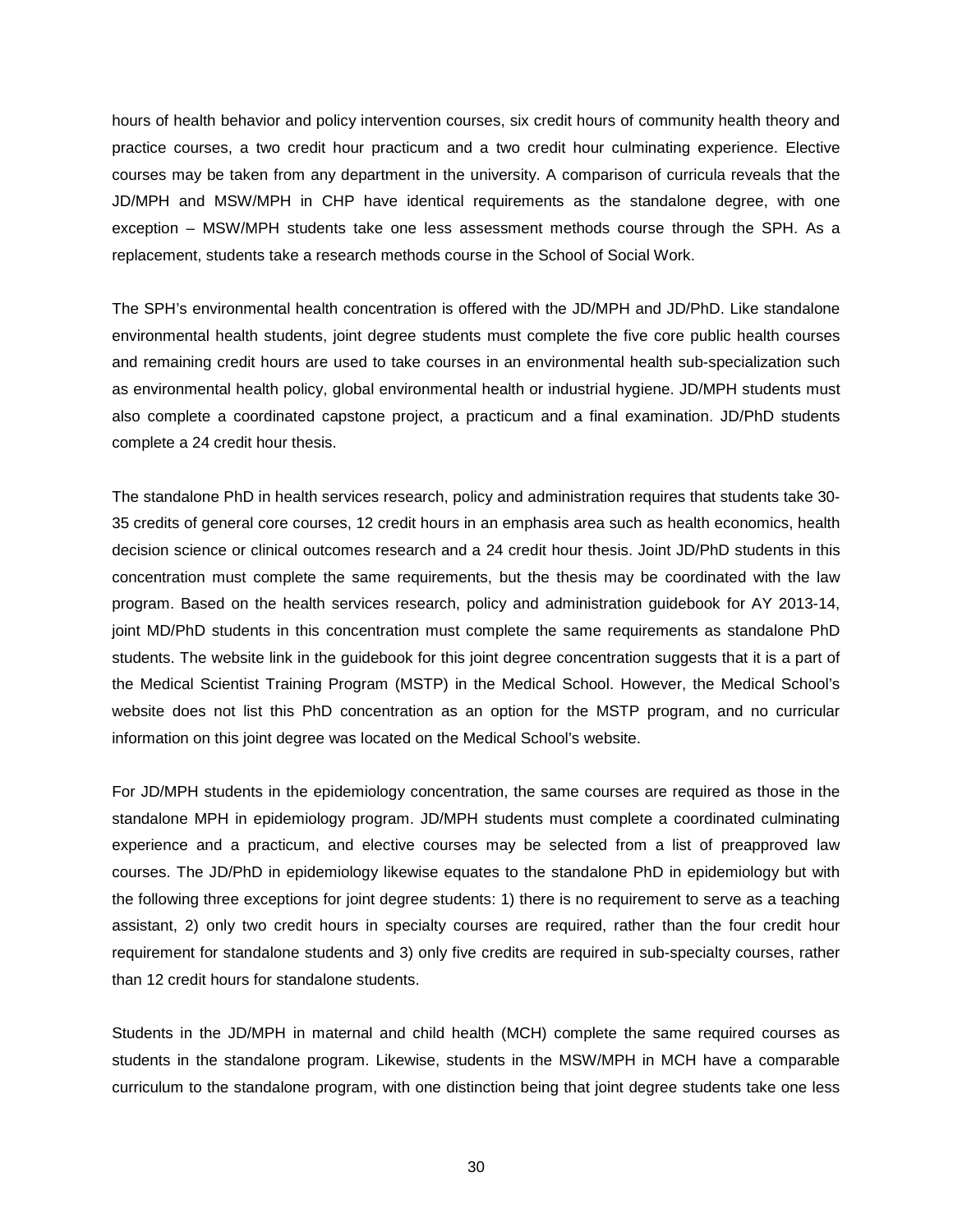hours of health behavior and policy intervention courses, six credit hours of community health theory and practice courses, a two credit hour practicum and a two credit hour culminating experience. Elective courses may be taken from any department in the university. A comparison of curricula reveals that the JD/MPH and MSW/MPH in CHP have identical requirements as the standalone degree, with one exception – MSW/MPH students take one less assessment methods course through the SPH. As a replacement, students take a research methods course in the School of Social Work.

The SPH's environmental health concentration is offered with the JD/MPH and JD/PhD. Like standalone environmental health students, joint degree students must complete the five core public health courses and remaining credit hours are used to take courses in an environmental health sub-specialization such as environmental health policy, global environmental health or industrial hygiene. JD/MPH students must also complete a coordinated capstone project, a practicum and a final examination. JD/PhD students complete a 24 credit hour thesis.

The standalone PhD in health services research, policy and administration requires that students take 30-35 credits of general core courses, 12 credit hours in an emphasis area such as health economics, health decision science or clinical outcomes research and a 24 credit hour thesis. Joint JD/PhD students in this concentration must complete the same requirements, but the thesis may be coordinated with the law program. Based on the health services research, policy and administration guidebook for AY 2013-14, joint MD/PhD students in this concentration must complete the same requirements as standalone PhD students. The website link in the guidebook for this joint degree concentration suggests that it is a part of the Medical Scientist Training Program (MSTP) in the Medical School. However, the Medical School's website does not list this PhD concentration as an option for the MSTP program, and no curricular information on this joint degree was located on the Medical School's website.

For JD/MPH students in the epidemiology concentration, the same courses are required as those in the standalone MPH in epidemiology program. JD/MPH students must complete a coordinated culminating experience and a practicum, and elective courses may be selected from a list of preapproved law courses. The JD/PhD in epidemiology likewise equates to the standalone PhD in epidemiology but with the following three exceptions for joint degree students: 1) there is no requirement to serve as a teaching assistant, 2) only two credit hours in specialty courses are required, rather than the four credit hour requirement for standalone students and 3) only five credits are required in sub-specialty courses, rather than 12 credit hours for standalone students.

Students in the JD/MPH in maternal and child health (MCH) complete the same required courses as students in the standalone program. Likewise, students in the MSW/MPH in MCH have a comparable curriculum to the standalone program, with one distinction being that joint degree students take one less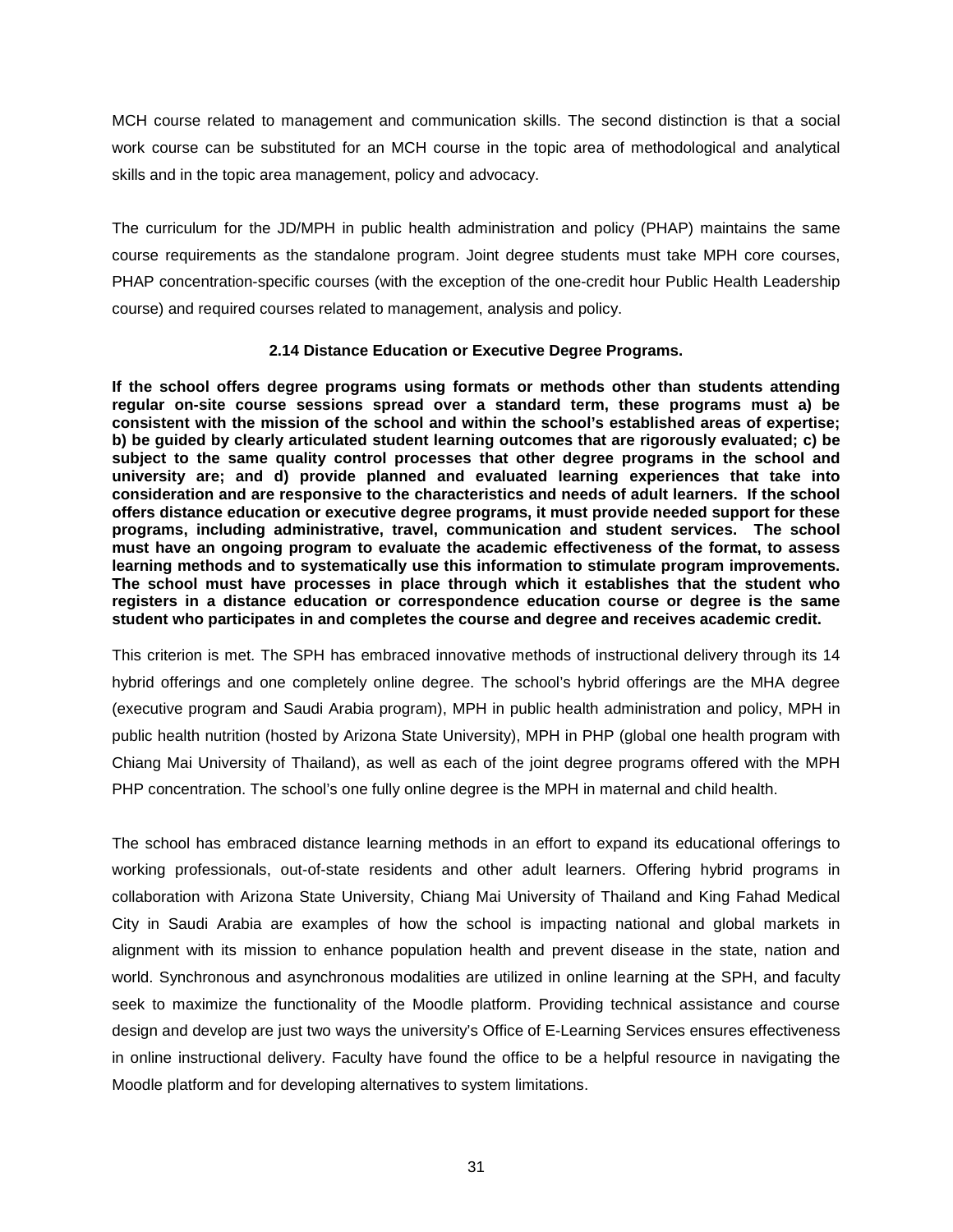MCH course related to management and communication skills. The second distinction is that a social work course can be substituted for an MCH course in the topic area of methodological and analytical skills and in the topic area management, policy and advocacy.

The curriculum for the JD/MPH in public health administration and policy (PHAP) maintains the same course requirements as the standalone program. Joint degree students must take MPH core courses, PHAP concentration-specific courses (with the exception of the one-credit hour Public Health Leadership course) and required courses related to management, analysis and policy.

### 2.14 Distance Education or Executive Degree Programs.

**If the school offers degree programs using formats or methods other than students attending regular on-site course sessions spread over a standard term, these programs must a) be consistent with the mission of the school and within the school's established areas of expertise; b) be guided by clearly articulated student learning outcomes that are rigorously evaluated; c) be subject to the same quality control processes that other degree programs in the school and university are; and d) provide planned and evaluated learning experiences that take into consideration and are responsive to the characteristics and needs of adult learners. If the school offers distance education or executive degree programs, it must provide needed support for these programs, including administrative, travel, communication and student services. The school must have an ongoing program to evaluate the academic effectiveness of the format, to assess learning methods and to systematically use this information to stimulate program improvements. The school must have processes in place through which it establishes that the student who registers in a distance education or correspondence education course or degree is the same student who participates in and completes the course and degree and receives academic credit.**

This criterion is met. The SPH has embraced innovative methods of instructional delivery through its 14 hybrid offerings and one completely online degree. The school's hybrid offerings are the MHA degree (executive program and Saudi Arabia program), MPH in public health administration and policy, MPH in public health nutrition (hosted by Arizona State University), MPH in PHP (global one health program with Chiang Mai University of Thailand), as well as each of the joint degree programs offered with the MPH PHP concentration. The school's one fully online degree is the MPH in maternal and child health.

The school has embraced distance learning methods in an effort to expand its educational offerings to working professionals, out-of-state residents and other adult learners. Offering hybrid programs in collaboration with Arizona State University, Chiang Mai University of Thailand and King Fahad Medical City in Saudi Arabia are examples of how the school is impacting national and global markets in alignment with its mission to enhance population health and prevent disease in the state, nation and world. Synchronous and asynchronous modalities are utilized in online learning at the SPH, and faculty seek to maximize the functionality of the Moodle platform. Providing technical assistance and course design and develop are just two ways the university's Office of E-Learning Services ensures effectiveness in online instructional delivery. Faculty have found the office to be a helpful resource in navigating the Moodle platform and for developing alternatives to system limitations.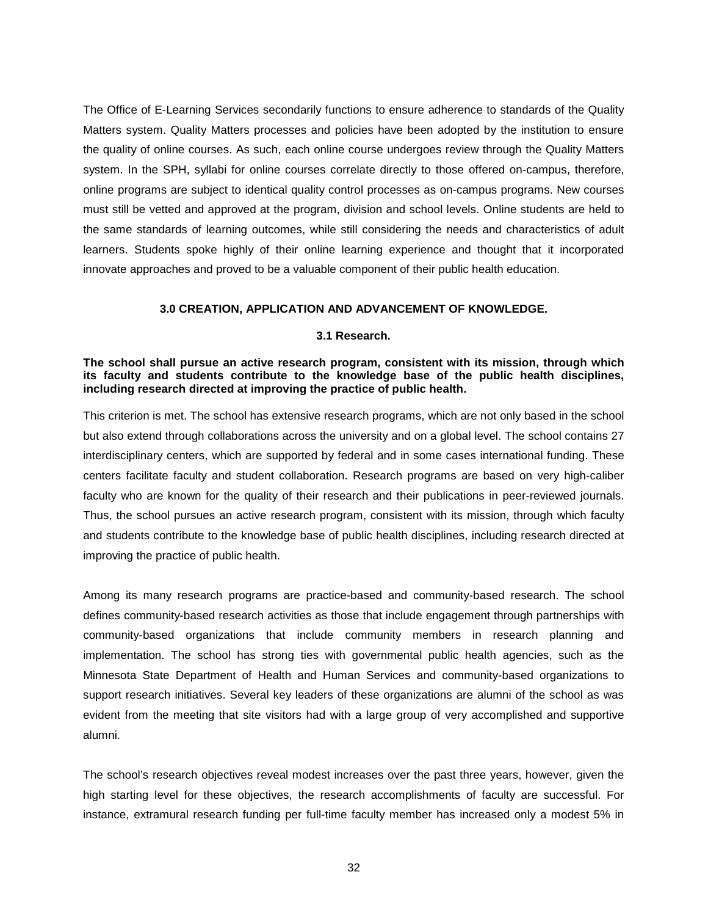The Office of E-Learning Services secondarily functions to ensure adherence to standards of the Quality Matters system. Quality Matters processes and policies have been adopted by the institution to ensure the quality of online courses. As such, each online course undergoes review through the Quality Matters system. In the SPH, syllabi for online courses correlate directly to those offered on-campus, therefore, online programs are subject to identical quality control processes as on-campus programs. New courses must still be vetted and approved at the program, division and school levels. Online students are held to the same standards of learning outcomes, while still considering the needs and characteristics of adult learners. Students spoke highly of their online learning experience and thought that it incorporated innovate approaches and proved to be a valuable component of their public health education.

## 3.0 CREATION, APPLICATION AND ADVANCEMENT OF KNOWLEDGE.

### 3.1 Research.

**The school shall pursue an active research program, consistent with its mission, through which its faculty and students contribute to the knowledge base of the public health disciplines, including research directed at improving the practice of public health.**

This criterion is met. The school has extensive research programs, which are not only based in the school but also extend through collaborations across the university and on a global level. The school contains 27 interdisciplinary centers, which are supported by federal and in some cases international funding. These centers facilitate faculty and student collaboration. Research programs are based on very high-caliber faculty who are known for the quality of their research and their publications in peer-reviewed journals. Thus, the school pursues an active research program, consistent with its mission, through which faculty and students contribute to the knowledge base of public health disciplines, including research directed at improving the practice of public health.

Among its many research programs are practice-based and community-based research. The school defines community-based research activities as those that include engagement through partnerships with community-based organizations that include community members in research planning and implementation. The school has strong ties with governmental public health agencies, such as the Minnesota State Department of Health and Human Services and community-based organizations to support research initiatives. Several key leaders of these organizations are alumni of the school as was evident from the meeting that site visitors had with a large group of very accomplished and supportive alumni.

The school's research objectives reveal modest increases over the past three years, however, given the high starting level for these objectives, the research accomplishments of faculty are successful. For instance, extramural research funding per full-time faculty member has increased only a modest 5% in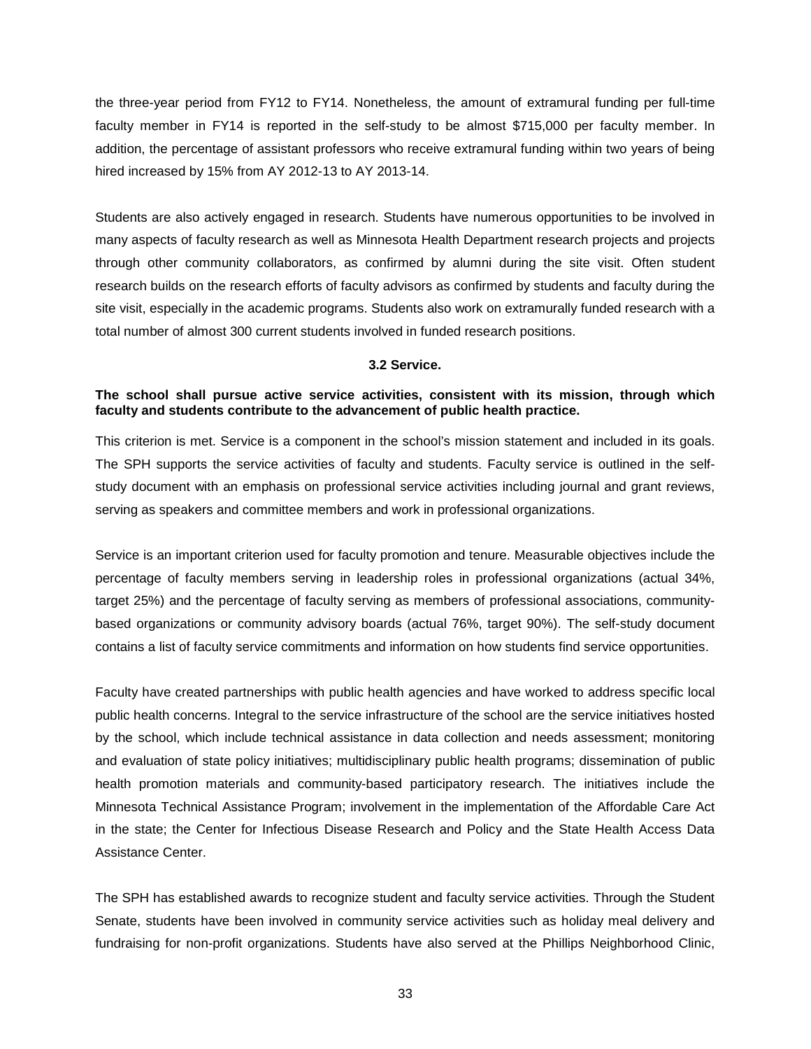the three-year period from FY12 to FY14. Nonetheless, the amount of extramural funding per full-time faculty member in FY14 is reported in the self-study to be almost $715,000 per faculty member. In addition, the percentage of assistant professors who receive extramural funding within two years of being hired increased by 15% from AY 2012-13 to AY 2013-14.

Students are also actively engaged in research. Students have numerous opportunities to be involved in many aspects of faculty research as well as Minnesota Health Department research projects and projects through other community collaborators, as confirmed by alumni during the site visit. Often student research builds on the research efforts of faculty advisors as confirmed by students and faculty during the site visit, especially in the academic programs. Students also work on extramurally funded research with a total number of almost 300 current students involved in funded research positions.

### 3.2 Service.

**The school shall pursue active service activities, consistent with its mission, through which faculty and students contribute to the advancement of public health practice.**

This criterion is met. Service is a component in the school's mission statement and included in its goals. The SPH supports the service activities of faculty and students. Faculty service is outlined in the self-study document with an emphasis on professional service activities including journal and grant reviews, serving as speakers and committee members and work in professional organizations.

Service is an important criterion used for faculty promotion and tenure. Measurable objectives include the percentage of faculty members serving in leadership roles in professional organizations (actual 34%, target 25%) and the percentage of faculty serving as members of professional associations, community-based organizations or community advisory boards (actual 76%, target 90%). The self-study document contains a list of faculty service commitments and information on how students find service opportunities.

Faculty have created partnerships with public health agencies and have worked to address specific local public health concerns. Integral to the service infrastructure of the school are the service initiatives hosted by the school, which include technical assistance in data collection and needs assessment; monitoring and evaluation of state policy initiatives; multidisciplinary public health programs; dissemination of public health promotion materials and community-based participatory research. The initiatives include the Minnesota Technical Assistance Program; involvement in the implementation of the Affordable Care Act in the state; the Center for Infectious Disease Research and Policy and the State Health Access Data Assistance Center.

The SPH has established awards to recognize student and faculty service activities. Through the Student Senate, students have been involved in community service activities such as holiday meal delivery and fundraising for non-profit organizations. Students have also served at the Phillips Neighborhood Clinic,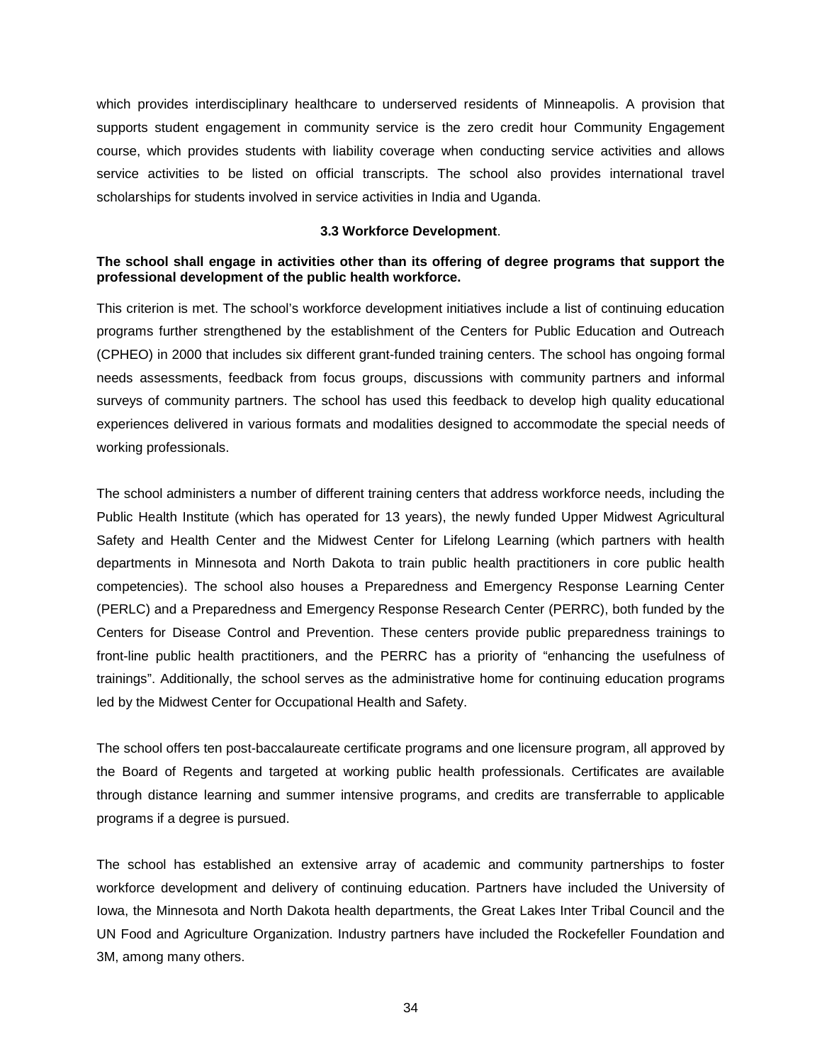which provides interdisciplinary healthcare to underserved residents of Minneapolis. A provision that supports student engagement in community service is the zero credit hour Community Engagement course, which provides students with liability coverage when conducting service activities and allows service activities to be listed on official transcripts. The school also provides international travel scholarships for students involved in service activities in India and Uganda.

### 3.3 Workforce Development.

**The school shall engage in activities other than its offering of degree programs that support the professional development of the public health workforce.**

This criterion is met. The school's workforce development initiatives include a list of continuing education programs further strengthened by the establishment of the Centers for Public Education and Outreach (CPHEO) in 2000 that includes six different grant-funded training centers. The school has ongoing formal needs assessments, feedback from focus groups, discussions with community partners and informal surveys of community partners. The school has used this feedback to develop high quality educational experiences delivered in various formats and modalities designed to accommodate the special needs of working professionals.

The school administers a number of different training centers that address workforce needs, including the Public Health Institute (which has operated for 13 years), the newly funded Upper Midwest Agricultural Safety and Health Center and the Midwest Center for Lifelong Learning (which partners with health departments in Minnesota and North Dakota to train public health practitioners in core public health competencies). The school also houses a Preparedness and Emergency Response Learning Center (PERLC) and a Preparedness and Emergency Response Research Center (PERRC), both funded by the Centers for Disease Control and Prevention. These centers provide public preparedness trainings to front-line public health practitioners, and the PERRC has a priority of "enhancing the usefulness of trainings". Additionally, the school serves as the administrative home for continuing education programs led by the Midwest Center for Occupational Health and Safety.

The school offers ten post-baccalaureate certificate programs and one licensure program, all approved by the Board of Regents and targeted at working public health professionals. Certificates are available through distance learning and summer intensive programs, and credits are transferrable to applicable programs if a degree is pursued.

The school has established an extensive array of academic and community partnerships to foster workforce development and delivery of continuing education. Partners have included the University of Iowa, the Minnesota and North Dakota health departments, the Great Lakes Inter Tribal Council and the UN Food and Agriculture Organization. Industry partners have included the Rockefeller Foundation and 3M, among many others.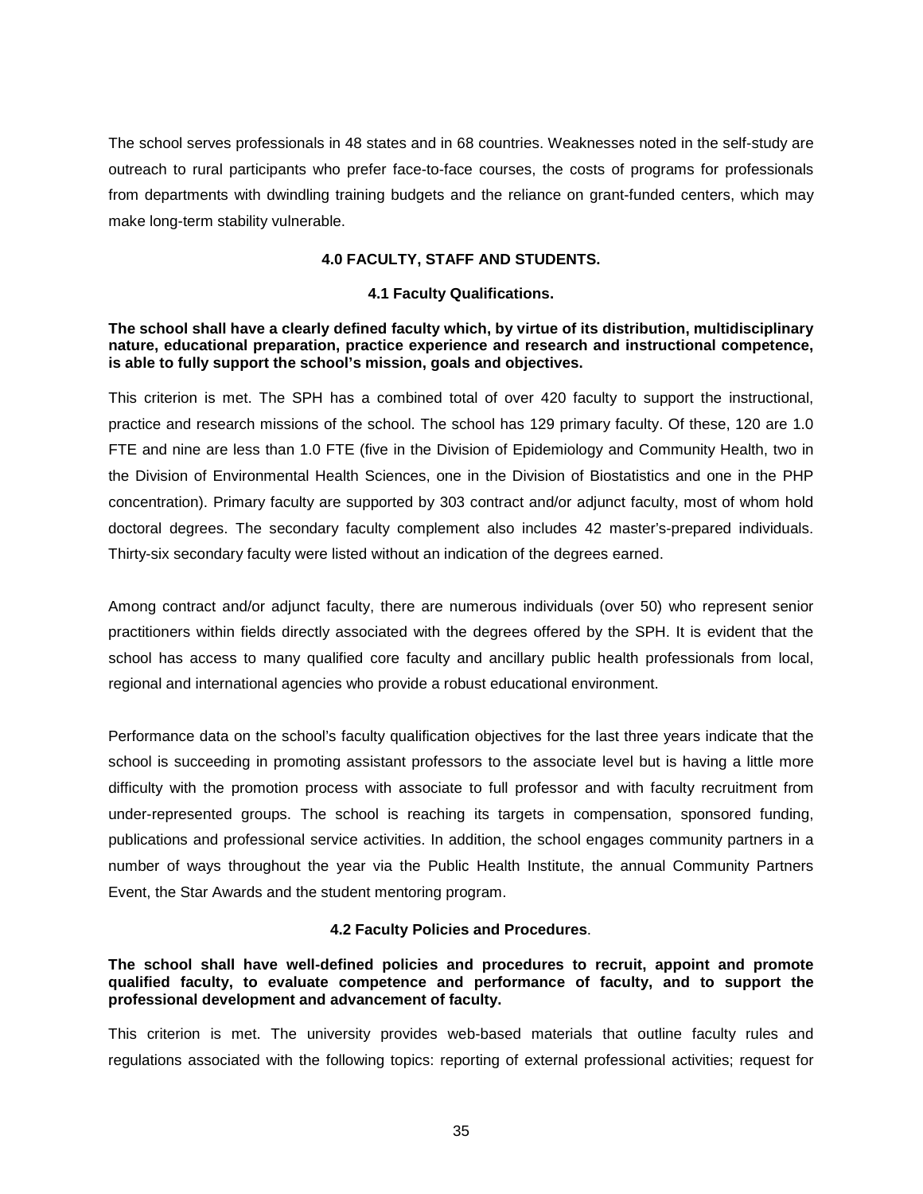The school serves professionals in 48 states and in 68 countries. Weaknesses noted in the self-study are outreach to rural participants who prefer face-to-face courses, the costs of programs for professionals from departments with dwindling training budgets and the reliance on grant-funded centers, which may make long-term stability vulnerable.

## 4.0 FACULTY, STAFF AND STUDENTS.

### 4.1 Faculty Qualifications.

**The school shall have a clearly defined faculty which, by virtue of its distribution, multidisciplinary nature, educational preparation, practice experience and research and instructional competence, is able to fully support the school's mission, goals and objectives.**

This criterion is met. The SPH has a combined total of over 420 faculty to support the instructional, practice and research missions of the school. The school has 129 primary faculty. Of these, 120 are 1.0 FTE and nine are less than 1.0 FTE (five in the Division of Epidemiology and Community Health, two in the Division of Environmental Health Sciences, one in the Division of Biostatistics and one in the PHP concentration). Primary faculty are supported by 303 contract and/or adjunct faculty, most of whom hold doctoral degrees. The secondary faculty complement also includes 42 master's-prepared individuals. Thirty-six secondary faculty were listed without an indication of the degrees earned.

Among contract and/or adjunct faculty, there are numerous individuals (over 50) who represent senior practitioners within fields directly associated with the degrees offered by the SPH. It is evident that the school has access to many qualified core faculty and ancillary public health professionals from local, regional and international agencies who provide a robust educational environment.

Performance data on the school's faculty qualification objectives for the last three years indicate that the school is succeeding in promoting assistant professors to the associate level but is having a little more difficulty with the promotion process with associate to full professor and with faculty recruitment from under-represented groups. The school is reaching its targets in compensation, sponsored funding, publications and professional service activities. In addition, the school engages community partners in a number of ways throughout the year via the Public Health Institute, the annual Community Partners Event, the Star Awards and the student mentoring program.

### 4.2 Faculty Policies and Procedures.

**The school shall have well-defined policies and procedures to recruit, appoint and promote qualified faculty, to evaluate competence and performance of faculty, and to support the professional development and advancement of faculty.**

This criterion is met. The university provides web-based materials that outline faculty rules and regulations associated with the following topics: reporting of external professional activities; request for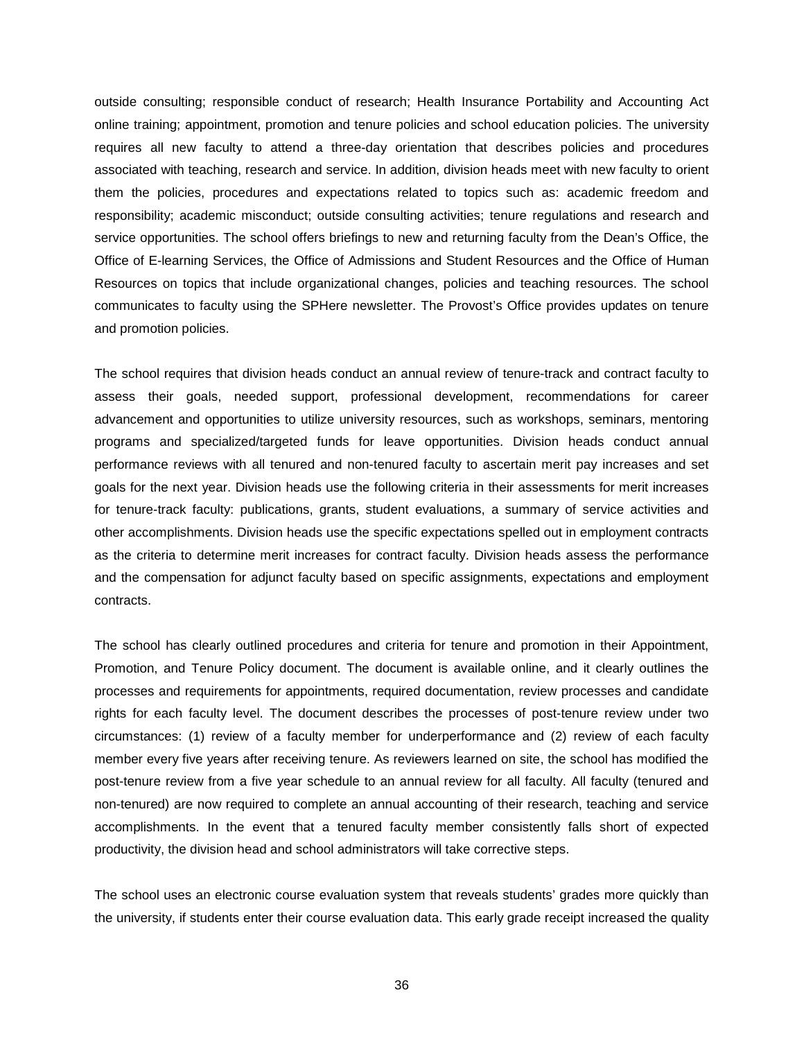outside consulting; responsible conduct of research; Health Insurance Portability and Accounting Act online training; appointment, promotion and tenure policies and school education policies. The university requires all new faculty to attend a three-day orientation that describes policies and procedures associated with teaching, research and service. In addition, division heads meet with new faculty to orient them the policies, procedures and expectations related to topics such as: academic freedom and responsibility; academic misconduct; outside consulting activities; tenure regulations and research and service opportunities. The school offers briefings to new and returning faculty from the Dean's Office, the Office of E-learning Services, the Office of Admissions and Student Resources and the Office of Human Resources on topics that include organizational changes, policies and teaching resources. The school communicates to faculty using the SPHere newsletter. The Provost's Office provides updates on tenure and promotion policies.

The school requires that division heads conduct an annual review of tenure-track and contract faculty to assess their goals, needed support, professional development, recommendations for career advancement and opportunities to utilize university resources, such as workshops, seminars, mentoring programs and specialized/targeted funds for leave opportunities. Division heads conduct annual performance reviews with all tenured and non-tenured faculty to ascertain merit pay increases and set goals for the next year. Division heads use the following criteria in their assessments for merit increases for tenure-track faculty: publications, grants, student evaluations, a summary of service activities and other accomplishments. Division heads use the specific expectations spelled out in employment contracts as the criteria to determine merit increases for contract faculty. Division heads assess the performance and the compensation for adjunct faculty based on specific assignments, expectations and employment contracts.

The school has clearly outlined procedures and criteria for tenure and promotion in their Appointment, Promotion, and Tenure Policy document. The document is available online, and it clearly outlines the processes and requirements for appointments, required documentation, review processes and candidate rights for each faculty level. The document describes the processes of post-tenure review under two circumstances: (1) review of a faculty member for underperformance and (2) review of each faculty member every five years after receiving tenure. As reviewers learned on site, the school has modified the post-tenure review from a five year schedule to an annual review for all faculty. All faculty (tenured and non-tenured) are now required to complete an annual accounting of their research, teaching and service accomplishments. In the event that a tenured faculty member consistently falls short of expected productivity, the division head and school administrators will take corrective steps.

The school uses an electronic course evaluation system that reveals students' grades more quickly than the university, if students enter their course evaluation data. This early grade receipt increased the quality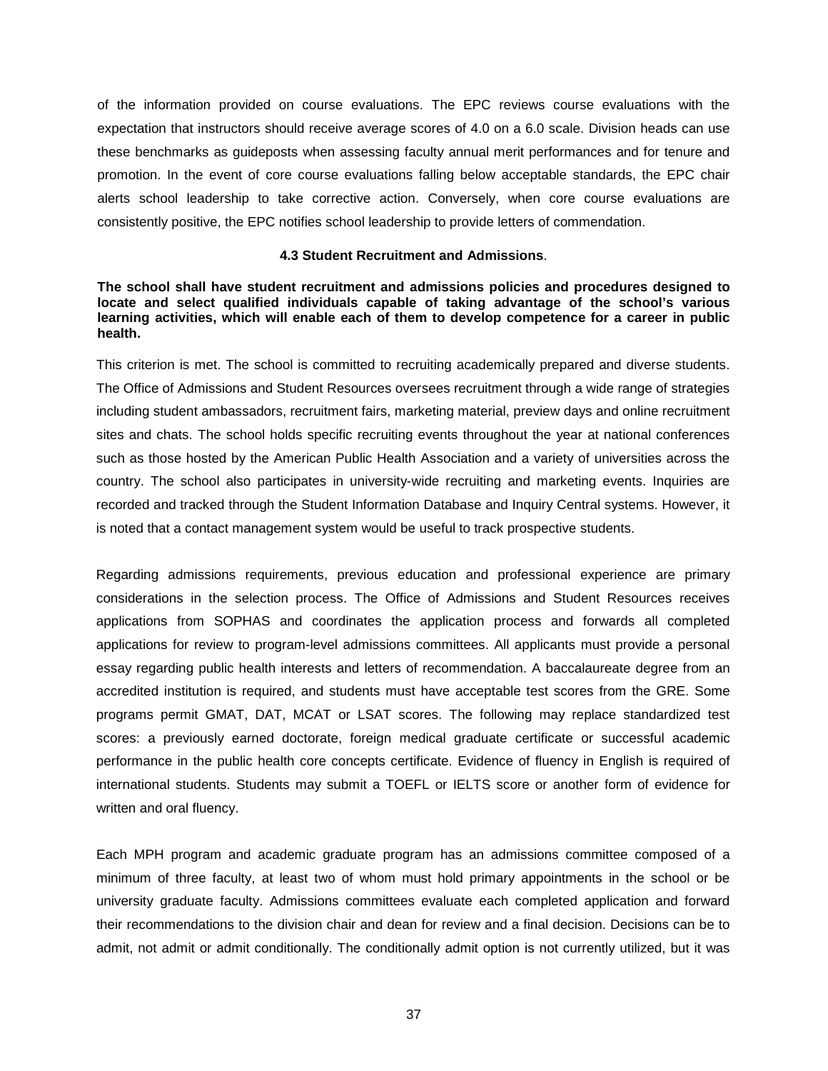of the information provided on course evaluations. The EPC reviews course evaluations with the expectation that instructors should receive average scores of 4.0 on a 6.0 scale. Division heads can use these benchmarks as guideposts when assessing faculty annual merit performances and for tenure and promotion. In the event of core course evaluations falling below acceptable standards, the EPC chair alerts school leadership to take corrective action. Conversely, when core course evaluations are consistently positive, the EPC notifies school leadership to provide letters of commendation.

### 4.3 Student Recruitment and Admissions.

**The school shall have student recruitment and admissions policies and procedures designed to locate and select qualified individuals capable of taking advantage of the school's various learning activities, which will enable each of them to develop competence for a career in public health.**

This criterion is met. The school is committed to recruiting academically prepared and diverse students. The Office of Admissions and Student Resources oversees recruitment through a wide range of strategies including student ambassadors, recruitment fairs, marketing material, preview days and online recruitment sites and chats. The school holds specific recruiting events throughout the year at national conferences such as those hosted by the American Public Health Association and a variety of universities across the country. The school also participates in university-wide recruiting and marketing events. Inquiries are recorded and tracked through the Student Information Database and Inquiry Central systems. However, it is noted that a contact management system would be useful to track prospective students.

Regarding admissions requirements, previous education and professional experience are primary considerations in the selection process. The Office of Admissions and Student Resources receives applications from SOPHAS and coordinates the application process and forwards all completed applications for review to program-level admissions committees. All applicants must provide a personal essay regarding public health interests and letters of recommendation. A baccalaureate degree from an accredited institution is required, and students must have acceptable test scores from the GRE. Some programs permit GMAT, DAT, MCAT or LSAT scores. The following may replace standardized test scores: a previously earned doctorate, foreign medical graduate certificate or successful academic performance in the public health core concepts certificate. Evidence of fluency in English is required of international students. Students may submit a TOEFL or IELTS score or another form of evidence for written and oral fluency.

Each MPH program and academic graduate program has an admissions committee composed of a minimum of three faculty, at least two of whom must hold primary appointments in the school or be university graduate faculty. Admissions committees evaluate each completed application and forward their recommendations to the division chair and dean for review and a final decision. Decisions can be to admit, not admit or admit conditionally. The conditionally admit option is not currently utilized, but it was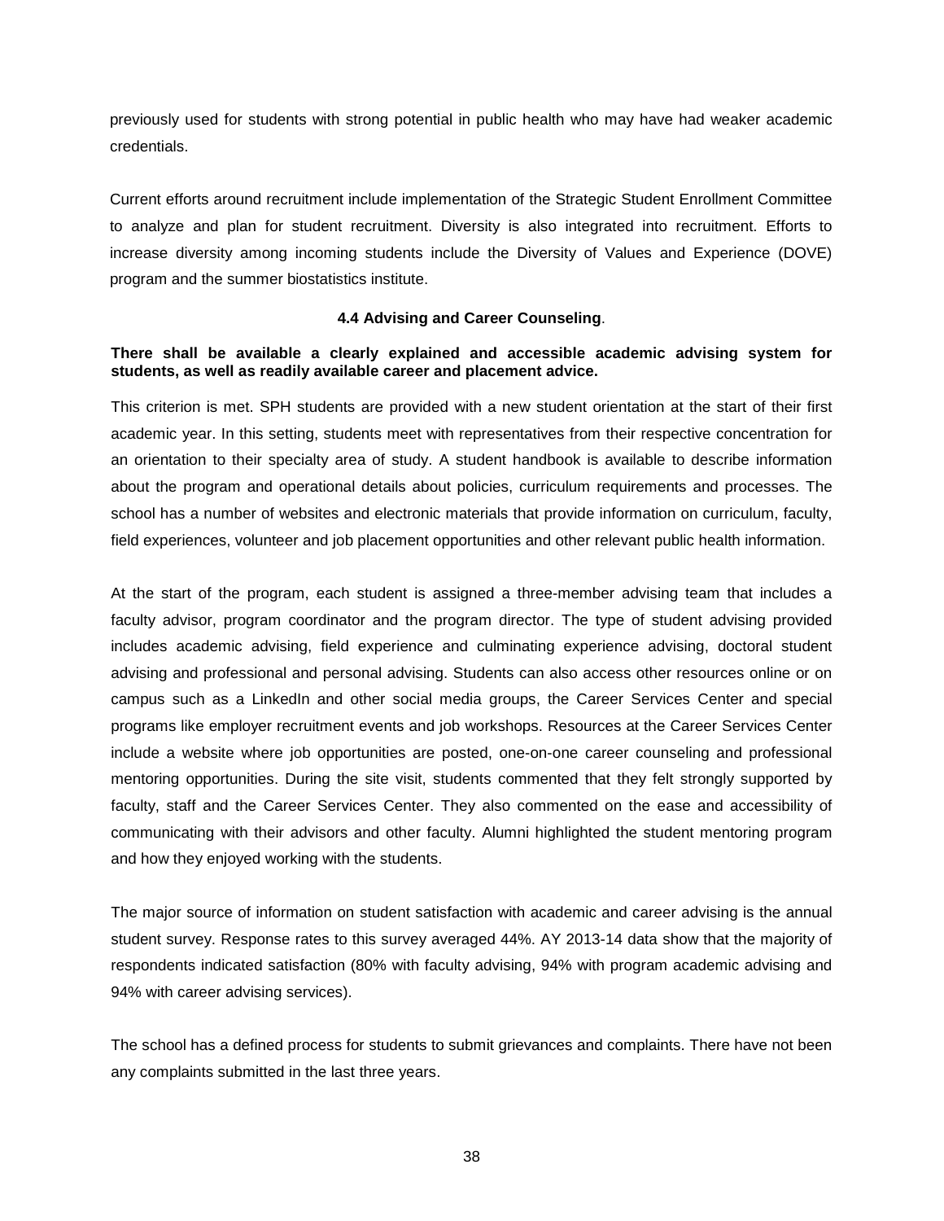previously used for students with strong potential in public health who may have had weaker academic credentials.

Current efforts around recruitment include implementation of the Strategic Student Enrollment Committee to analyze and plan for student recruitment. Diversity is also integrated into recruitment. Efforts to increase diversity among incoming students include the Diversity of Values and Experience (DOVE) program and the summer biostatistics institute.

### 4.4 Advising and Career Counseling.

**There shall be available a clearly explained and accessible academic advising system for students, as well as readily available career and placement advice.**

This criterion is met. SPH students are provided with a new student orientation at the start of their first academic year. In this setting, students meet with representatives from their respective concentration for an orientation to their specialty area of study. A student handbook is available to describe information about the program and operational details about policies, curriculum requirements and processes. The school has a number of websites and electronic materials that provide information on curriculum, faculty, field experiences, volunteer and job placement opportunities and other relevant public health information.

At the start of the program, each student is assigned a three-member advising team that includes a faculty advisor, program coordinator and the program director. The type of student advising provided includes academic advising, field experience and culminating experience advising, doctoral student advising and professional and personal advising. Students can also access other resources online or on campus such as a LinkedIn and other social media groups, the Career Services Center and special programs like employer recruitment events and job workshops. Resources at the Career Services Center include a website where job opportunities are posted, one-on-one career counseling and professional mentoring opportunities. During the site visit, students commented that they felt strongly supported by faculty, staff and the Career Services Center. They also commented on the ease and accessibility of communicating with their advisors and other faculty. Alumni highlighted the student mentoring program and how they enjoyed working with the students.

The major source of information on student satisfaction with academic and career advising is the annual student survey. Response rates to this survey averaged 44%. AY 2013-14 data show that the majority of respondents indicated satisfaction (80% with faculty advising, 94% with program academic advising and 94% with career advising services).

The school has a defined process for students to submit grievances and complaints. There have not been any complaints submitted in the last three years.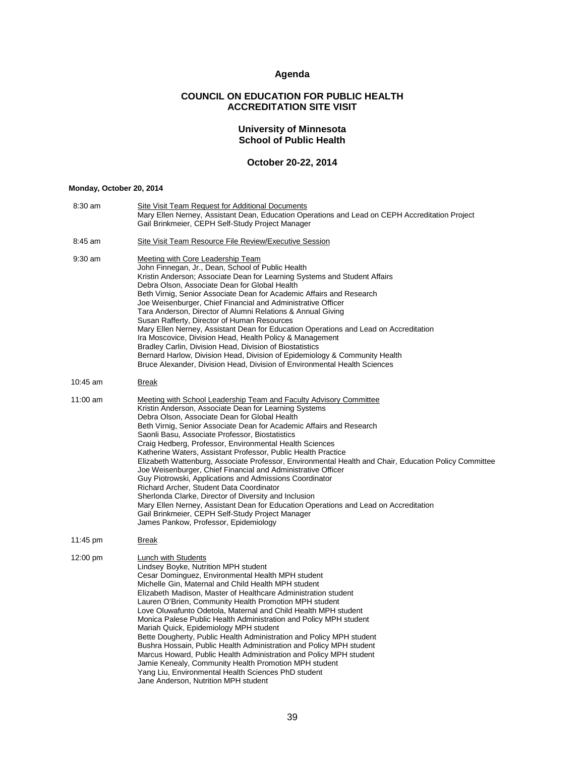## Agenda

### COUNCIL ON EDUCATION FOR PUBLIC HEALTH ACCREDITATION SITE VISIT

### University of Minnesota School of Public Health

### October 20-22, 2014

**Monday, October 20, 2014**

8:30 am — Site Visit Team Request for Additional Documents
Mary Ellen Nerney, Assistant Dean, Education Operations and Lead on CEPH Accreditation Project
Gail Brinkmeier, CEPH Self-Study Project Manager

8:45 am — Site Visit Team Resource File Review/Executive Session

9:30 am — Meeting with Core Leadership Team
John Finnegan, Jr., Dean, School of Public Health
Kristin Anderson; Associate Dean for Learning Systems and Student Affairs
Debra Olson, Associate Dean for Global Health
Beth Virnig, Senior Associate Dean for Academic Affairs and Research
Joe Weisenburger, Chief Financial and Administrative Officer
Tara Anderson, Director of Alumni Relations & Annual Giving
Susan Rafferty, Director of Human Resources
Mary Ellen Nerney, Assistant Dean for Education Operations and Lead on Accreditation
Ira Moscovice, Division Head, Health Policy & Management
Bradley Carlin, Division Head, Division of Biostatistics
Bernard Harlow, Division Head, Division of Epidemiology & Community Health
Bruce Alexander, Division Head, Division of Environmental Health Sciences

10:45 am — Break

11:00 am — Meeting with School Leadership Team and Faculty Advisory Committee
Kristin Anderson, Associate Dean for Learning Systems
Debra Olson, Associate Dean for Global Health
Beth Virnig, Senior Associate Dean for Academic Affairs and Research
Saonli Basu, Associate Professor, Biostatistics
Craig Hedberg, Professor, Environmental Health Sciences
Katherine Waters, Assistant Professor, Public Health Practice
Elizabeth Wattenburg, Associate Professor, Environmental Health and Chair, Education Policy Committee
Joe Weisenburger, Chief Financial and Administrative Officer
Guy Piotrowski, Applications and Admissions Coordinator
Richard Archer, Student Data Coordinator
Sherlonda Clarke, Director of Diversity and Inclusion
Mary Ellen Nerney, Assistant Dean for Education Operations and Lead on Accreditation
Gail Brinkmeier, CEPH Self-Study Project Manager
James Pankow, Professor, Epidemiology

11:45 pm — Break

12:00 pm — Lunch with Students
Lindsey Boyke, Nutrition MPH student
Cesar Dominguez, Environmental Health MPH student
Michelle Gin, Maternal and Child Health MPH student
Elizabeth Madison, Master of Healthcare Administration student
Lauren O'Brien, Community Health Promotion MPH student
Love Oluwafunto Odetola, Maternal and Child Health MPH student
Monica Palese Public Health Administration and Policy MPH student
Mariah Quick, Epidemiology MPH student
Bette Dougherty, Public Health Administration and Policy MPH student
Bushra Hossain, Public Health Administration and Policy MPH student
Marcus Howard, Public Health Administration and Policy MPH student
Jamie Kenealy, Community Health Promotion MPH student
Yang Liu, Environmental Health Sciences PhD student
Jane Anderson, Nutrition MPH student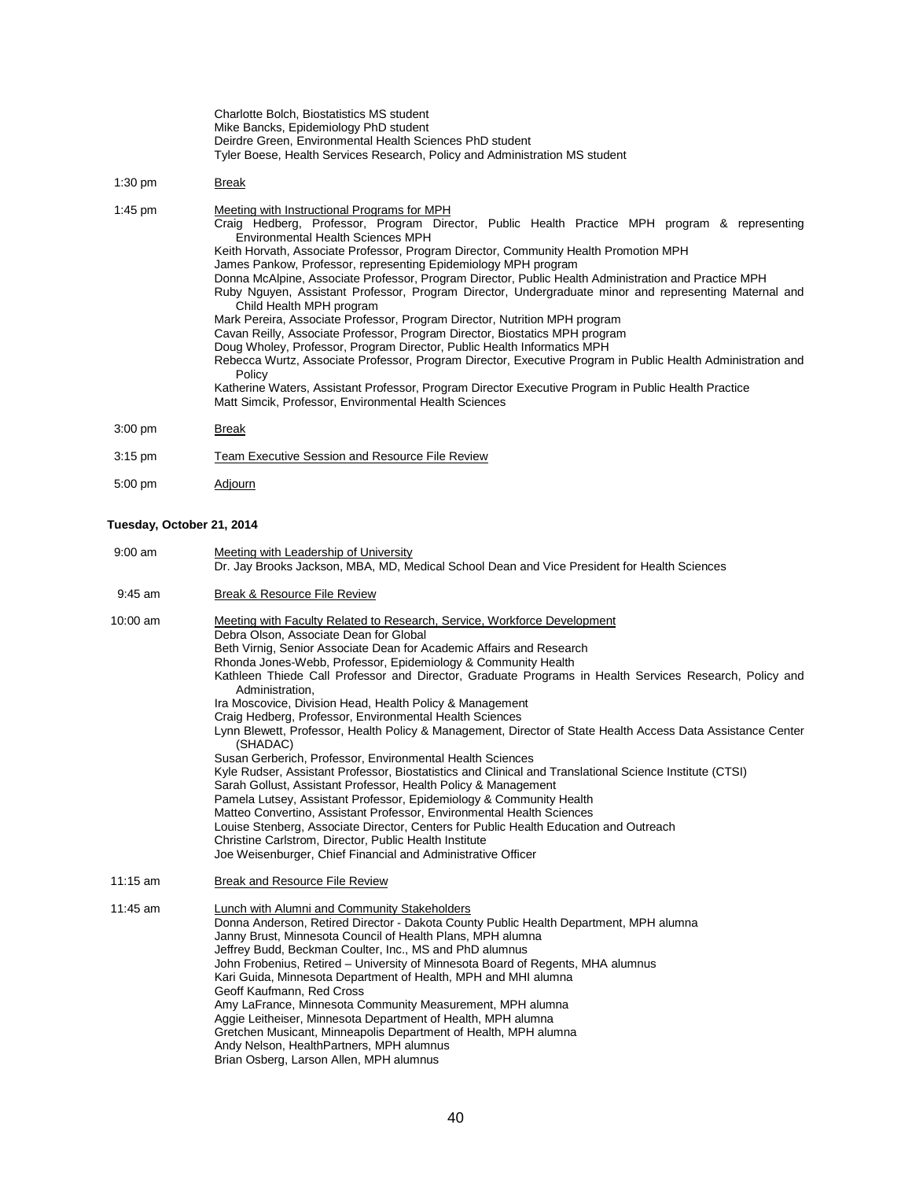Charlotte Bolch, Biostatistics MS student
Mike Bancks, Epidemiology PhD student
Deirdre Green, Environmental Health Sciences PhD student
Tyler Boese, Health Services Research, Policy and Administration MS student

1:30 pm Break

1:45 pm Meeting with Instructional Programs for MPH

Craig Hedberg, Professor, Program Director, Public Health Practice MPH program & representing Environmental Health Sciences MPH
Keith Horvath, Associate Professor, Program Director, Community Health Promotion MPH
James Pankow, Professor, representing Epidemiology MPH program
Donna McAlpine, Associate Professor, Program Director, Public Health Administration and Practice MPH
Ruby Nguyen, Assistant Professor, Program Director, Undergraduate minor and representing Maternal and Child Health MPH program
Mark Pereira, Associate Professor, Program Director, Nutrition MPH program
Cavan Reilly, Associate Professor, Program Director, Biostatics MPH program
Doug Wholey, Professor, Program Director, Public Health Informatics MPH
Rebecca Wurtz, Associate Professor, Program Director, Executive Program in Public Health Administration and Policy
Katherine Waters, Assistant Professor, Program Director Executive Program in Public Health Practice
Matt Simcik, Professor, Environmental Health Sciences

3:00 pm Break

3:15 pm Team Executive Session and Resource File Review

5:00 pm Adjourn

**Tuesday, October 21, 2014**

9:00 am Meeting with Leadership of University

Dr. Jay Brooks Jackson, MBA, MD, Medical School Dean and Vice President for Health Sciences

9:45 am Break & Resource File Review

10:00 am Meeting with Faculty Related to Research, Service, Workforce Development

Debra Olson, Associate Dean for Global
Beth Virnig, Senior Associate Dean for Academic Affairs and Research
Rhonda Jones-Webb, Professor, Epidemiology & Community Health
Kathleen Thiede Call Professor and Director, Graduate Programs in Health Services Research, Policy and Administration,
Ira Moscovice, Division Head, Health Policy & Management
Craig Hedberg, Professor, Environmental Health Sciences
Lynn Blewett, Professor, Health Policy & Management, Director of State Health Access Data Assistance Center (SHADAC)
Susan Gerberich, Professor, Environmental Health Sciences
Kyle Rudser, Assistant Professor, Biostatistics and Clinical and Translational Science Institute (CTSI)
Sarah Gollust, Assistant Professor, Health Policy & Management
Pamela Lutsey, Assistant Professor, Epidemiology & Community Health
Matteo Convertino, Assistant Professor, Environmental Health Sciences
Louise Stenberg, Associate Director, Centers for Public Health Education and Outreach
Christine Carlstrom, Director, Public Health Institute
Joe Weisenburger, Chief Financial and Administrative Officer

11:15 am Break and Resource File Review

11:45 am Lunch with Alumni and Community Stakeholders

Donna Anderson, Retired Director - Dakota County Public Health Department, MPH alumna
Janny Brust, Minnesota Council of Health Plans, MPH alumna
Jeffrey Budd, Beckman Coulter, Inc., MS and PhD alumnus
John Frobenius, Retired – University of Minnesota Board of Regents, MHA alumnus
Kari Guida, Minnesota Department of Health, MPH and MHI alumna
Geoff Kaufmann, Red Cross
Amy LaFrance, Minnesota Community Measurement, MPH alumna
Aggie Leitheiser, Minnesota Department of Health, MPH alumna
Gretchen Musicant, Minneapolis Department of Health, MPH alumna
Andy Nelson, HealthPartners, MPH alumnus
Brian Osberg, Larson Allen, MPH alumnus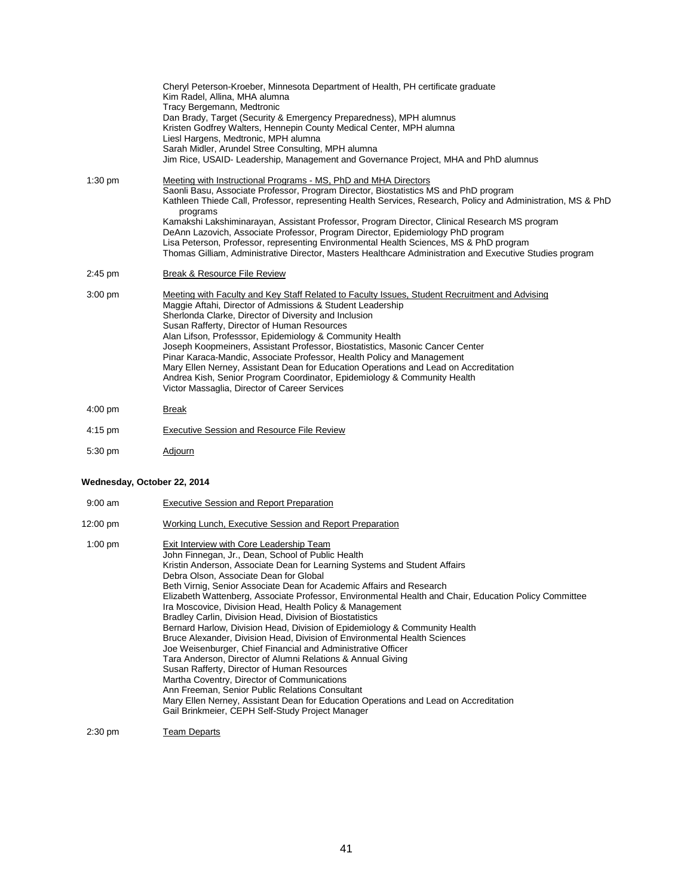Cheryl Peterson-Kroeber, Minnesota Department of Health, PH certificate graduate
Kim Radel, Allina, MHA alumna
Tracy Bergemann, Medtronic
Dan Brady, Target (Security & Emergency Preparedness), MPH alumnus
Kristen Godfrey Walters, Hennepin County Medical Center, MPH alumna
Liesl Hargens, Medtronic, MPH alumna
Sarah Midler, Arundel Stree Consulting, MPH alumna
Jim Rice, USAID- Leadership, Management and Governance Project, MHA and PhD alumnus

1:30 pm — Meeting with Instructional Programs - MS, PhD and MHA Directors
Saonli Basu, Associate Professor, Program Director, Biostatistics MS and PhD program
Kathleen Thiede Call, Professor, representing Health Services, Research, Policy and Administration, MS & PhD programs
Kamakshi Lakshiminarayan, Assistant Professor, Program Director, Clinical Research MS program
DeAnn Lazovich, Associate Professor, Program Director, Epidemiology PhD program
Lisa Peterson, Professor, representing Environmental Health Sciences, MS & PhD program
Thomas Gilliam, Administrative Director, Masters Healthcare Administration and Executive Studies program

2:45 pm — Break & Resource File Review

3:00 pm — Meeting with Faculty and Key Staff Related to Faculty Issues, Student Recruitment and Advising
Maggie Aftahi, Director of Admissions & Student Leadership
Sherlonda Clarke, Director of Diversity and Inclusion
Susan Rafferty, Director of Human Resources
Alan Lifson, Professsor, Epidemiology & Community Health
Joseph Koopmeiners, Assistant Professor, Biostatistics, Masonic Cancer Center
Pinar Karaca-Mandic, Associate Professor, Health Policy and Management
Mary Ellen Nerney, Assistant Dean for Education Operations and Lead on Accreditation
Andrea Kish, Senior Program Coordinator, Epidemiology & Community Health
Victor Massaglia, Director of Career Services

4:00 pm — Break

4:15 pm — Executive Session and Resource File Review

5:30 pm — Adjourn

**Wednesday, October 22, 2014**

9:00 am — Executive Session and Report Preparation

12:00 pm — Working Lunch, Executive Session and Report Preparation

1:00 pm — Exit Interview with Core Leadership Team
John Finnegan, Jr., Dean, School of Public Health
Kristin Anderson, Associate Dean for Learning Systems and Student Affairs
Debra Olson, Associate Dean for Global
Beth Virnig, Senior Associate Dean for Academic Affairs and Research
Elizabeth Wattenberg, Associate Professor, Environmental Health and Chair, Education Policy Committee
Ira Moscovice, Division Head, Health Policy & Management
Bradley Carlin, Division Head, Division of Biostatistics
Bernard Harlow, Division Head, Division of Epidemiology & Community Health
Bruce Alexander, Division Head, Division of Environmental Health Sciences
Joe Weisenburger, Chief Financial and Administrative Officer
Tara Anderson, Director of Alumni Relations & Annual Giving
Susan Rafferty, Director of Human Resources
Martha Coventry, Director of Communications
Ann Freeman, Senior Public Relations Consultant
Mary Ellen Nerney, Assistant Dean for Education Operations and Lead on Accreditation
Gail Brinkmeier, CEPH Self-Study Project Manager

2:30 pm — Team Departs